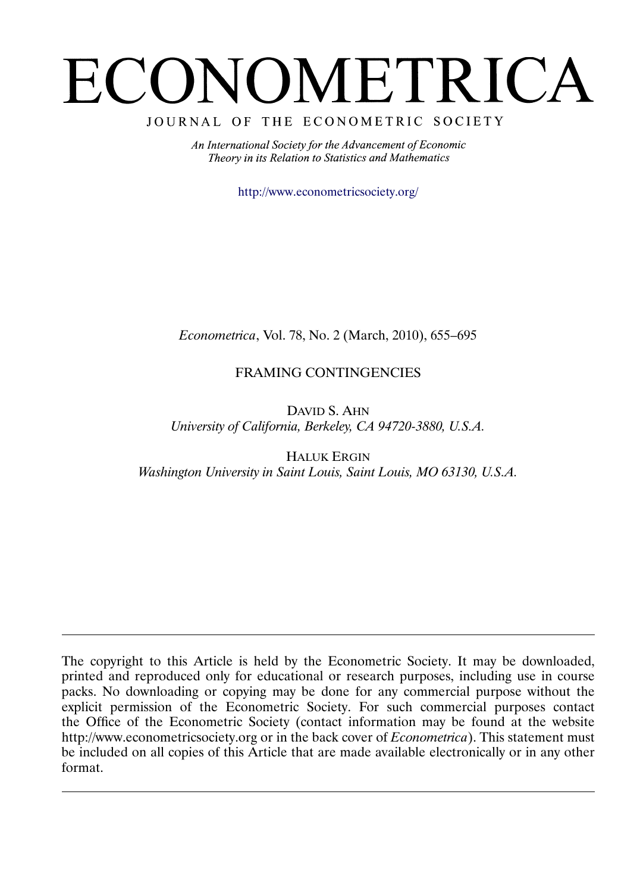# ECONOMETRICA

JOURNAL OF THE ECONOMETRIC SOCIETY

*An International Society for the Advancement of Economic Theory in its Relation to Statistics and Mathematics*

http://www.econometricsociety.org/

*Econometrica*, Vol. 78, No. 2 (March, 2010), 655–695

## FRAMING CONTINGENCIES

DAVID S. AHN
*University of California, Berkeley, CA 94720-3880, U.S.A.*

HALUK ERGIN
*Washington University in Saint Louis, Saint Louis, MO 63130, U.S.A.*

---

The copyright to this Article is held by the Econometric Society. It may be downloaded, printed and reproduced only for educational or research purposes, including use in course packs. No downloading or copying may be done for any commercial purpose without the explicit permission of the Econometric Society. For such commercial purposes contact the Office of the Econometric Society (contact information may be found at the website http://www.econometricsociety.org or in the back cover of *Econometrica*). This statement must be included on all copies of this Article that are made available electronically or in any other format.

---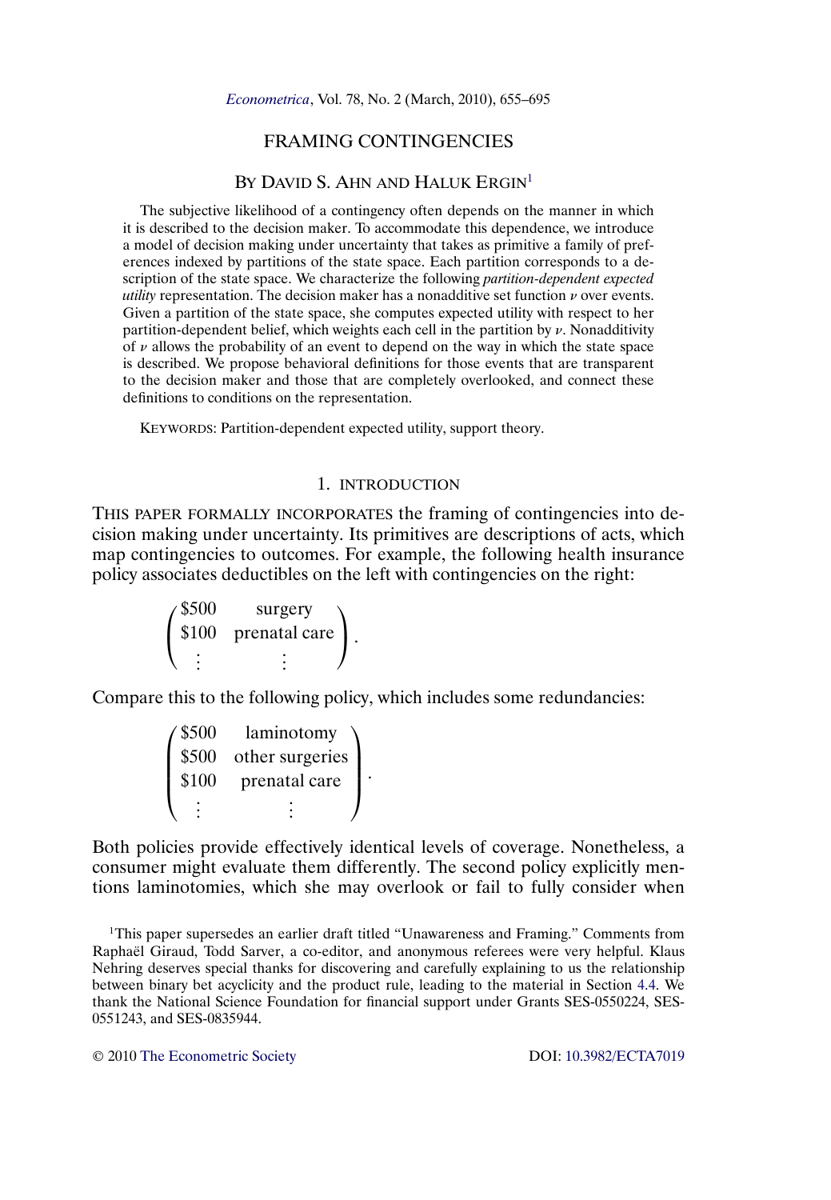# FRAMING CONTINGENCIES

### BY DAVID S. AHN AND HALUK ERGIN[1]

The subjective likelihood of a contingency often depends on the manner in which it is described to the decision maker. To accommodate this dependence, we introduce a model of decision making under uncertainty that takes as primitive a family of preferences indexed by partitions of the state space. Each partition corresponds to a description of the state space. We characterize the following *partition-dependent expected utility* representation. The decision maker has a nonadditive set function $\nu$ over events. Given a partition of the state space, she computes expected utility with respect to her partition-dependent belief, which weights each cell in the partition by $\nu$. Nonadditivity of $\nu$ allows the probability of an event to depend on the way in which the state space is described. We propose behavioral definitions for those events that are transparent to the decision maker and those that are completely overlooked, and connect these definitions to conditions on the representation.

KEYWORDS: Partition-dependent expected utility, support theory.

## 1. INTRODUCTION

THIS PAPER FORMALLY INCORPORATES the framing of contingencies into decision making under uncertainty. Its primitives are descriptions of acts, which map contingencies to outcomes. For example, the following health insurance policy associates deductibles on the left with contingencies on the right:

$$\begin{pmatrix} \$500 & \text{surgery} \\ \$100 & \text{prenatal care} \\ \vdots & \vdots \end{pmatrix}.$$

Compare this to the following policy, which includes some redundancies:

$$\begin{pmatrix} \$500 & \text{laminotomy} \\ \$500 & \text{other surgeries} \\ \$100 & \text{prenatal care} \\ \vdots & \vdots \end{pmatrix}.$$

Both policies provide effectively identical levels of coverage. Nonetheless, a consumer might evaluate them differently. The second policy explicitly mentions laminotomies, which she may overlook or fail to fully consider when

[1] This paper supersedes an earlier draft titled "Unawareness and Framing." Comments from Raphaël Giraud, Todd Sarver, a co-editor, and anonymous referees were very helpful. Klaus Nehring deserves special thanks for discovering and carefully explaining to us the relationship between binary bet acyclicity and the product rule, leading to the material in Section 4.4. We thank the National Science Foundation for financial support under Grants SES-0550224, SES-0551243, and SES-0835944.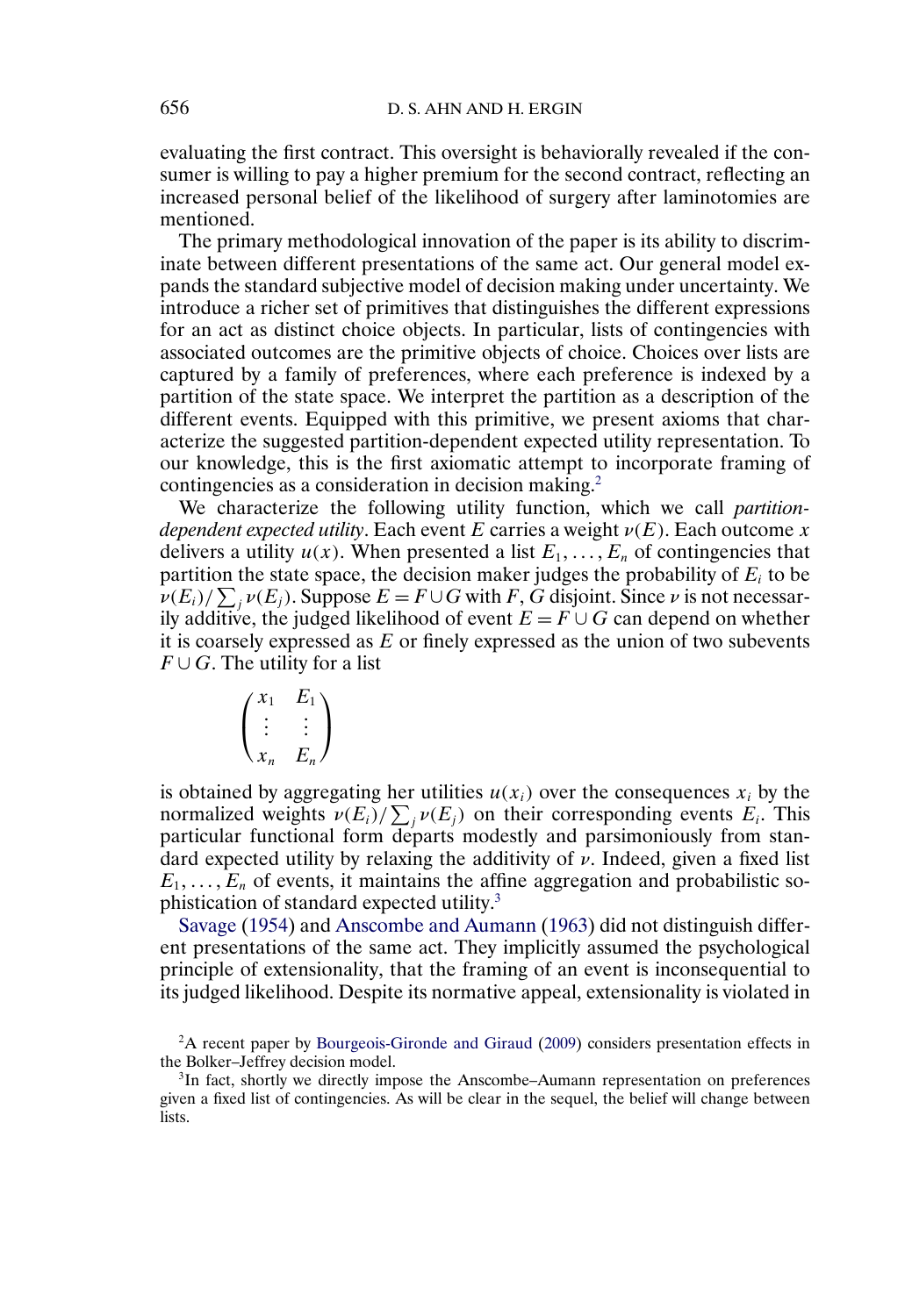evaluating the first contract. This oversight is behaviorally revealed if the consumer is willing to pay a higher premium for the second contract, reflecting an increased personal belief of the likelihood of surgery after laminotomies are mentioned.

The primary methodological innovation of the paper is its ability to discriminate between different presentations of the same act. Our general model expands the standard subjective model of decision making under uncertainty. We introduce a richer set of primitives that distinguishes the different expressions for an act as distinct choice objects. In particular, lists of contingencies with associated outcomes are the primitive objects of choice. Choices over lists are captured by a family of preferences, where each preference is indexed by a partition of the state space. We interpret the partition as a description of the different events. Equipped with this primitive, we present axioms that characterize the suggested partition-dependent expected utility representation. To our knowledge, this is the first axiomatic attempt to incorporate framing of contingencies as a consideration in decision making.[2]

We characterize the following utility function, which we call *partition-dependent expected utility*. Each event $E$ carries a weight $\nu(E)$. Each outcome $x$ delivers a utility $u(x)$. When presented a list $E_1, \ldots, E_n$ of contingencies that partition the state space, the decision maker judges the probability of $E_i$ to be $\nu(E_i)/\sum_j \nu(E_j)$. Suppose $E = F \cup G$ with $F, G$ disjoint. Since $\nu$ is not necessarily additive, the judged likelihood of event $E = F \cup G$ can depend on whether it is coarsely expressed as $E$ or finely expressed as the union of two subevents $F \cup G$. The utility for a list

$$\begin{pmatrix} x_1 & E_1 \\ \vdots & \vdots \\ x_n & E_n \end{pmatrix}$$

is obtained by aggregating her utilities $u(x_i)$ over the consequences $x_i$ by the normalized weights $\nu(E_i)/\sum_j \nu(E_j)$ on their corresponding events $E_i$. This particular functional form departs modestly and parsimoniously from standard expected utility by relaxing the additivity of $\nu$. Indeed, given a fixed list $E_1, \ldots, E_n$ of events, it maintains the affine aggregation and probabilistic sophistication of standard expected utility.[3]

Savage (1954) and Anscombe and Aumann (1963) did not distinguish different presentations of the same act. They implicitly assumed the psychological principle of extensionality, that the framing of an event is inconsequential to its judged likelihood. Despite its normative appeal, extensionality is violated in

[2] A recent paper by Bourgeois-Gironde and Giraud (2009) considers presentation effects in the Bolker–Jeffrey decision model.

[3] In fact, shortly we directly impose the Anscombe–Aumann representation on preferences given a fixed list of contingencies. As will be clear in the sequel, the belief will change between lists.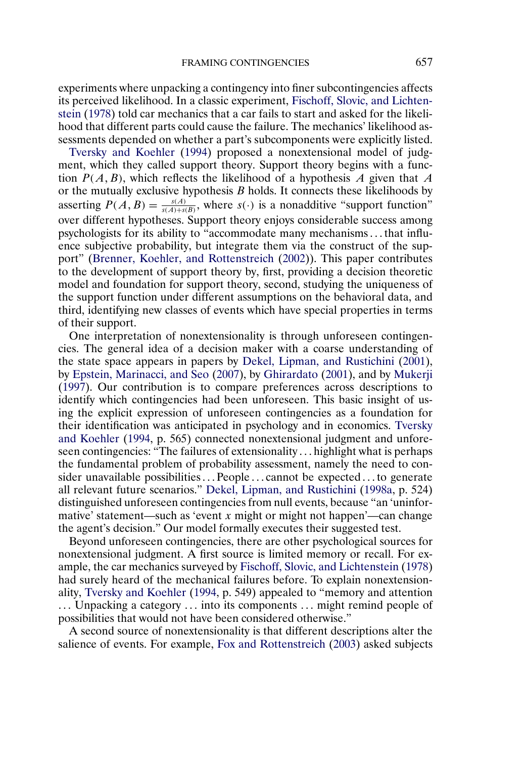experiments where unpacking a contingency into finer subcontingencies affects its perceived likelihood. In a classic experiment, Fischoff, Slovic, and Lichtenstein (1978) told car mechanics that a car fails to start and asked for the likelihood that different parts could cause the failure. The mechanics' likelihood assessments depended on whether a part's subcomponents were explicitly listed.

Tversky and Koehler (1994) proposed a nonextensional model of judgment, which they called support theory. Support theory begins with a function $P(A, B)$, which reflects the likelihood of a hypothesis $A$ given that $A$ or the mutually exclusive hypothesis $B$ holds. It connects these likelihoods by asserting $P(A, B) = \frac{s(A)}{s(A)+s(B)}$, where $s(\cdot)$ is a nonadditive "support function" over different hypotheses. Support theory enjoys considerable success among psychologists for its ability to "accommodate many mechanisms . . . that influence subjective probability, but integrate them via the construct of the support" (Brenner, Koehler, and Rottenstreich (2002)). This paper contributes to the development of support theory by, first, providing a decision theoretic model and foundation for support theory, second, studying the uniqueness of the support function under different assumptions on the behavioral data, and third, identifying new classes of events which have special properties in terms of their support.

One interpretation of nonextensionality is through unforeseen contingencies. The general idea of a decision maker with a coarse understanding of the state space appears in papers by Dekel, Lipman, and Rustichini (2001), by Epstein, Marinacci, and Seo (2007), by Ghirardato (2001), and by Mukerji (1997). Our contribution is to compare preferences across descriptions to identify which contingencies had been unforeseen. This basic insight of using the explicit expression of unforeseen contingencies as a foundation for their identification was anticipated in psychology and in economics. Tversky and Koehler (1994, p. 565) connected nonextensional judgment and unforeseen contingencies: "The failures of extensionality . . . highlight what is perhaps the fundamental problem of probability assessment, namely the need to consider unavailable possibilities . . . People . . . cannot be expected . . . to generate all relevant future scenarios." Dekel, Lipman, and Rustichini (1998a, p. 524) distinguished unforeseen contingencies from null events, because "an 'uninformative' statement—such as 'event $x$ might or might not happen'—can change the agent's decision." Our model formally executes their suggested test.

Beyond unforeseen contingencies, there are other psychological sources for nonextensional judgment. A first source is limited memory or recall. For example, the car mechanics surveyed by Fischoff, Slovic, and Lichtenstein (1978) had surely heard of the mechanical failures before. To explain nonextensionality, Tversky and Koehler (1994, p. 549) appealed to "memory and attention . . . Unpacking a category . . . into its components . . . might remind people of possibilities that would not have been considered otherwise."

A second source of nonextensionality is that different descriptions alter the salience of events. For example, Fox and Rottenstreich (2003) asked subjects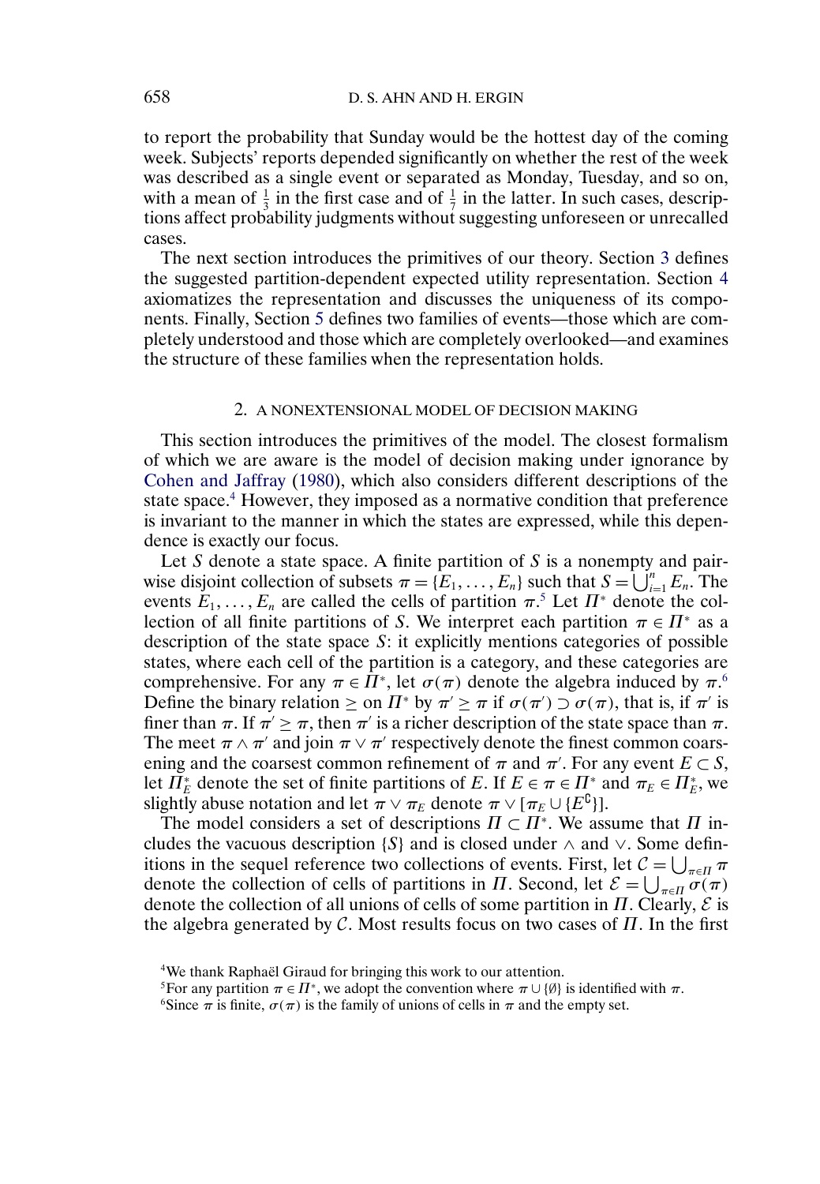to report the probability that Sunday would be the hottest day of the coming week. Subjects' reports depended significantly on whether the rest of the week was described as a single event or separated as Monday, Tuesday, and so on, with a mean of $\frac{1}{3}$ in the first case and of $\frac{1}{7}$ in the latter. In such cases, descriptions affect probability judgments without suggesting unforeseen or unrecalled cases.

The next section introduces the primitives of our theory. Section 3 defines the suggested partition-dependent expected utility representation. Section 4 axiomatizes the representation and discusses the uniqueness of its components. Finally, Section 5 defines two families of events—those which are completely understood and those which are completely overlooked—and examines the structure of these families when the representation holds.

## 2. A NONEXTENSIONAL MODEL OF DECISION MAKING

This section introduces the primitives of the model. The closest formalism of which we are aware is the model of decision making under ignorance by Cohen and Jaffray (1980), which also considers different descriptions of the state space.[4] However, they imposed as a normative condition that preference is invariant to the manner in which the states are expressed, while this dependence is exactly our focus.

Let $S$ denote a state space. A finite partition of $S$ is a nonempty and pairwise disjoint collection of subsets $\pi = \{E_1, \dots, E_n\}$ such that $S = \bigcup_{i=1}^{n} E_n$. The events $E_1, \dots, E_n$ are called the cells of partition $\pi$.[5] Let $\Pi^*$ denote the collection of all finite partitions of $S$. We interpret each partition $\pi \in \Pi^*$ as a description of the state space $S$: it explicitly mentions categories of possible states, where each cell of the partition is a category, and these categories are comprehensive. For any $\pi \in \Pi^*$, let $\sigma(\pi)$ denote the algebra induced by $\pi$.[6] Define the binary relation $\geq$ on $\Pi^*$ by $\pi' \geq \pi$ if $\sigma(\pi') \supset \sigma(\pi)$, that is, if $\pi'$ is finer than $\pi$. If $\pi' \geq \pi$, then $\pi'$ is a richer description of the state space than $\pi$. The meet $\pi \wedge \pi'$ and join $\pi \vee \pi'$ respectively denote the finest common coarsening and the coarsest common refinement of $\pi$ and $\pi'$. For any event $E \subset S$, let $\Pi_E^*$ denote the set of finite partitions of $E$. If $E \in \pi \in \Pi^*$ and $\pi_E \in \Pi_E^*$, we slightly abuse notation and let $\pi \vee \pi_E$ denote $\pi \vee [\pi_E \cup \{E^{\complement}\}]$.

The model considers a set of descriptions $\Pi \subset \Pi^*$. We assume that $\Pi$ includes the vacuous description $\{S\}$ and is closed under $\wedge$ and $\vee$. Some definitions in the sequel reference two collections of events. First, let $\mathcal{C} = \bigcup_{\pi \in \Pi} \pi$ denote the collection of cells of partitions in $\Pi$. Second, let $\mathcal{E} = \bigcup_{\pi \in \Pi} \sigma(\pi)$ denote the collection of all unions of cells of some partition in $\Pi$. Clearly, $\mathcal{E}$ is the algebra generated by $\mathcal{C}$. Most results focus on two cases of $\Pi$. In the first

[4] We thank Raphaël Giraud for bringing this work to our attention.

[5] For any partition $\pi \in \Pi^*$, we adopt the convention where $\pi \cup \{\emptyset\}$ is identified with $\pi$.

[6] Since $\pi$ is finite, $\sigma(\pi)$ is the family of unions of cells in $\pi$ and the empty set.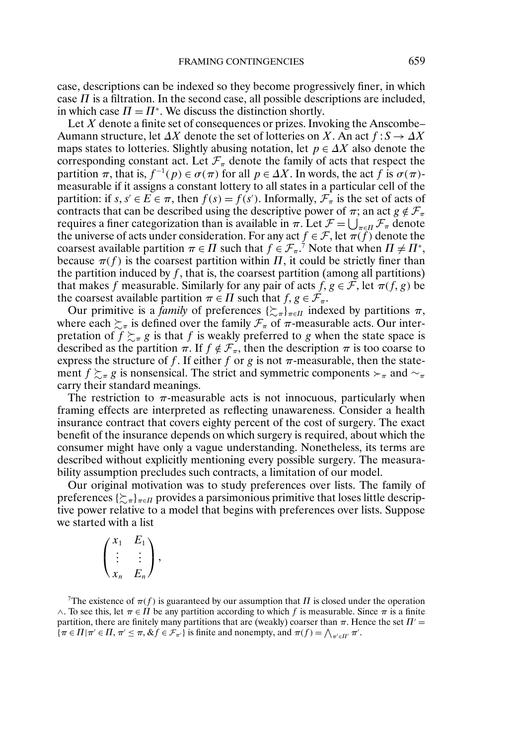case, descriptions can be indexed so they become progressively finer, in which case $\Pi$ is a filtration. In the second case, all possible descriptions are included, in which case $\Pi = \Pi^*$. We discuss the distinction shortly.

Let $X$ denote a finite set of consequences or prizes. Invoking the Anscombe–Aumann structure, let $\Delta X$ denote the set of lotteries on $X$. An act $f : S \to \Delta X$ maps states to lotteries. Slightly abusing notation, let $p \in \Delta X$ also denote the corresponding constant act. Let $\mathcal{F}_\pi$ denote the family of acts that respect the partition $\pi$, that is, $f^{-1}(p) \in \sigma(\pi)$ for all $p \in \Delta X$. In words, the act $f$ is $\sigma(\pi)$-measurable if it assigns a constant lottery to all states in a particular cell of the partition: if $s, s' \in E \in \pi$, then $f(s) = f(s')$. Informally, $\mathcal{F}_\pi$ is the set of acts of contracts that can be described using the descriptive power of $\pi$; an act $g \notin \mathcal{F}_\pi$ requires a finer categorization than is available in $\pi$. Let $\mathcal{F} = \bigcup_{\pi \in \Pi} \mathcal{F}_\pi$ denote the universe of acts under consideration. For any act $f \in \mathcal{F}$, let $\pi(f)$ denote the coarsest available partition $\pi \in \Pi$ such that $f \in \mathcal{F}_\pi$.[7] Note that when $\Pi \neq \Pi^*$, because $\pi(f)$ is the coarsest partition within $\Pi$, it could be strictly finer than the partition induced by $f$, that is, the coarsest partition (among all partitions) that makes $f$ measurable. Similarly for any pair of acts $f, g \in \mathcal{F}$, let $\pi(f, g)$ be the coarsest available partition $\pi \in \Pi$ such that $f, g \in \mathcal{F}_\pi$.

Our primitive is a *family* of preferences $\{\succsim_\pi\}_{\pi \in \Pi}$ indexed by partitions $\pi$, where each $\succsim_\pi$ is defined over the family $\mathcal{F}_\pi$ of $\pi$-measurable acts. Our interpretation of $f \succsim_\pi g$ is that $f$ is weakly preferred to $g$ when the state space is described as the partition $\pi$. If $f \notin \mathcal{F}_\pi$, then the description $\pi$ is too coarse to express the structure of $f$. If either $f$ or $g$ is not $\pi$-measurable, then the statement $f \succsim_\pi g$ is nonsensical. The strict and symmetric components $\succ_\pi$ and $\sim_\pi$ carry their standard meanings.

The restriction to $\pi$-measurable acts is not innocuous, particularly when framing effects are interpreted as reflecting unawareness. Consider a health insurance contract that covers eighty percent of the cost of surgery. The exact benefit of the insurance depends on which surgery is required, about which the consumer might have only a vague understanding. Nonetheless, its terms are described without explicitly mentioning every possible surgery. The measurability assumption precludes such contracts, a limitation of our model.

Our original motivation was to study preferences over lists. The family of preferences $\{\succsim_\pi\}_{\pi \in \Pi}$ provides a parsimonious primitive that loses little descriptive power relative to a model that begins with preferences over lists. Suppose we started with a list

$$\begin{pmatrix} x_1 & E_1 \\ \vdots & \vdots \\ x_n & E_n \end{pmatrix},$$

[7]The existence of $\pi(f)$ is guaranteed by our assumption that $\Pi$ is closed under the operation $\wedge$. To see this, let $\pi \in \Pi$ be any partition according to which $f$ is measurable. Since $\pi$ is a finite partition, there are finitely many partitions that are (weakly) coarser than $\pi$. Hence the set $\Pi' = \{\pi \in \Pi | \pi' \in \Pi, \pi' \leq \pi, \& f \in \mathcal{F}_{\pi'}\}$ is finite and nonempty, and $\pi(f) = \bigwedge_{\pi' \in \Pi'} \pi'$.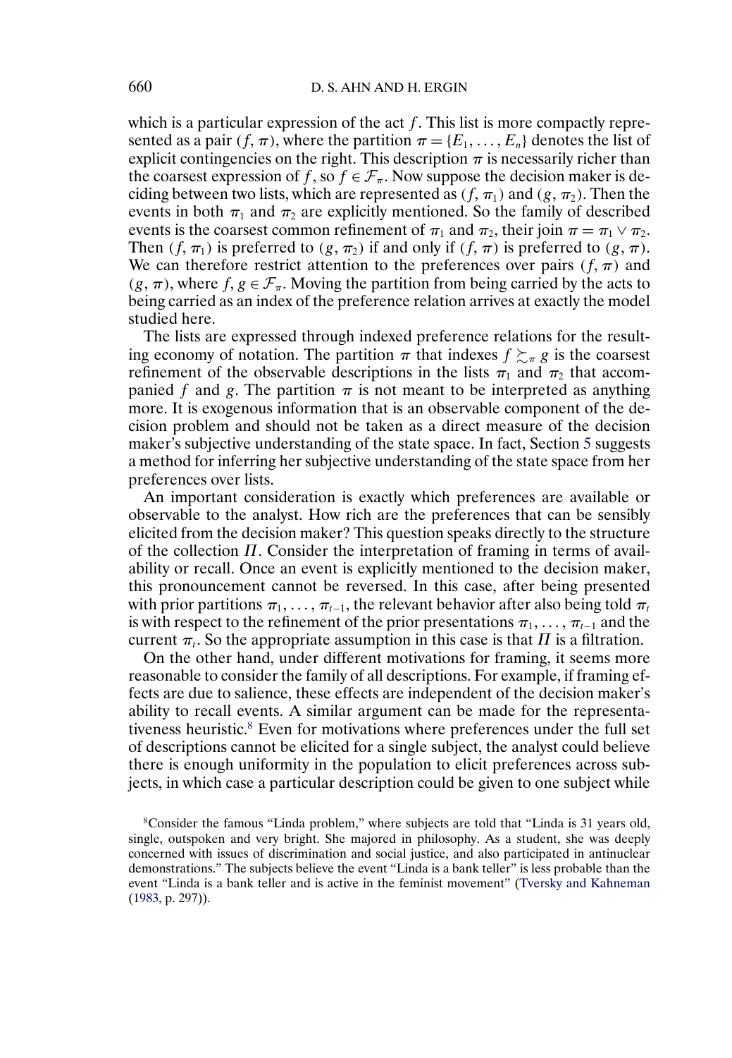which is a particular expression of the act $f$. This list is more compactly represented as a pair $(f, \pi)$, where the partition $\pi = \{E_1, \dots, E_n\}$ denotes the list of explicit contingencies on the right. This description $\pi$ is necessarily richer than the coarsest expression of $f$, so $f \in \mathcal{F}_\pi$. Now suppose the decision maker is deciding between two lists, which are represented as $(f, \pi_1)$ and $(g, \pi_2)$. Then the events in both $\pi_1$ and $\pi_2$ are explicitly mentioned. So the family of described events is the coarsest common refinement of $\pi_1$ and $\pi_2$, their join $\pi = \pi_1 \vee \pi_2$. Then $(f, \pi_1)$ is preferred to $(g, \pi_2)$ if and only if $(f, \pi)$ is preferred to $(g, \pi)$. We can therefore restrict attention to the preferences over pairs $(f, \pi)$ and $(g, \pi)$, where $f, g \in \mathcal{F}_\pi$. Moving the partition from being carried by the acts to being carried as an index of the preference relation arrives at exactly the model studied here.

The lists are expressed through indexed preference relations for the resulting economy of notation. The partition $\pi$ that indexes $f \succsim_\pi g$ is the coarsest refinement of the observable descriptions in the lists $\pi_1$ and $\pi_2$ that accompanied $f$ and $g$. The partition $\pi$ is not meant to be interpreted as anything more. It is exogenous information that is an observable component of the decision problem and should not be taken as a direct measure of the decision maker's subjective understanding of the state space. In fact, Section 5 suggests a method for inferring her subjective understanding of the state space from her preferences over lists.

An important consideration is exactly which preferences are available or observable to the analyst. How rich are the preferences that can be sensibly elicited from the decision maker? This question speaks directly to the structure of the collection $\Pi$. Consider the interpretation of framing in terms of availability or recall. Once an event is explicitly mentioned to the decision maker, this pronouncement cannot be reversed. In this case, after being presented with prior partitions $\pi_1, \dots, \pi_{t-1}$, the relevant behavior after also being told $\pi_t$ is with respect to the refinement of the prior presentations $\pi_1, \dots, \pi_{t-1}$ and the current $\pi_t$. So the appropriate assumption in this case is that $\Pi$ is a filtration.

On the other hand, under different motivations for framing, it seems more reasonable to consider the family of all descriptions. For example, if framing effects are due to salience, these effects are independent of the decision maker's ability to recall events. A similar argument can be made for the representativeness heuristic.[8] Even for motivations where preferences under the full set of descriptions cannot be elicited for a single subject, the analyst could believe there is enough uniformity in the population to elicit preferences across subjects, in which case a particular description could be given to one subject while

[8]Consider the famous "Linda problem," where subjects are told that "Linda is 31 years old, single, outspoken and very bright. She majored in philosophy. As a student, she was deeply concerned with issues of discrimination and social justice, and also participated in antinuclear demonstrations." The subjects believe the event "Linda is a bank teller" is less probable than the event "Linda is a bank teller and is active in the feminist movement" (Tversky and Kahneman (1983, p. 297)).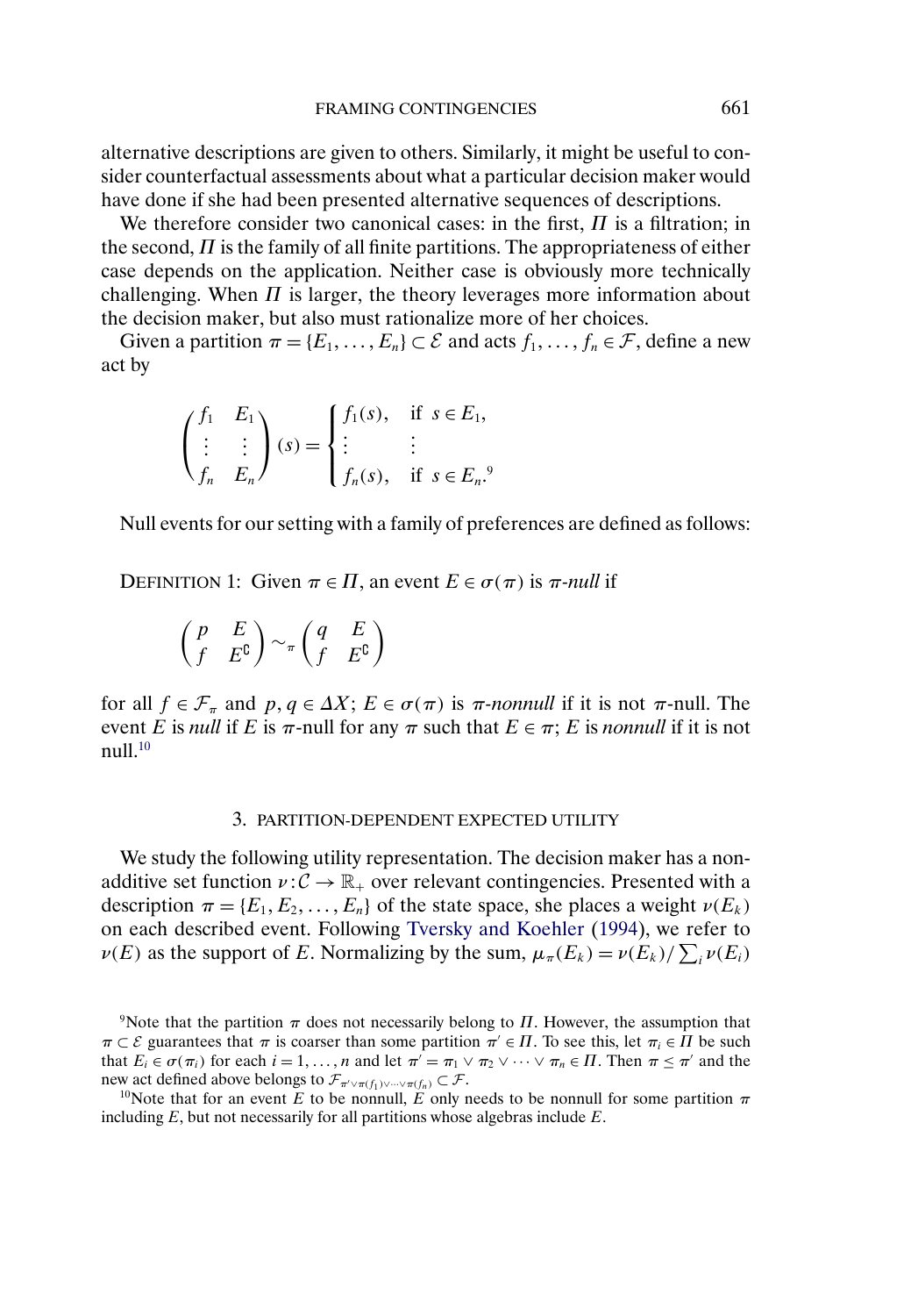alternative descriptions are given to others. Similarly, it might be useful to consider counterfactual assessments about what a particular decision maker would have done if she had been presented alternative sequences of descriptions.

We therefore consider two canonical cases: in the first, $\Pi$ is a filtration; in the second, $\Pi$ is the family of all finite partitions. The appropriateness of either case depends on the application. Neither case is obviously more technically challenging. When $\Pi$ is larger, the theory leverages more information about the decision maker, but also must rationalize more of her choices.

Given a partition $\pi = \{E_1, \dots, E_n\} \subset \mathcal{E}$ and acts $f_1, \dots, f_n \in \mathcal{F}$, define a new act by

$$\begin{pmatrix} f_1 & E_1 \\ \vdots & \vdots \\ f_n & E_n \end{pmatrix}(s) = \begin{cases} f_1(s), & \text{if } s \in E_1, \\ \vdots & \vdots \\ f_n(s), & \text{if } s \in E_n.\text{[9]} \end{cases}$$

Null events for our setting with a family of preferences are defined as follows:

DEFINITION 1: Given $\pi \in \Pi$, an event $E \in \sigma(\pi)$ is *$\pi$-null* if

$$\begin{pmatrix} p & E \\ f & E^{\complement} \end{pmatrix} \sim_{\pi} \begin{pmatrix} q & E \\ f & E^{\complement} \end{pmatrix}$$

for all $f \in \mathcal{F}_\pi$ and $p, q \in \Delta X$; $E \in \sigma(\pi)$ is *$\pi$-nonnull* if it is not $\pi$-null. The event $E$ is *null* if $E$ is $\pi$-null for any $\pi$ such that $E \in \pi$; $E$ is *nonnull* if it is not null.[10]

## 3. PARTITION-DEPENDENT EXPECTED UTILITY

We study the following utility representation. The decision maker has a non-additive set function $\nu : \mathcal{C} \to \mathbb{R}_+$ over relevant contingencies. Presented with a description $\pi = \{E_1, E_2, \dots, E_n\}$ of the state space, she places a weight $\nu(E_k)$ on each described event. Following Tversky and Koehler (1994), we refer to $\nu(E)$ as the support of $E$. Normalizing by the sum, $\mu_\pi(E_k) = \nu(E_k)/\sum_i \nu(E_i)$

[9]Note that the partition $\pi$ does not necessarily belong to $\Pi$. However, the assumption that $\pi \subset \mathcal{E}$ guarantees that $\pi$ is coarser than some partition $\pi' \in \Pi$. To see this, let $\pi_i \in \Pi$ be such that $E_i \in \sigma(\pi_i)$ for each $i = 1, \dots, n$ and let $\pi' = \pi_1 \vee \pi_2 \vee \dots \vee \pi_n \in \Pi$. Then $\pi \leq \pi'$ and the new act defined above belongs to $\mathcal{F}_{\pi' \vee \pi(f_1) \vee \dots \vee \pi(f_n)} \subset \mathcal{F}$.

[10]Note that for an event $E$ to be nonnull, $E$ only needs to be nonnull for some partition $\pi$ including $E$, but not necessarily for all partitions whose algebras include $E$.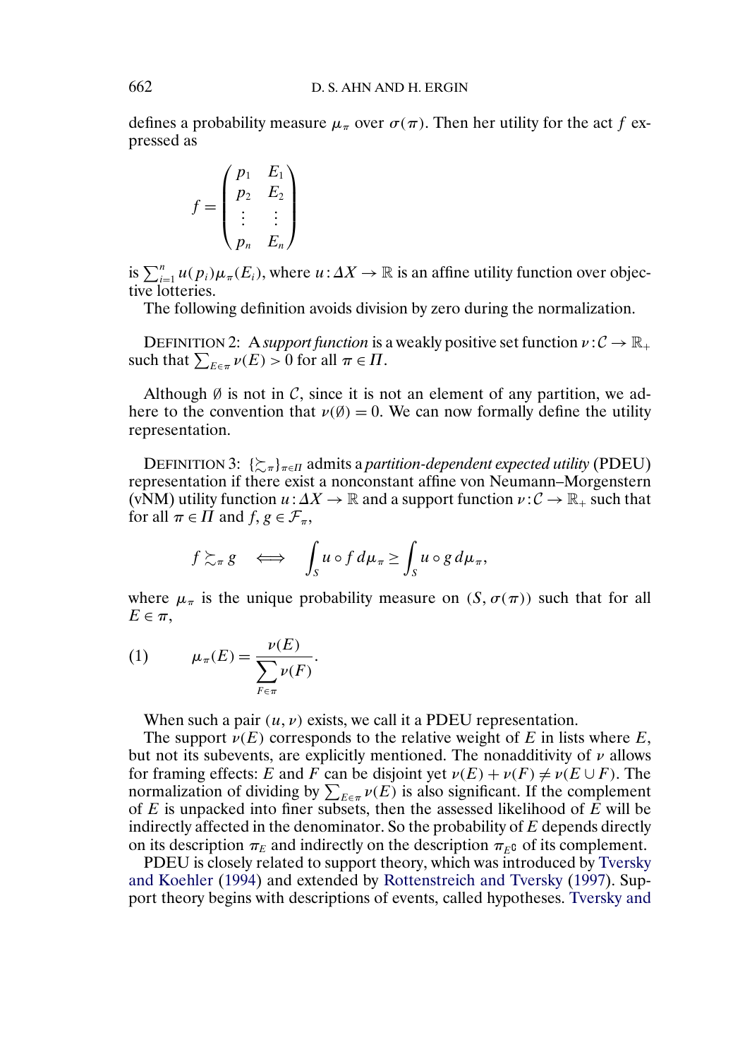defines a probability measure $\mu_\pi$ over $\sigma(\pi)$. Then her utility for the act $f$ expressed as

$$f = \begin{pmatrix} p_1 & E_1 \\ p_2 & E_2 \\ \vdots & \vdots \\ p_n & E_n \end{pmatrix}$$

is $\sum_{i=1}^n u(p_i)\mu_\pi(E_i)$, where $u : \Delta X \to \mathbb{R}$ is an affine utility function over objective lotteries.

The following definition avoids division by zero during the normalization.

DEFINITION 2: A *support function* is a weakly positive set function $\nu : \mathcal{C} \to \mathbb{R}_+$ such that $\sum_{E \in \pi} \nu(E) > 0$ for all $\pi \in \Pi$.

Although $\emptyset$ is not in $\mathcal{C}$, since it is not an element of any partition, we adhere to the convention that $\nu(\emptyset) = 0$. We can now formally define the utility representation.

DEFINITION 3: $\{\succsim_\pi\}_{\pi \in \Pi}$ admits a *partition-dependent expected utility* (PDEU) representation if there exist a nonconstant affine von Neumann–Morgenstern (vNM) utility function $u : \Delta X \to \mathbb{R}$ and a support function $\nu : \mathcal{C} \to \mathbb{R}_+$ such that for all $\pi \in \Pi$ and $f, g \in \mathcal{F}_\pi$,

$$f \succsim_\pi g \iff \int_S u \circ f \, d\mu_\pi \geq \int_S u \circ g \, d\mu_\pi,$$

where $\mu_\pi$ is the unique probability measure on $(S, \sigma(\pi))$ such that for all $E \in \pi$,

$$\mu_\pi(E) = \frac{\nu(E)}{\displaystyle\sum_{F \in \pi} \nu(F)}. \tag{1}$$

When such a pair $(u, \nu)$ exists, we call it a PDEU representation.

The support $\nu(E)$ corresponds to the relative weight of $E$ in lists where $E$, but not its subevents, are explicitly mentioned. The nonadditivity of $\nu$ allows for framing effects: $E$ and $F$ can be disjoint yet $\nu(E) + \nu(F) \neq \nu(E \cup F)$. The normalization of dividing by $\sum_{E \in \pi} \nu(E)$ is also significant. If the complement of $E$ is unpacked into finer subsets, then the assessed likelihood of $E$ will be indirectly affected in the denominator. So the probability of $E$ depends directly on its description $\pi_E$ and indirectly on the description $\pi_{E^\complement}$ of its complement.

PDEU is closely related to support theory, which was introduced by Tversky and Koehler (1994) and extended by Rottenstreich and Tversky (1997). Support theory begins with descriptions of events, called hypotheses. Tversky and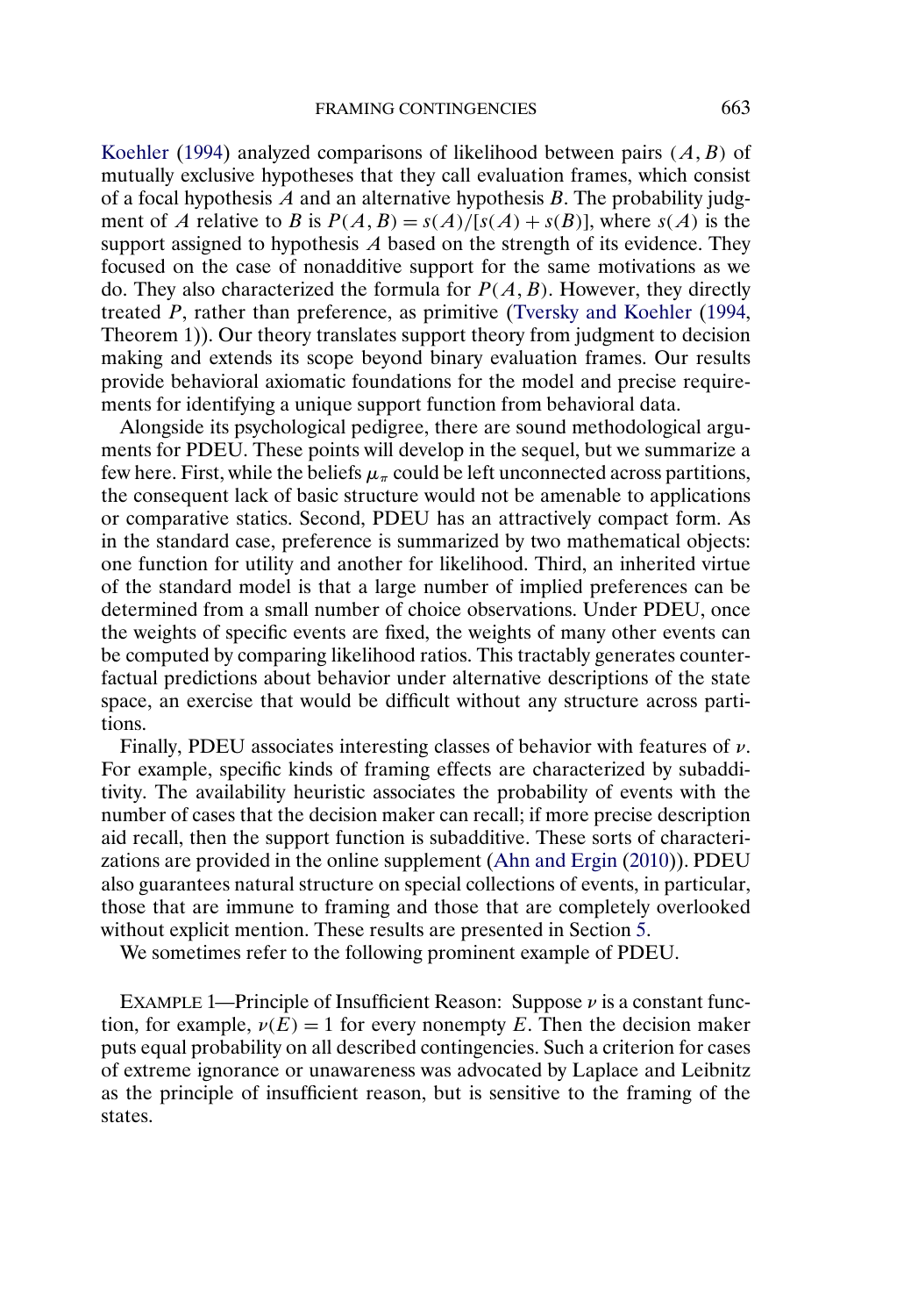Koehler (1994) analyzed comparisons of likelihood between pairs $(A, B)$ of mutually exclusive hypotheses that they call evaluation frames, which consist of a focal hypothesis $A$ and an alternative hypothesis $B$. The probability judgment of $A$ relative to $B$ is $P(A, B) = s(A)/[s(A) + s(B)]$, where $s(A)$ is the support assigned to hypothesis $A$ based on the strength of its evidence. They focused on the case of nonadditive support for the same motivations as we do. They also characterized the formula for $P(A, B)$. However, they directly treated $P$, rather than preference, as primitive (Tversky and Koehler (1994, Theorem 1)). Our theory translates support theory from judgment to decision making and extends its scope beyond binary evaluation frames. Our results provide behavioral axiomatic foundations for the model and precise requirements for identifying a unique support function from behavioral data.

Alongside its psychological pedigree, there are sound methodological arguments for PDEU. These points will develop in the sequel, but we summarize a few here. First, while the beliefs $\mu_\pi$ could be left unconnected across partitions, the consequent lack of basic structure would not be amenable to applications or comparative statics. Second, PDEU has an attractively compact form. As in the standard case, preference is summarized by two mathematical objects: one function for utility and another for likelihood. Third, an inherited virtue of the standard model is that a large number of implied preferences can be determined from a small number of choice observations. Under PDEU, once the weights of specific events are fixed, the weights of many other events can be computed by comparing likelihood ratios. This tractably generates counterfactual predictions about behavior under alternative descriptions of the state space, an exercise that would be difficult without any structure across partitions.

Finally, PDEU associates interesting classes of behavior with features of $\nu$. For example, specific kinds of framing effects are characterized by subadditivity. The availability heuristic associates the probability of events with the number of cases that the decision maker can recall; if more precise description aid recall, then the support function is subadditive. These sorts of characterizations are provided in the online supplement (Ahn and Ergin (2010)). PDEU also guarantees natural structure on special collections of events, in particular, those that are immune to framing and those that are completely overlooked without explicit mention. These results are presented in Section 5.

We sometimes refer to the following prominent example of PDEU.

EXAMPLE 1—Principle of Insufficient Reason: Suppose $\nu$ is a constant function, for example, $\nu(E) = 1$ for every nonempty $E$. Then the decision maker puts equal probability on all described contingencies. Such a criterion for cases of extreme ignorance or unawareness was advocated by Laplace and Leibnitz as the principle of insufficient reason, but is sensitive to the framing of the states.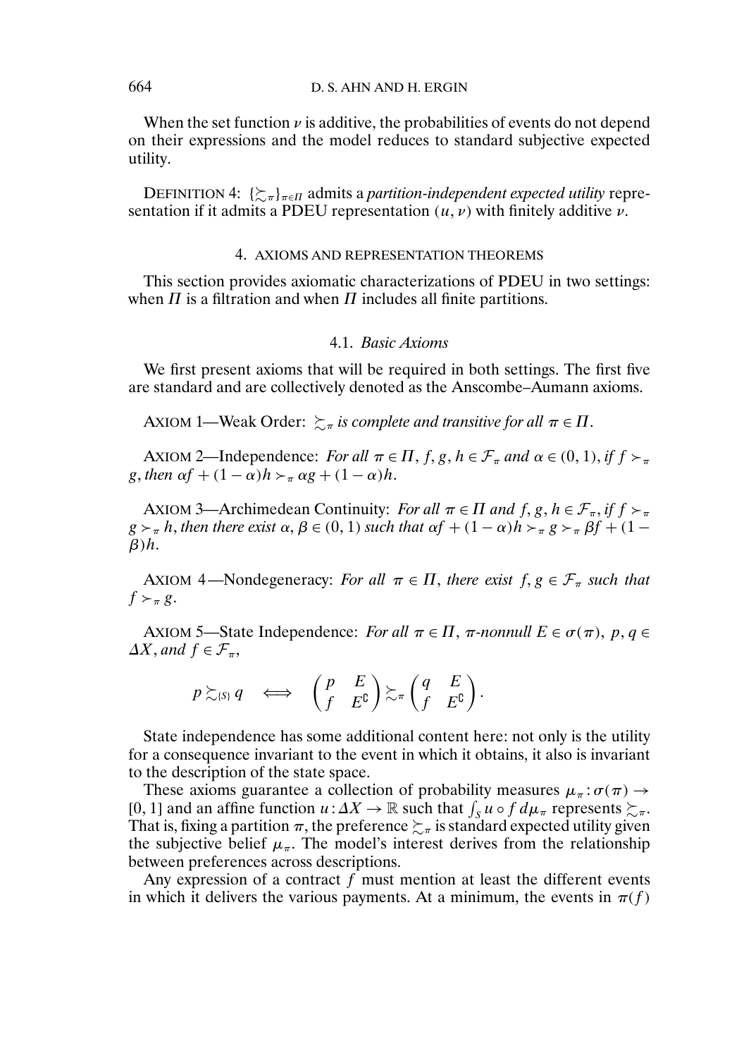When the set function $\nu$ is additive, the probabilities of events do not depend on their expressions and the model reduces to standard subjective expected utility.

DEFINITION 4: $\{\succsim_\pi\}_{\pi\in\Pi}$ admits a *partition-independent expected utility* representation if it admits a PDEU representation $(u, \nu)$ with finitely additive $\nu$.

## 4. AXIOMS AND REPRESENTATION THEOREMS

This section provides axiomatic characterizations of PDEU in two settings: when $\Pi$ is a filtration and when $\Pi$ includes all finite partitions.

### 4.1. *Basic Axioms*

We first present axioms that will be required in both settings. The first five are standard and are collectively denoted as the Anscombe–Aumann axioms.

AXIOM 1—Weak Order: *$\succsim_\pi$ is complete and transitive for all $\pi \in \Pi$.*

AXIOM 2—Independence: *For all $\pi \in \Pi$, $f, g, h \in \mathcal{F}_\pi$ and $\alpha \in (0, 1)$, if $f \succ_\pi g$, then $\alpha f + (1-\alpha)h \succ_\pi \alpha g + (1-\alpha)h$.*

AXIOM 3—Archimedean Continuity: *For all $\pi \in \Pi$ and $f, g, h \in \mathcal{F}_\pi$, if $f \succ_\pi g \succ_\pi h$, then there exist $\alpha, \beta \in (0, 1)$ such that $\alpha f + (1-\alpha)h \succ_\pi g \succ_\pi \beta f + (1-\beta)h$.*

AXIOM 4—Nondegeneracy: *For all $\pi \in \Pi$, there exist $f, g \in \mathcal{F}_\pi$ such that $f \succ_\pi g$.*

AXIOM 5—State Independence: *For all $\pi \in \Pi$, $\pi$-nonnull $E \in \sigma(\pi)$, $p, q \in \Delta X$, and $f \in \mathcal{F}_\pi$,*

$$p \succsim_{\{S\}} q \iff \begin{pmatrix} p & E \\ f & E^{\complement} \end{pmatrix} \succsim_\pi \begin{pmatrix} q & E \\ f & E^{\complement} \end{pmatrix}.$$

State independence has some additional content here: not only is the utility for a consequence invariant to the event in which it obtains, it also is invariant to the description of the state space.

These axioms guarantee a collection of probability measures $\mu_\pi : \sigma(\pi) \to [0, 1]$ and an affine function $u : \Delta X \to \mathbb{R}$ such that $\int_S u \circ f \, d\mu_\pi$ represents $\succsim_\pi$. That is, fixing a partition $\pi$, the preference $\succsim_\pi$ is standard expected utility given the subjective belief $\mu_\pi$. The model's interest derives from the relationship between preferences across descriptions.

Any expression of a contract $f$ must mention at least the different events in which it delivers the various payments. At a minimum, the events in $\pi(f)$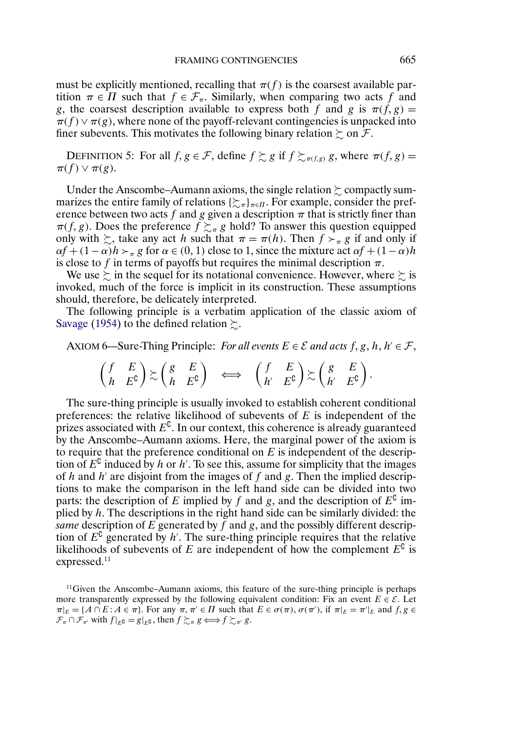must be explicitly mentioned, recalling that $\pi(f)$ is the coarsest available partition $\pi \in \Pi$ such that $f \in \mathcal{F}_\pi$. Similarly, when comparing two acts $f$ and $g$, the coarsest description available to express both $f$ and $g$ is $\pi(f, g) = \pi(f) \vee \pi(g)$, where none of the payoff-relevant contingencies is unpacked into finer subevents. This motivates the following binary relation $\succsim$ on $\mathcal{F}$.

DEFINITION 5: For all $f, g \in \mathcal{F}$, define $f \succsim g$ if $f \succsim_{\pi(f,g)} g$, where $\pi(f, g) = \pi(f) \vee \pi(g)$.

Under the Anscombe–Aumann axioms, the single relation $\succsim$ compactly summarizes the entire family of relations $\{\succsim_\pi\}_{\pi \in \Pi}$. For example, consider the preference between two acts $f$ and $g$ given a description $\pi$ that is strictly finer than $\pi(f, g)$. Does the preference $f \succsim_\pi g$ hold? To answer this question equipped only with $\succsim$, take any act $h$ such that $\pi = \pi(h)$. Then $f \succ_\pi g$ if and only if $\alpha f + (1-\alpha)h \succ_\pi g$ for $\alpha \in (0, 1)$ close to 1, since the mixture act $\alpha f + (1-\alpha)h$ is close to $f$ in terms of payoffs but requires the minimal description $\pi$.

We use $\succsim$ in the sequel for its notational convenience. However, where $\succsim$ is invoked, much of the force is implicit in its construction. These assumptions should, therefore, be delicately interpreted.

The following principle is a verbatim application of the classic axiom of Savage (1954) to the defined relation $\succsim$.

AXIOM 6—Sure-Thing Principle: *For all events $E \in \mathcal{E}$ and acts $f, g, h, h' \in \mathcal{F}$,*

$$\begin{pmatrix} f & E \\ h & E^{\complement} \end{pmatrix} \succsim \begin{pmatrix} g & E \\ h & E^{\complement} \end{pmatrix} \iff \begin{pmatrix} f & E \\ h' & E^{\complement} \end{pmatrix} \succsim \begin{pmatrix} g & E \\ h' & E^{\complement} \end{pmatrix}.$$

The sure-thing principle is usually invoked to establish coherent conditional preferences: the relative likelihood of subevents of $E$ is independent of the prizes associated with $E^{\complement}$. In our context, this coherence is already guaranteed by the Anscombe–Aumann axioms. Here, the marginal power of the axiom is to require that the preference conditional on $E$ is independent of the description of $E^{\complement}$ induced by $h$ or $h'$. To see this, assume for simplicity that the images of $h$ and $h'$ are disjoint from the images of $f$ and $g$. Then the implied descriptions to make the comparison in the left hand side can be divided into two parts: the description of $E$ implied by $f$ and $g$, and the description of $E^{\complement}$ implied by $h$. The descriptions in the right hand side can be similarly divided: the *same* description of $E$ generated by $f$ and $g$, and the possibly different description of $E^{\complement}$ generated by $h'$. The sure-thing principle requires that the relative likelihoods of subevents of $E$ are independent of how the complement $E^{\complement}$ is expressed.[11]

[11]Given the Anscombe–Aumann axioms, this feature of the sure-thing principle is perhaps more transparently expressed by the following equivalent condition: Fix an event $E \in \mathcal{E}$. Let $\pi|_E = \{A \cap E : A \in \pi\}$. For any $\pi, \pi' \in \Pi$ such that $E \in \sigma(\pi), \sigma(\pi')$, if $\pi|_E = \pi'|_E$ and $f, g \in \mathcal{F}_\pi \cap \mathcal{F}_{\pi'}$ with $f|_{E^{\complement}} = g|_{E^{\complement}}$, then $f \succsim_\pi g \iff f \succsim_{\pi'} g$.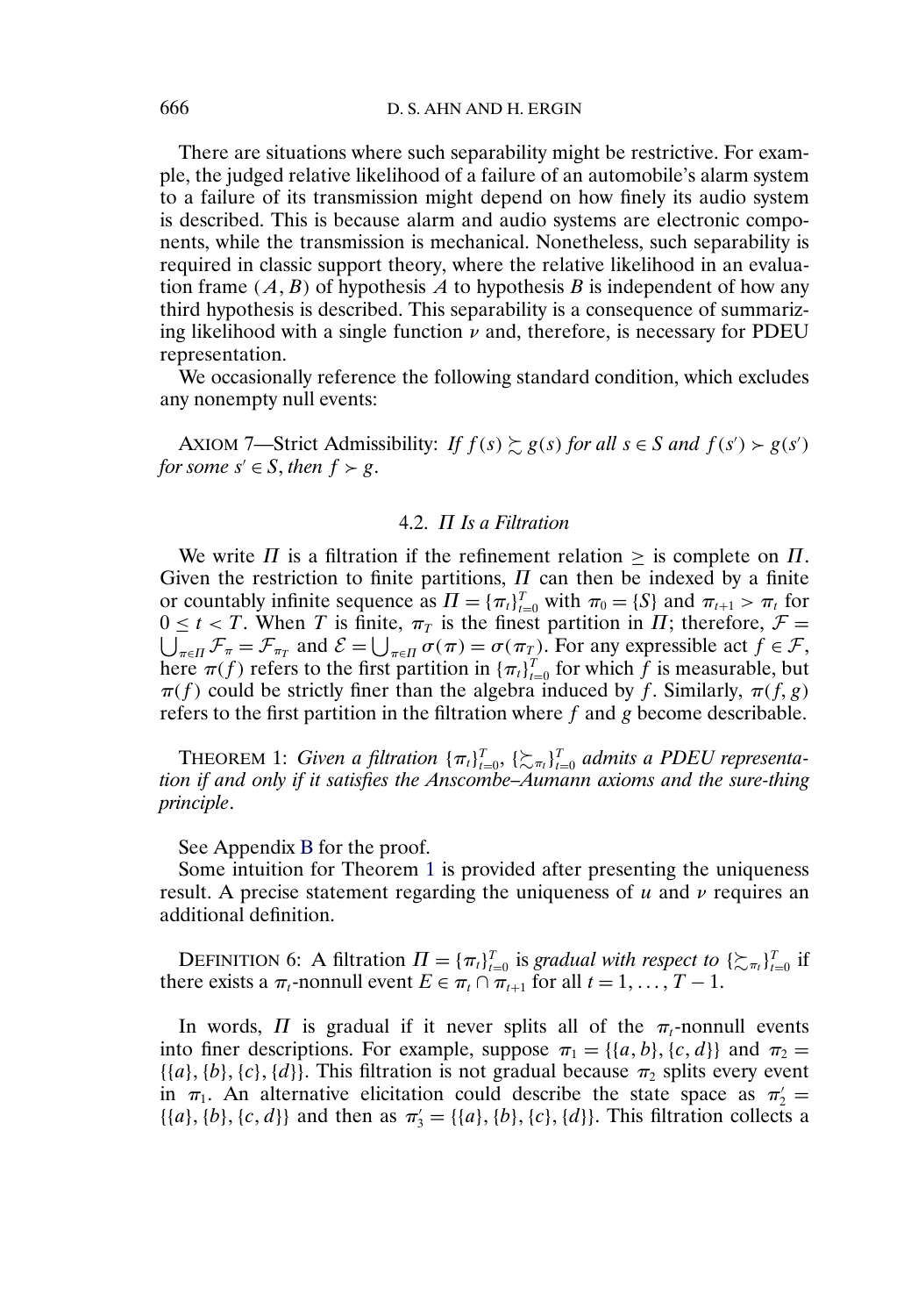There are situations where such separability might be restrictive. For example, the judged relative likelihood of a failure of an automobile's alarm system to a failure of its transmission might depend on how finely its audio system is described. This is because alarm and audio systems are electronic components, while the transmission is mechanical. Nonetheless, such separability is required in classic support theory, where the relative likelihood in an evaluation frame $(A, B)$ of hypothesis $A$ to hypothesis $B$ is independent of how any third hypothesis is described. This separability is a consequence of summarizing likelihood with a single function $\nu$ and, therefore, is necessary for PDEU representation.

We occasionally reference the following standard condition, which excludes any nonempty null events:

AXIOM 7—Strict Admissibility: *If $f(s) \succsim g(s)$ for all $s \in S$ and $f(s') \succ g(s')$ for some $s' \in S$, then $f \succ g$.*

### 4.2. $\Pi$ *Is a Filtration*

We write $\Pi$ is a filtration if the refinement relation $\geq$ is complete on $\Pi$. Given the restriction to finite partitions, $\Pi$ can then be indexed by a finite or countably infinite sequence as $\Pi = \{\pi_t\}_{t=0}^T$ with $\pi_0 = \{S\}$ and $\pi_{t+1} > \pi_t$ for $0 \leq t < T$. When $T$ is finite, $\pi_T$ is the finest partition in $\Pi$; therefore, $\mathcal{F} = \bigcup_{\pi \in \Pi} \mathcal{F}_\pi = \mathcal{F}_{\pi_T}$ and $\mathcal{E} = \bigcup_{\pi \in \Pi} \sigma(\pi) = \sigma(\pi_T)$. For any expressible act $f \in \mathcal{F}$, here $\pi(f)$ refers to the first partition in $\{\pi_t\}_{t=0}^T$ for which $f$ is measurable, but $\pi(f)$ could be strictly finer than the algebra induced by $f$. Similarly, $\pi(f, g)$ refers to the first partition in the filtration where $f$ and $g$ become describable.

THEOREM 1: *Given a filtration $\{\pi_t\}_{t=0}^T$, $\{\succsim_{\pi_t}\}_{t=0}^T$ admits a PDEU representation if and only if it satisfies the Anscombe–Aumann axioms and the sure-thing principle.*

See Appendix B for the proof.

Some intuition for Theorem 1 is provided after presenting the uniqueness result. A precise statement regarding the uniqueness of $u$ and $\nu$ requires an additional definition.

DEFINITION 6: A filtration $\Pi = \{\pi_t\}_{t=0}^T$ is *gradual with respect to* $\{\succsim_{\pi_t}\}_{t=0}^T$ if there exists a $\pi_t$-nonnull event $E \in \pi_t \cap \pi_{t+1}$ for all $t = 1, \ldots, T-1$.

In words, $\Pi$ is gradual if it never splits all of the $\pi_t$-nonnull events into finer descriptions. For example, suppose $\pi_1 = \{\{a, b\}, \{c, d\}\}$ and $\pi_2 = \{\{a\}, \{b\}, \{c\}, \{d\}\}$. This filtration is not gradual because $\pi_2$ splits every event in $\pi_1$. An alternative elicitation could describe the state space as $\pi_2' = \{\{a\}, \{b\}, \{c, d\}\}$ and then as $\pi_3' = \{\{a\}, \{b\}, \{c\}, \{d\}\}$. This filtration collects a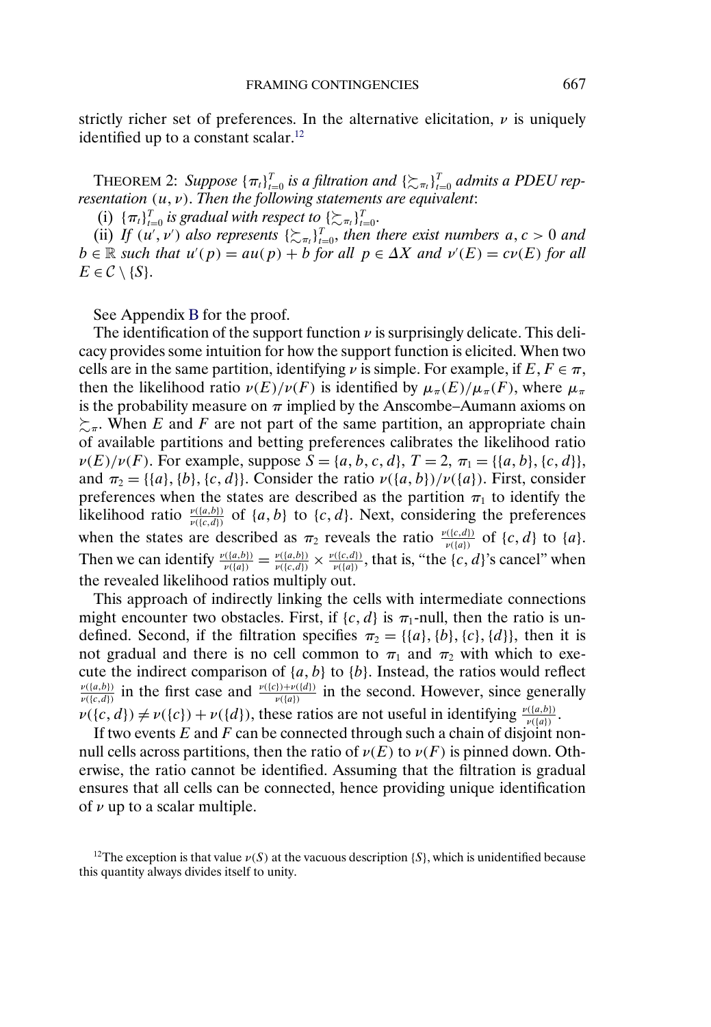strictly richer set of preferences. In the alternative elicitation, $\nu$ is uniquely identified up to a constant scalar.[12]

THEOREM 2: *Suppose $\{\pi_t\}_{t=0}^T$ is a filtration and $\{\succsim_{\pi_t}\}_{t=0}^T$ admits a PDEU representation $(u, \nu)$. Then the following statements are equivalent*:

(i) *$\{\pi_t\}_{t=0}^T$ is gradual with respect to $\{\succsim_{\pi_t}\}_{t=0}^T$.*

(ii) *If $(u', \nu')$ also represents $\{\succsim_{\pi_t}\}_{t=0}^T$, then there exist numbers $a, c > 0$ and $b \in \mathbb{R}$ such that $u'(p) = au(p) + b$ for all $p \in \Delta X$ and $\nu'(E) = c\nu(E)$ for all $E \in \mathcal{C} \setminus \{S\}$.*

See Appendix B for the proof.

The identification of the support function $\nu$ is surprisingly delicate. This delicacy provides some intuition for how the support function is elicited. When two cells are in the same partition, identifying $\nu$ is simple. For example, if $E, F \in \pi$, then the likelihood ratio $\nu(E)/\nu(F)$ is identified by $\mu_\pi(E)/\mu_\pi(F)$, where $\mu_\pi$ is the probability measure on $\pi$ implied by the Anscombe–Aumann axioms on $\succsim_\pi$. When $E$ and $F$ are not part of the same partition, an appropriate chain of available partitions and betting preferences calibrates the likelihood ratio $\nu(E)/\nu(F)$. For example, suppose $S = \{a, b, c, d\}$, $T = 2$, $\pi_1 = \{\{a, b\}, \{c, d\}\}$, and $\pi_2 = \{\{a\}, \{b\}, \{c, d\}\}$. Consider the ratio $\nu(\{a, b\})/\nu(\{a\})$. First, consider preferences when the states are described as the partition $\pi_1$ to identify the likelihood ratio $\frac{\nu(\{a,b\})}{\nu(\{c,d\})}$ of $\{a, b\}$ to $\{c, d\}$. Next, considering the preferences when the states are described as $\pi_2$ reveals the ratio $\frac{\nu(\{c,d\})}{\nu(\{a\})}$ of $\{c, d\}$ to $\{a\}$. Then we can identify $\frac{\nu(\{a,b\})}{\nu(\{a\})} = \frac{\nu(\{a,b\})}{\nu(\{c,d\})} \times \frac{\nu(\{c,d\})}{\nu(\{a\})}$, that is, "the $\{c, d\}$'s cancel" when the revealed likelihood ratios multiply out.

This approach of indirectly linking the cells with intermediate connections might encounter two obstacles. First, if $\{c, d\}$ is $\pi_1$-null, then the ratio is undefined. Second, if the filtration specifies $\pi_2 = \{\{a\}, \{b\}, \{c\}, \{d\}\}$, then it is not gradual and there is no cell common to $\pi_1$ and $\pi_2$ with which to execute the indirect comparison of $\{a, b\}$ to $\{b\}$. Instead, the ratios would reflect $\frac{\nu(\{a,b\})}{\nu(\{c,d\})}$ in the first case and $\frac{\nu(\{c\})+\nu(\{d\})}{\nu(\{a\})}$ in the second. However, since generally $\nu(\{c, d\}) \neq \nu(\{c\}) + \nu(\{d\})$, these ratios are not useful in identifying $\frac{\nu(\{a,b\})}{\nu(\{a\})}$.

If two events $E$ and $F$ can be connected through such a chain of disjoint nonnull cells across partitions, then the ratio of $\nu(E)$ to $\nu(F)$ is pinned down. Otherwise, the ratio cannot be identified. Assuming that the filtration is gradual ensures that all cells can be connected, hence providing unique identification of $\nu$ up to a scalar multiple.

[12]The exception is that value $\nu(S)$ at the vacuous description $\{S\}$, which is unidentified because this quantity always divides itself to unity.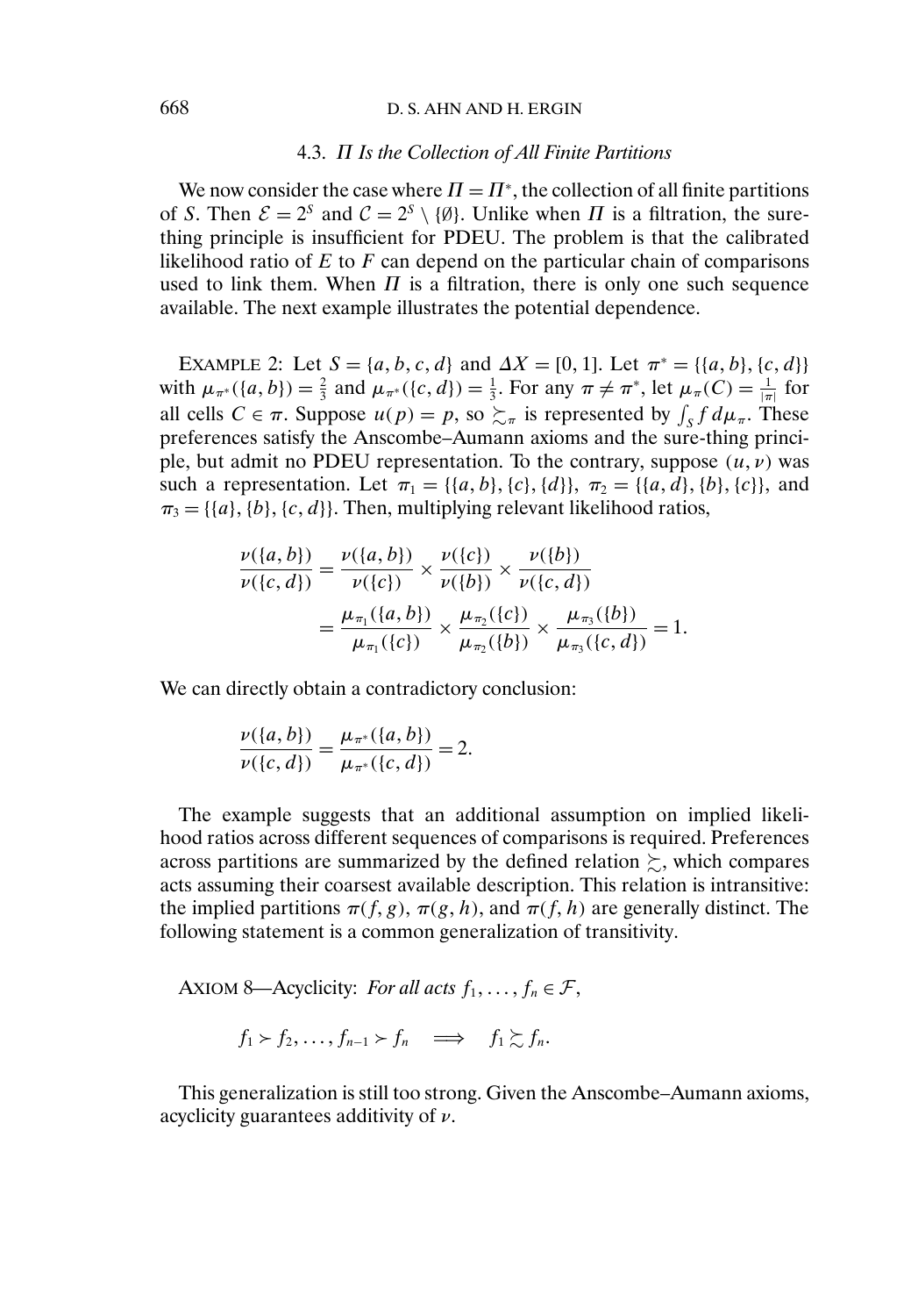### 4.3. $\Pi$ *Is the Collection of All Finite Partitions*

We now consider the case where $\Pi = \Pi^*$, the collection of all finite partitions of $S$. Then $\mathcal{E} = 2^S$ and $\mathcal{C} = 2^S \setminus \{\emptyset\}$. Unlike when $\Pi$ is a filtration, the sure-thing principle is insufficient for PDEU. The problem is that the calibrated likelihood ratio of $E$ to $F$ can depend on the particular chain of comparisons used to link them. When $\Pi$ is a filtration, there is only one such sequence available. The next example illustrates the potential dependence.

EXAMPLE 2: Let $S = \{a, b, c, d\}$ and $\Delta X = [0, 1]$. Let $\pi^* = \{\{a, b\}, \{c, d\}\}$ with $\mu_{\pi^*}(\{a, b\}) = \frac{2}{3}$ and $\mu_{\pi^*}(\{c, d\}) = \frac{1}{3}$. For any $\pi \neq \pi^*$, let $\mu_\pi(C) = \frac{1}{|\pi|}$ for all cells $C \in \pi$. Suppose $u(p) = p$, so $\succsim_\pi$ is represented by $\int_S f \, d\mu_\pi$. These preferences satisfy the Anscombe–Aumann axioms and the sure-thing principle, but admit no PDEU representation. To the contrary, suppose $(u, \nu)$ was such a representation. Let $\pi_1 = \{\{a, b\}, \{c\}, \{d\}\}$, $\pi_2 = \{\{a, d\}, \{b\}, \{c\}\}$, and $\pi_3 = \{\{a\}, \{b\}, \{c, d\}\}$. Then, multiplying relevant likelihood ratios,

$$
\begin{aligned}
\frac{\nu(\{a, b\})}{\nu(\{c, d\})} &= \frac{\nu(\{a, b\})}{\nu(\{c\})} \times \frac{\nu(\{c\})}{\nu(\{b\})} \times \frac{\nu(\{b\})}{\nu(\{c, d\})} \\
&= \frac{\mu_{\pi_1}(\{a, b\})}{\mu_{\pi_1}(\{c\})} \times \frac{\mu_{\pi_2}(\{c\})}{\mu_{\pi_2}(\{b\})} \times \frac{\mu_{\pi_3}(\{b\})}{\mu_{\pi_3}(\{c, d\})} = 1.
\end{aligned}
$$

We can directly obtain a contradictory conclusion:

$$
\frac{\nu(\{a, b\})}{\nu(\{c, d\})} = \frac{\mu_{\pi^*}(\{a, b\})}{\mu_{\pi^*}(\{c, d\})} = 2.
$$

The example suggests that an additional assumption on implied likelihood ratios across different sequences of comparisons is required. Preferences across partitions are summarized by the defined relation $\succsim$, which compares acts assuming their coarsest available description. This relation is intransitive: the implied partitions $\pi(f, g)$, $\pi(g, h)$, and $\pi(f, h)$ are generally distinct. The following statement is a common generalization of transitivity.

AXIOM 8—Acyclicity: *For all acts* $f_1, \ldots, f_n \in \mathcal{F}$,

$$
f_1 \succ f_2, \ldots, f_{n-1} \succ f_n \implies f_1 \succsim f_n.
$$

This generalization is still too strong. Given the Anscombe–Aumann axioms, acyclicity guarantees additivity of $\nu$.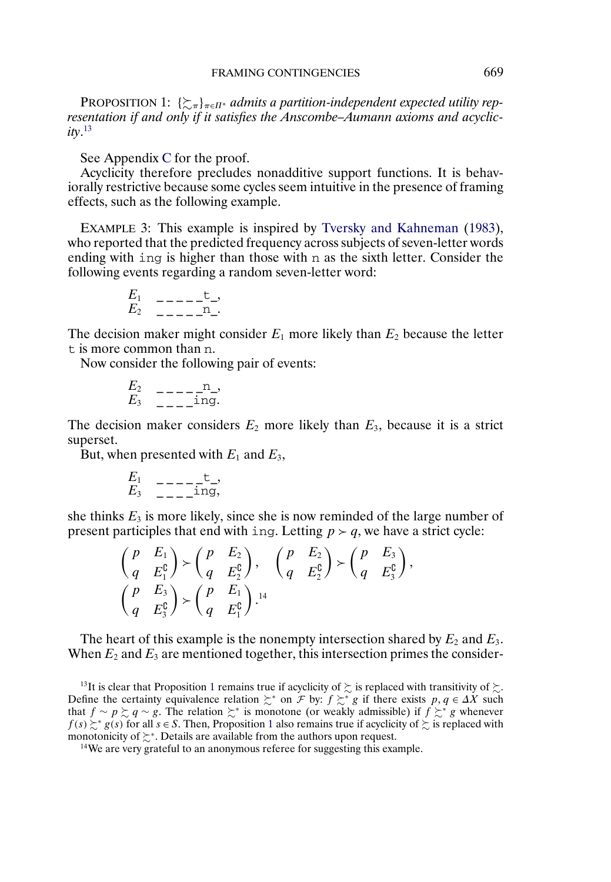PROPOSITION 1: *$\{\succsim_\pi\}_{\pi\in\Pi^*}$ admits a partition-independent expected utility representation if and only if it satisfies the Anscombe–Aumann axioms and acyclicity*.[13]

See Appendix C for the proof.

Acyclicity therefore precludes nonadditive support functions. It is behaviorally restrictive because some cycles seem intuitive in the presence of framing effects, such as the following example.

EXAMPLE 3: This example is inspired by Tversky and Kahneman (1983), who reported that the predicted frequency across subjects of seven-letter words ending with `ing` is higher than those with `n` as the sixth letter. Consider the following events regarding a random seven-letter word:

$E_1$ `_ _ _ _ _t_`,
$E_2$ `_ _ _ _ _n_`.

The decision maker might consider $E_1$ more likely than $E_2$ because the letter `t` is more common than `n`.

Now consider the following pair of events:

$E_2$ `_ _ _ _ _n_`,
$E_3$ `_ _ _ _ing`.

The decision maker considers $E_2$ more likely than $E_3$, because it is a strict superset.

But, when presented with $E_1$ and $E_3$,

$E_1$ `_ _ _ _ _t_`,
$E_3$ `_ _ _ _ing`,

she thinks $E_3$ is more likely, since she is now reminded of the large number of present participles that end with `ing`. Letting $p \succ q$, we have a strict cycle:

$$\begin{pmatrix} p & E_1 \\ q & E_1^{\complement} \end{pmatrix} \succ \begin{pmatrix} p & E_2 \\ q & E_2^{\complement} \end{pmatrix}, \quad \begin{pmatrix} p & E_2 \\ q & E_2^{\complement} \end{pmatrix} \succ \begin{pmatrix} p & E_3 \\ q & E_3^{\complement} \end{pmatrix},$$
$$\begin{pmatrix} p & E_3 \\ q & E_3^{\complement} \end{pmatrix} \succ \begin{pmatrix} p & E_1 \\ q & E_1^{\complement} \end{pmatrix}.$$[14]

The heart of this example is the nonempty intersection shared by $E_2$ and $E_3$. When $E_2$ and $E_3$ are mentioned together, this intersection primes the consider-

[13] It is clear that Proposition 1 remains true if acyclicity of $\succsim$ is replaced with transitivity of $\succsim$. Define the certainty equivalence relation $\succsim^*$ on $\mathcal{F}$ by: $f \succsim^* g$ if there exists $p, q \in \Delta X$ such that $f \sim p \succsim q \sim g$. The relation $\succsim^*$ is monotone (or weakly admissible) if $f \succsim^* g$ whenever $f(s) \succsim^* g(s)$ for all $s \in S$. Then, Proposition 1 also remains true if acyclicity of $\succsim$ is replaced with monotonicity of $\succsim^*$. Details are available from the authors upon request.

[14] We are very grateful to an anonymous referee for suggesting this example.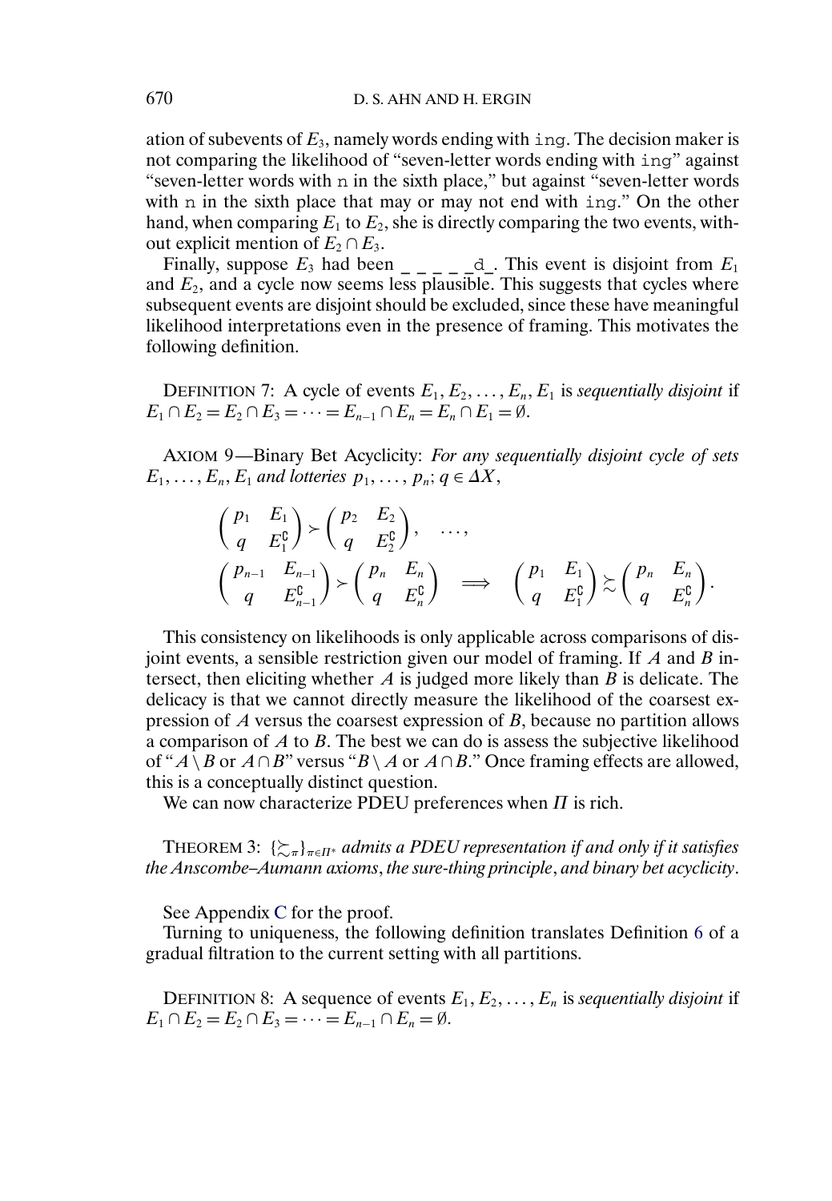ation of subevents of $E_3$, namely words ending with `ing`. The decision maker is not comparing the likelihood of "seven-letter words ending with `ing`" against "seven-letter words with `n` in the sixth place," but against "seven-letter words with `n` in the sixth place that may or may not end with `ing`." On the other hand, when comparing $E_1$ to $E_2$, she is directly comparing the two events, without explicit mention of $E_2 \cap E_3$.

Finally, suppose $E_3$ had been `_ _ _ _ _d_`. This event is disjoint from $E_1$ and $E_2$, and a cycle now seems less plausible. This suggests that cycles where subsequent events are disjoint should be excluded, since these have meaningful likelihood interpretations even in the presence of framing. This motivates the following definition.

DEFINITION 7: A cycle of events $E_1, E_2, \dots, E_n, E_1$ is *sequentially disjoint* if $E_1 \cap E_2 = E_2 \cap E_3 = \cdots = E_{n-1} \cap E_n = E_n \cap E_1 = \emptyset$.

AXIOM 9—Binary Bet Acyclicity: *For any sequentially disjoint cycle of sets $E_1, \dots, E_n, E_1$ and lotteries $p_1, \dots, p_n; q \in \Delta X$,*

$$\begin{pmatrix} p_1 & E_1 \\ q & E_1^{\complement} \end{pmatrix} \succ \begin{pmatrix} p_2 & E_2 \\ q & E_2^{\complement} \end{pmatrix}, \quad \dots,$$
$$\begin{pmatrix} p_{n-1} & E_{n-1} \\ q & E_{n-1}^{\complement} \end{pmatrix} \succ \begin{pmatrix} p_n & E_n \\ q & E_n^{\complement} \end{pmatrix} \implies \begin{pmatrix} p_1 & E_1 \\ q & E_1^{\complement} \end{pmatrix} \succsim \begin{pmatrix} p_n & E_n \\ q & E_n^{\complement} \end{pmatrix}.$$

This consistency on likelihoods is only applicable across comparisons of disjoint events, a sensible restriction given our model of framing. If $A$ and $B$ intersect, then eliciting whether $A$ is judged more likely than $B$ is delicate. The delicacy is that we cannot directly measure the likelihood of the coarsest expression of $A$ versus the coarsest expression of $B$, because no partition allows a comparison of $A$ to $B$. The best we can do is assess the subjective likelihood of "$A \setminus B$ or $A \cap B$" versus "$B \setminus A$ or $A \cap B$." Once framing effects are allowed, this is a conceptually distinct question.

We can now characterize PDEU preferences when $\Pi$ is rich.

THEOREM 3: *$\{\succsim_\pi\}_{\pi \in \Pi^*}$ admits a PDEU representation if and only if it satisfies the Anscombe–Aumann axioms, the sure-thing principle, and binary bet acyclicity.*

See Appendix C for the proof.

Turning to uniqueness, the following definition translates Definition 6 of a gradual filtration to the current setting with all partitions.

DEFINITION 8: A sequence of events $E_1, E_2, \dots, E_n$ is *sequentially disjoint* if $E_1 \cap E_2 = E_2 \cap E_3 = \cdots = E_{n-1} \cap E_n = \emptyset$.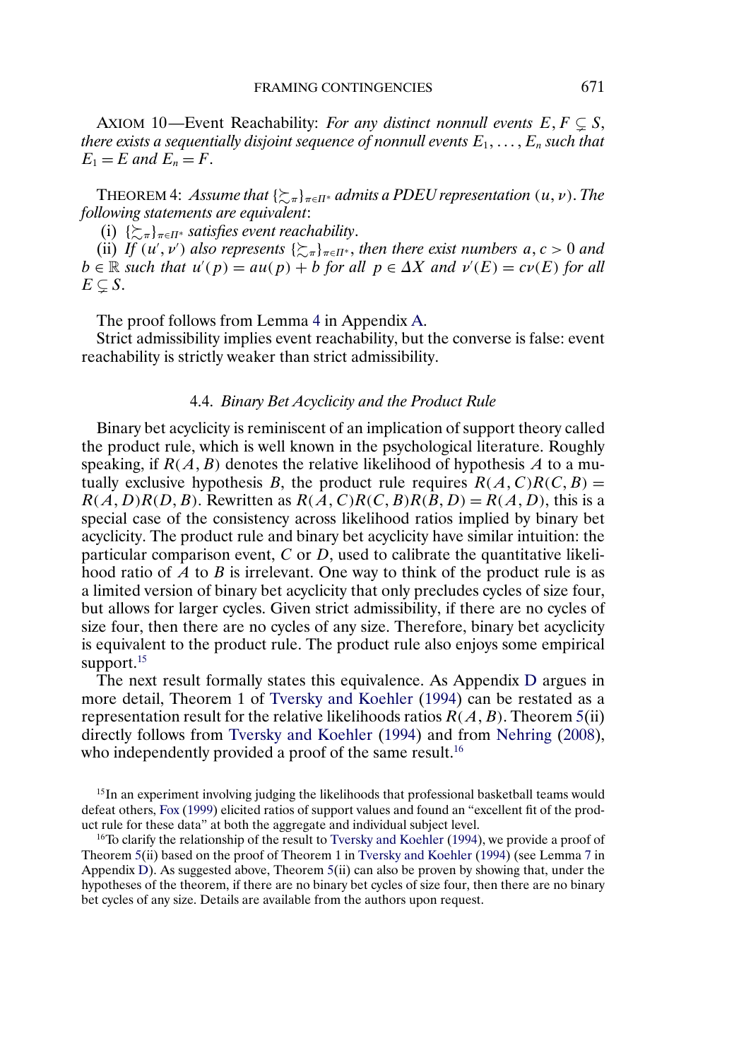AXIOM 10—Event Reachability: *For any distinct nonnull events* $E, F \subsetneq S$, *there exists a sequentially disjoint sequence of nonnull events* $E_1, \ldots, E_n$ *such that* $E_1 = E$ *and* $E_n = F$.

THEOREM 4: *Assume that* $\{\succsim_\pi\}_{\pi \in \Pi^*}$ *admits a PDEU representation* $(u, \nu)$. *The following statements are equivalent*:

(i) $\{\succsim_\pi\}_{\pi \in \Pi^*}$ *satisfies event reachability*.

(ii) *If* $(u', \nu')$ *also represents* $\{\succsim_\pi\}_{\pi \in \Pi^*}$, *then there exist numbers* $a, c > 0$ *and* $b \in \mathbb{R}$ *such that* $u'(p) = au(p) + b$ *for all* $p \in \Delta X$ *and* $\nu'(E) = c\nu(E)$ *for all* $E \subsetneq S$.

The proof follows from Lemma 4 in Appendix A.

Strict admissibility implies event reachability, but the converse is false: event reachability is strictly weaker than strict admissibility.

### 4.4. *Binary Bet Acyclicity and the Product Rule*

Binary bet acyclicity is reminiscent of an implication of support theory called the product rule, which is well known in the psychological literature. Roughly speaking, if $R(A, B)$ denotes the relative likelihood of hypothesis $A$ to a mutually exclusive hypothesis $B$, the product rule requires $R(A, C)R(C, B) = R(A, D)R(D, B)$. Rewritten as $R(A, C)R(C, B)R(B, D) = R(A, D)$, this is a special case of the consistency across likelihood ratios implied by binary bet acyclicity. The product rule and binary bet acyclicity have similar intuition: the particular comparison event, $C$ or $D$, used to calibrate the quantitative likelihood ratio of $A$ to $B$ is irrelevant. One way to think of the product rule is as a limited version of binary bet acyclicity that only precludes cycles of size four, but allows for larger cycles. Given strict admissibility, if there are no cycles of size four, then there are no cycles of any size. Therefore, binary bet acyclicity is equivalent to the product rule. The product rule also enjoys some empirical support.[15]

The next result formally states this equivalence. As Appendix D argues in more detail, Theorem 1 of Tversky and Koehler (1994) can be restated as a representation result for the relative likelihoods ratios $R(A, B)$. Theorem 5(ii) directly follows from Tversky and Koehler (1994) and from Nehring (2008), who independently provided a proof of the same result.[16]

[15] In an experiment involving judging the likelihoods that professional basketball teams would defeat others, Fox (1999) elicited ratios of support values and found an "excellent fit of the product rule for these data" at both the aggregate and individual subject level.

[16] To clarify the relationship of the result to Tversky and Koehler (1994), we provide a proof of Theorem 5(ii) based on the proof of Theorem 1 in Tversky and Koehler (1994) (see Lemma 7 in Appendix D). As suggested above, Theorem 5(ii) can also be proven by showing that, under the hypotheses of the theorem, if there are no binary bet cycles of size four, then there are no binary bet cycles of any size. Details are available from the authors upon request.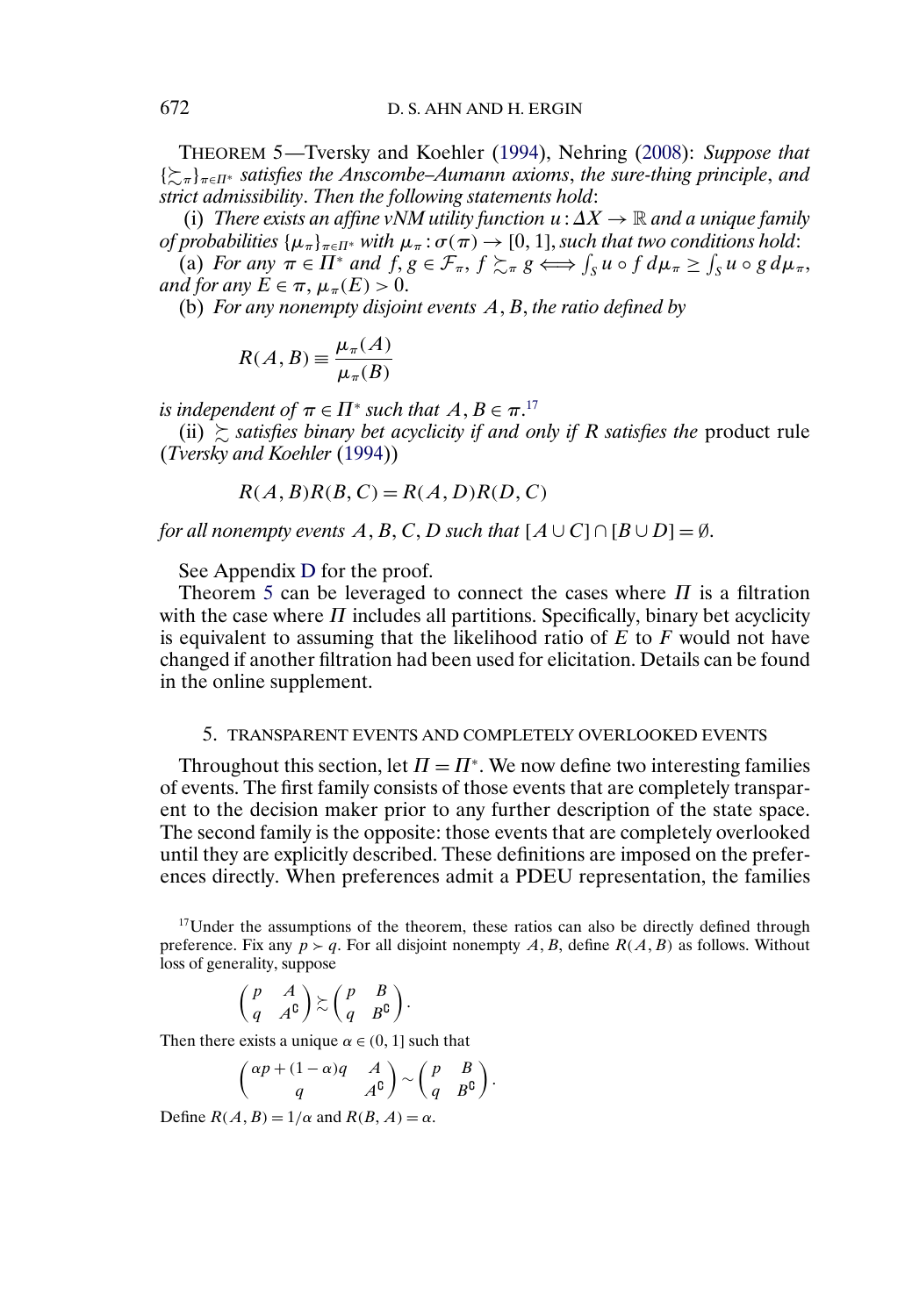THEOREM 5—Tversky and Koehler (1994), Nehring (2008): *Suppose that* $\{\succsim_\pi\}_{\pi\in\Pi^*}$ *satisfies the Anscombe–Aumann axioms, the sure-thing principle, and strict admissibility. Then the following statements hold*:

(i) *There exists an affine vNM utility function* $u : \Delta X \to \mathbb{R}$ *and a unique family of probabilities* $\{\mu_\pi\}_{\pi\in\Pi^*}$ *with* $\mu_\pi : \sigma(\pi) \to [0, 1]$, *such that two conditions hold*:

(a) *For any* $\pi \in \Pi^*$ *and* $f, g \in \mathcal{F}_\pi$, $f \succsim_\pi g \Longleftrightarrow \int_S u \circ f \, d\mu_\pi \geq \int_S u \circ g \, d\mu_\pi$, *and for any* $E \in \pi$, $\mu_\pi(E) > 0$.

(b) *For any nonempty disjoint events* $A, B$, *the ratio defined by*

$$R(A, B) \equiv \frac{\mu_\pi(A)}{\mu_\pi(B)}$$

*is independent of* $\pi \in \Pi^*$ *such that* $A, B \in \pi$.[17]

(ii) $\succsim$ *satisfies binary bet acyclicity if and only if* $R$ *satisfies the* product rule (*Tversky and Koehler* (1994))

$$R(A, B)R(B, C) = R(A, D)R(D, C)$$

*for all nonempty events* $A, B, C, D$ *such that* $[A \cup C] \cap [B \cup D] = \emptyset$.

See Appendix D for the proof.

Theorem 5 can be leveraged to connect the cases where $\Pi$ is a filtration with the case where $\Pi$ includes all partitions. Specifically, binary bet acyclicity is equivalent to assuming that the likelihood ratio of $E$ to $F$ would not have changed if another filtration had been used for elicitation. Details can be found in the online supplement.

## 5. TRANSPARENT EVENTS AND COMPLETELY OVERLOOKED EVENTS

Throughout this section, let $\Pi = \Pi^*$. We now define two interesting families of events. The first family consists of those events that are completely transparent to the decision maker prior to any further description of the state space. The second family is the opposite: those events that are completely overlooked until they are explicitly described. These definitions are imposed on the preferences directly. When preferences admit a PDEU representation, the families

[17]Under the assumptions of the theorem, these ratios can also be directly defined through preference. Fix any $p \succ q$. For all disjoint nonempty $A, B$, define $R(A, B)$ as follows. Without loss of generality, suppose

$$\begin{pmatrix} p & A \\ q & A^{\complement} \end{pmatrix} \succsim \begin{pmatrix} p & B \\ q & B^{\complement} \end{pmatrix}.$$

Then there exists a unique $\alpha \in (0, 1]$ such that

$$\begin{pmatrix} \alpha p + (1-\alpha) q & A \\ q & A^{\complement} \end{pmatrix} \sim \begin{pmatrix} p & B \\ q & B^{\complement} \end{pmatrix}.$$

Define $R(A, B) = 1/\alpha$ and $R(B, A) = \alpha$.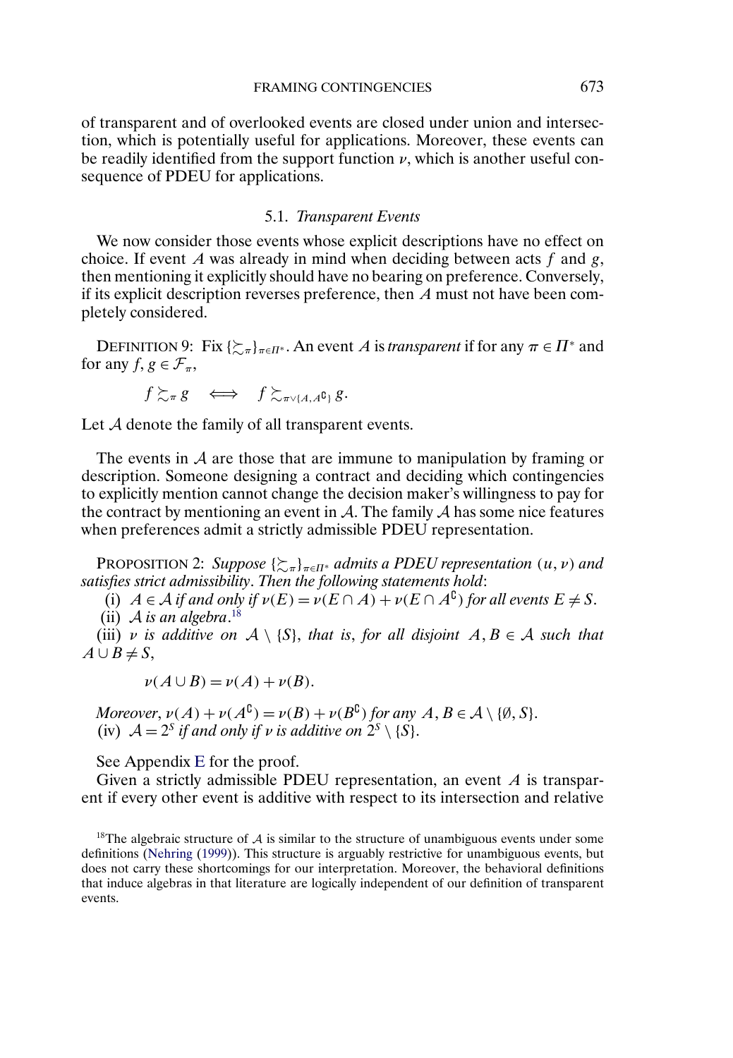of transparent and of overlooked events are closed under union and intersection, which is potentially useful for applications. Moreover, these events can be readily identified from the support function $\nu$, which is another useful consequence of PDEU for applications.

### 5.1. *Transparent Events*

We now consider those events whose explicit descriptions have no effect on choice. If event $A$ was already in mind when deciding between acts $f$ and $g$, then mentioning it explicitly should have no bearing on preference. Conversely, if its explicit description reverses preference, then $A$ must not have been completely considered.

DEFINITION 9: Fix $\{\succsim_\pi\}_{\pi \in \Pi^*}$. An event $A$ is *transparent* if for any $\pi \in \Pi^*$ and for any $f, g \in \mathcal{F}_\pi$,

$$f \succsim_\pi g \iff f \succsim_{\pi \vee \{A, A^\complement\}} g.$$

Let $\mathcal{A}$ denote the family of all transparent events.

The events in $\mathcal{A}$ are those that are immune to manipulation by framing or description. Someone designing a contract and deciding which contingencies to explicitly mention cannot change the decision maker's willingness to pay for the contract by mentioning an event in $\mathcal{A}$. The family $\mathcal{A}$ has some nice features when preferences admit a strictly admissible PDEU representation.

PROPOSITION 2: *Suppose $\{\succsim_\pi\}_{\pi \in \Pi^*}$ admits a PDEU representation $(u, \nu)$ and satisfies strict admissibility. Then the following statements hold*:

(i) *$A \in \mathcal{A}$ if and only if $\nu(E) = \nu(E \cap A) + \nu(E \cap A^\complement)$ for all events $E \neq S$.*

(ii) *$\mathcal{A}$ is an algebra.*[18]

(iii) *$\nu$ is additive on $\mathcal{A} \setminus \{S\}$, that is, for all disjoint $A, B \in \mathcal{A}$ such that $A \cup B \neq S$,*

$$\nu(A \cup B) = \nu(A) + \nu(B).$$

*Moreover, $\nu(A) + \nu(A^\complement) = \nu(B) + \nu(B^\complement)$ for any $A, B \in \mathcal{A} \setminus \{\emptyset, S\}$.*

(iv) *$\mathcal{A} = 2^S$ if and only if $\nu$ is additive on $2^S \setminus \{S\}$.*

See Appendix E for the proof.

Given a strictly admissible PDEU representation, an event $A$ is transparent if every other event is additive with respect to its intersection and relative

[18] The algebraic structure of $\mathcal{A}$ is similar to the structure of unambiguous events under some definitions (Nehring (1999)). This structure is arguably restrictive for unambiguous events, but does not carry these shortcomings for our interpretation. Moreover, the behavioral definitions that induce algebras in that literature are logically independent of our definition of transparent events.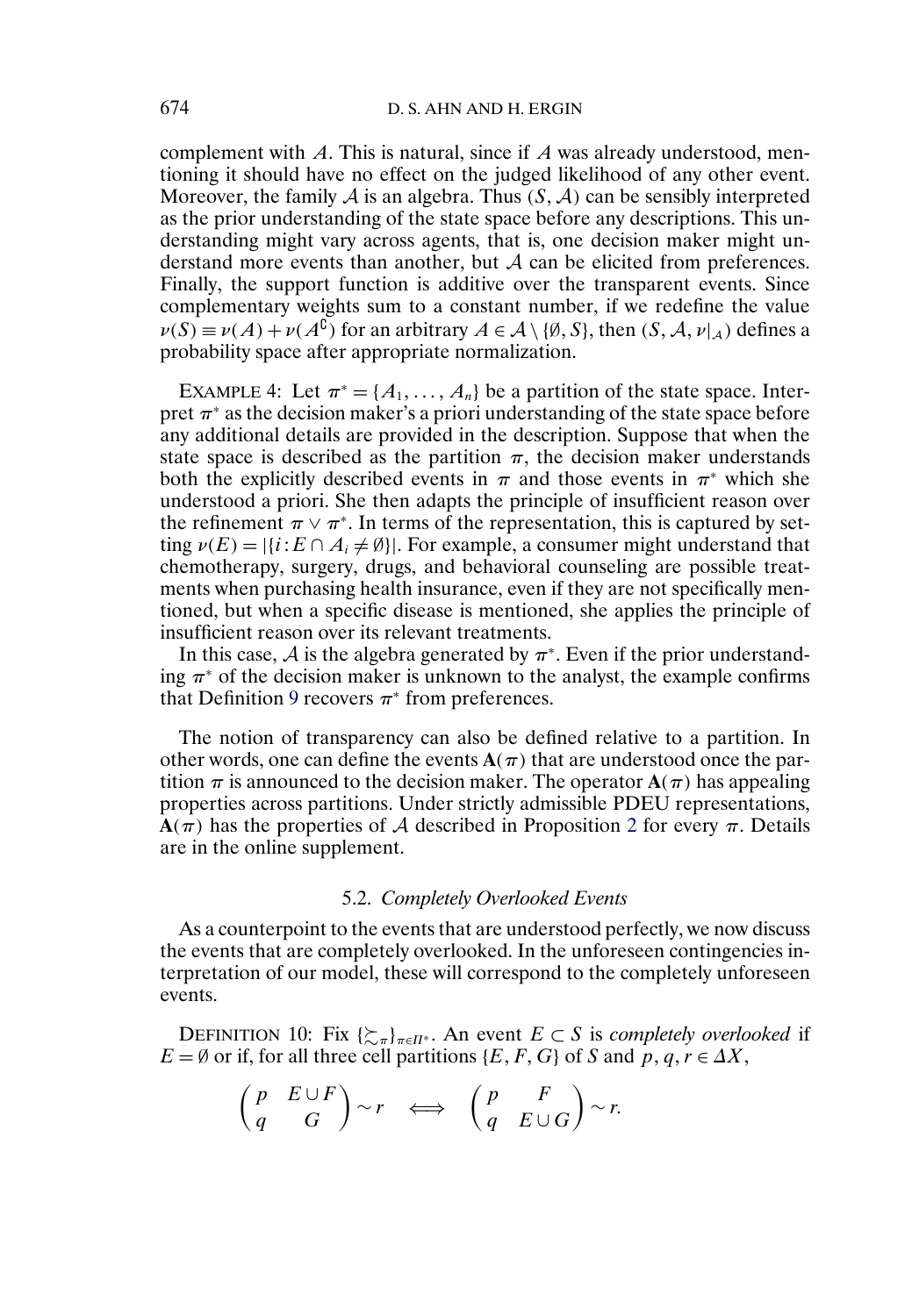complement with $A$. This is natural, since if $A$ was already understood, mentioning it should have no effect on the judged likelihood of any other event. Moreover, the family $\mathcal{A}$ is an algebra. Thus $(S, \mathcal{A})$ can be sensibly interpreted as the prior understanding of the state space before any descriptions. This understanding might vary across agents, that is, one decision maker might understand more events than another, but $\mathcal{A}$ can be elicited from preferences. Finally, the support function is additive over the transparent events. Since complementary weights sum to a constant number, if we redefine the value $\nu(S) \equiv \nu(A) + \nu(A^{\complement})$ for an arbitrary $A \in \mathcal{A} \setminus \{\emptyset, S\}$, then $(S, \mathcal{A}, \nu|_{\mathcal{A}})$ defines a probability space after appropriate normalization.

EXAMPLE 4: Let $\pi^* = \{A_1, \ldots, A_n\}$ be a partition of the state space. Interpret $\pi^*$ as the decision maker's a priori understanding of the state space before any additional details are provided in the description. Suppose that when the state space is described as the partition $\pi$, the decision maker understands both the explicitly described events in $\pi$ and those events in $\pi^*$ which she understood a priori. She then adapts the principle of insufficient reason over the refinement $\pi \vee \pi^*$. In terms of the representation, this is captured by setting $\nu(E) = |\{i : E \cap A_i \neq \emptyset\}|$. For example, a consumer might understand that chemotherapy, surgery, drugs, and behavioral counseling are possible treatments when purchasing health insurance, even if they are not specifically mentioned, but when a specific disease is mentioned, she applies the principle of insufficient reason over its relevant treatments.

In this case, $\mathcal{A}$ is the algebra generated by $\pi^*$. Even if the prior understanding $\pi^*$ of the decision maker is unknown to the analyst, the example confirms that Definition 9 recovers $\pi^*$ from preferences.

The notion of transparency can also be defined relative to a partition. In other words, one can define the events $\mathbf{A}(\pi)$ that are understood once the partition $\pi$ is announced to the decision maker. The operator $\mathbf{A}(\pi)$ has appealing properties across partitions. Under strictly admissible PDEU representations, $\mathbf{A}(\pi)$ has the properties of $\mathcal{A}$ described in Proposition 2 for every $\pi$. Details are in the online supplement.

### 5.2. *Completely Overlooked Events*

As a counterpoint to the events that are understood perfectly, we now discuss the events that are completely overlooked. In the unforeseen contingencies interpretation of our model, these will correspond to the completely unforeseen events.

DEFINITION 10: Fix $\{\succsim_\pi\}_{\pi \in \Pi^*}$. An event $E \subset S$ is *completely overlooked* if $E = \emptyset$ or if, for all three cell partitions $\{E, F, G\}$ of $S$ and $p, q, r \in \Delta X$,

$$\begin{pmatrix} p & E \cup F \\ q & G \end{pmatrix} \sim r \iff \begin{pmatrix} p & F \\ q & E \cup G \end{pmatrix} \sim r.$$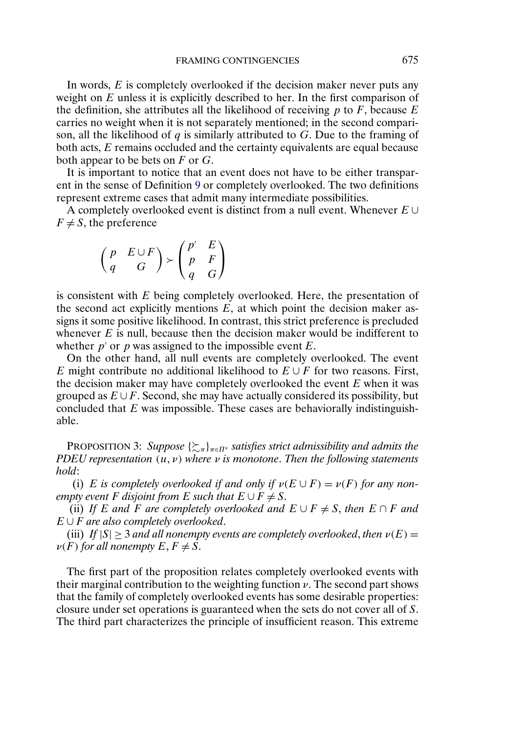In words, $E$ is completely overlooked if the decision maker never puts any weight on $E$ unless it is explicitly described to her. In the first comparison of the definition, she attributes all the likelihood of receiving $p$ to $F$, because $E$ carries no weight when it is not separately mentioned; in the second comparison, all the likelihood of $q$ is similarly attributed to $G$. Due to the framing of both acts, $E$ remains occluded and the certainty equivalents are equal because both appear to be bets on $F$ or $G$.

It is important to notice that an event does not have to be either transparent in the sense of Definition 9 or completely overlooked. The two definitions represent extreme cases that admit many intermediate possibilities.

A completely overlooked event is distinct from a null event. Whenever $E \cup F \neq S$, the preference

$$\begin{pmatrix} p & E \cup F \\ q & G \end{pmatrix} \succ \begin{pmatrix} p' & E \\ p & F \\ q & G \end{pmatrix}$$

is consistent with $E$ being completely overlooked. Here, the presentation of the second act explicitly mentions $E$, at which point the decision maker assigns it some positive likelihood. In contrast, this strict preference is precluded whenever $E$ is null, because then the decision maker would be indifferent to whether $p'$ or $p$ was assigned to the impossible event $E$.

On the other hand, all null events are completely overlooked. The event $E$ might contribute no additional likelihood to $E \cup F$ for two reasons. First, the decision maker may have completely overlooked the event $E$ when it was grouped as $E \cup F$. Second, she may have actually considered its possibility, but concluded that $E$ was impossible. These cases are behaviorally indistinguishable.

PROPOSITION 3: *Suppose $\{\succsim_\pi\}_{\pi \in \Pi^*}$ satisfies strict admissibility and admits the PDEU representation $(u, \nu)$ where $\nu$ is monotone. Then the following statements hold*:

(i) *$E$ is completely overlooked if and only if $\nu(E \cup F) = \nu(F)$ for any nonempty event $F$ disjoint from $E$ such that $E \cup F \neq S$.*

(ii) *If $E$ and $F$ are completely overlooked and $E \cup F \neq S$, then $E \cap F$ and $E \cup F$ are also completely overlooked.*

(iii) *If $|S| \geq 3$ and all nonempty events are completely overlooked, then $\nu(E) = \nu(F)$ for all nonempty $E, F \neq S$.*

The first part of the proposition relates completely overlooked events with their marginal contribution to the weighting function $\nu$. The second part shows that the family of completely overlooked events has some desirable properties: closure under set operations is guaranteed when the sets do not cover all of $S$. The third part characterizes the principle of insufficient reason. This extreme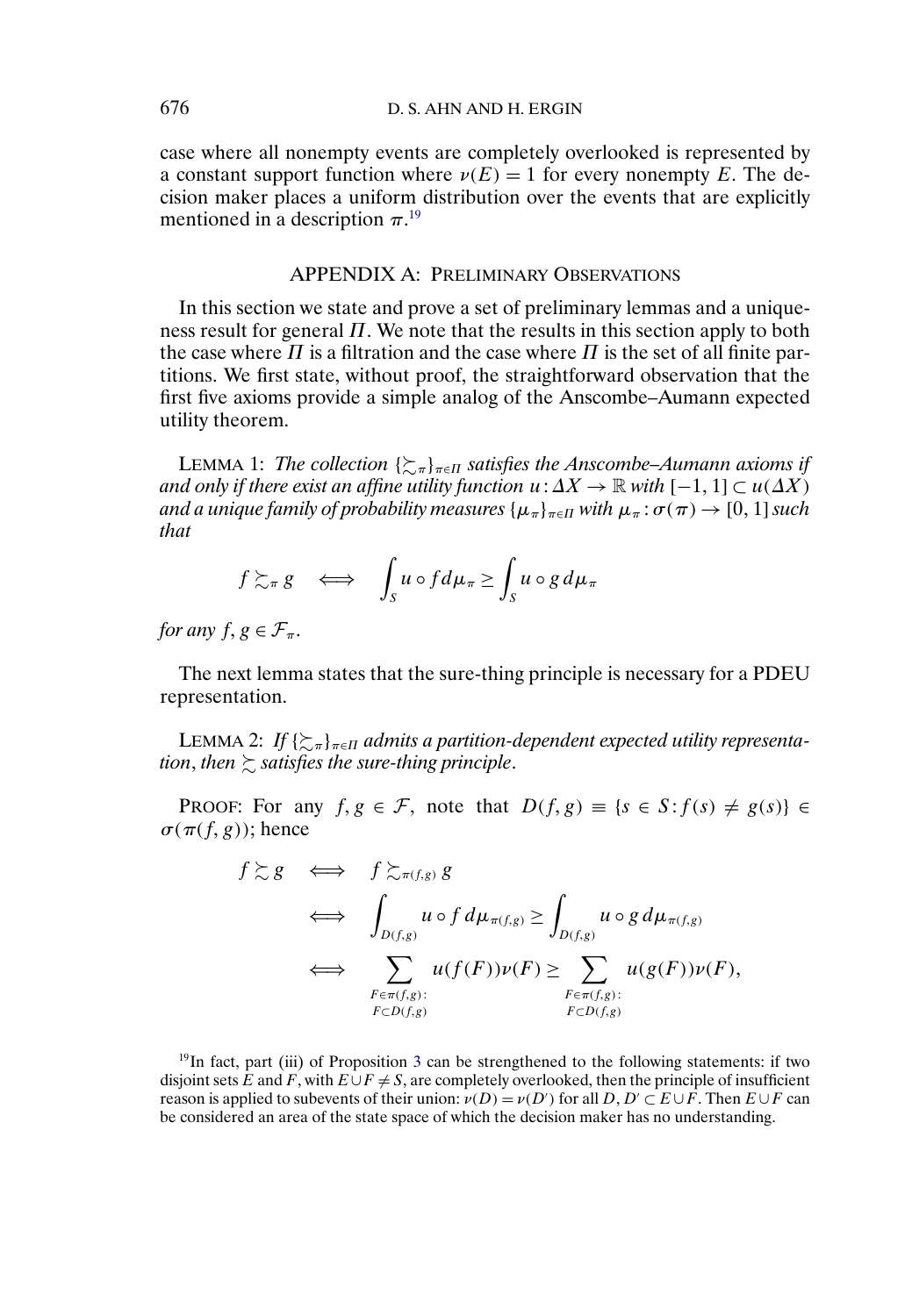case where all nonempty events are completely overlooked is represented by a constant support function where $\nu(E) = 1$ for every nonempty $E$. The decision maker places a uniform distribution over the events that are explicitly mentioned in a description $\pi$.[19]

## APPENDIX A: PRELIMINARY OBSERVATIONS

In this section we state and prove a set of preliminary lemmas and a uniqueness result for general $\Pi$. We note that the results in this section apply to both the case where $\Pi$ is a filtration and the case where $\Pi$ is the set of all finite partitions. We first state, without proof, the straightforward observation that the first five axioms provide a simple analog of the Anscombe–Aumann expected utility theorem.

LEMMA 1: *The collection $\{\succsim_\pi\}_{\pi \in \Pi}$ satisfies the Anscombe–Aumann axioms if and only if there exist an affine utility function $u : \Delta X \to \mathbb{R}$ with $[-1, 1] \subset u(\Delta X)$ and a unique family of probability measures $\{\mu_\pi\}_{\pi \in \Pi}$ with $\mu_\pi : \sigma(\pi) \to [0, 1]$ such that*

$$f \succsim_\pi g \iff \int_S u \circ f \, d\mu_\pi \geq \int_S u \circ g \, d\mu_\pi$$

*for any $f, g \in \mathcal{F}_\pi$.*

The next lemma states that the sure-thing principle is necessary for a PDEU representation.

LEMMA 2: *If $\{\succsim_\pi\}_{\pi \in \Pi}$ admits a partition-dependent expected utility representation, then $\succsim$ satisfies the sure-thing principle.*

PROOF: For any $f, g \in \mathcal{F}$, note that $D(f, g) \equiv \{s \in S : f(s) \neq g(s)\} \in \sigma(\pi(f, g))$; hence

$$\begin{aligned}
f \succsim g \quad &\iff \quad f \succsim_{\pi(f,g)} g \\
&\iff \quad \int_{D(f,g)} u \circ f \, d\mu_{\pi(f,g)} \geq \int_{D(f,g)} u \circ g \, d\mu_{\pi(f,g)} \\
&\iff \quad \sum_{\substack{F \in \pi(f,g): \\ F \subset D(f,g)}} u(f(F))\nu(F) \geq \sum_{\substack{F \in \pi(f,g): \\ F \subset D(f,g)}} u(g(F))\nu(F),
\end{aligned}$$

[19] In fact, part (iii) of Proposition 3 can be strengthened to the following statements: if two disjoint sets $E$ and $F$, with $E \cup F \neq S$, are completely overlooked, then the principle of insufficient reason is applied to subevents of their union: $\nu(D) = \nu(D')$ for all $D, D' \subset E \cup F$. Then $E \cup F$ can be considered an area of the state space of which the decision maker has no understanding.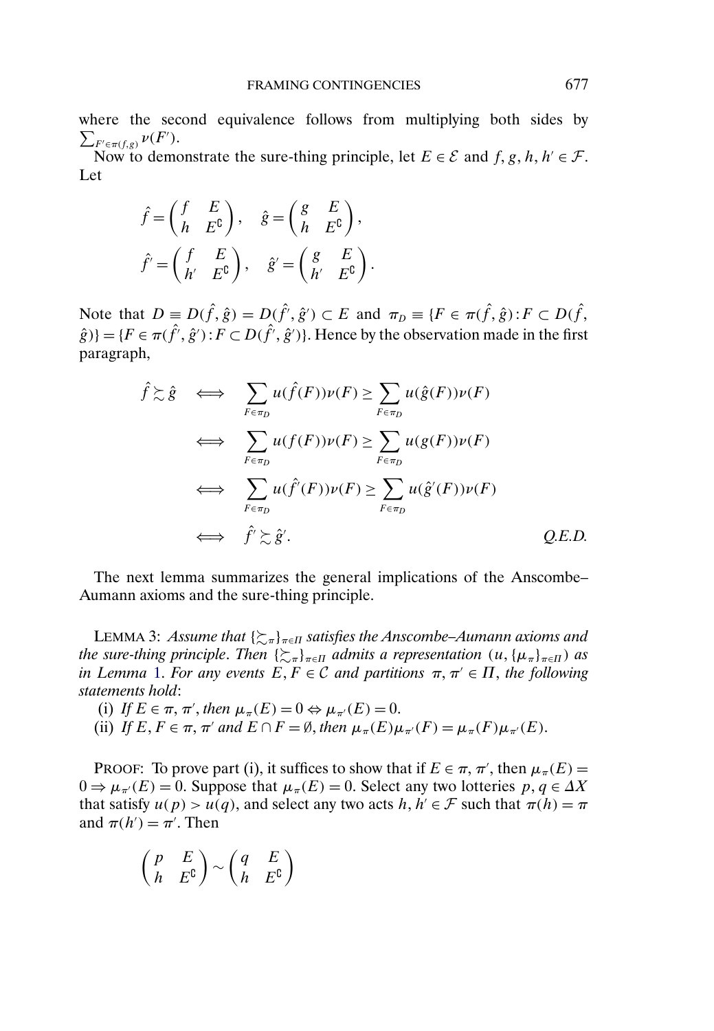where the second equivalence follows from multiplying both sides by $\sum_{F' \in \pi(f,g)} \nu(F')$.

Now to demonstrate the sure-thing principle, let $E \in \mathcal{E}$ and $f, g, h, h' \in \mathcal{F}$. Let

$$\hat{f} = \begin{pmatrix} f & E \\ h & E^{\complement} \end{pmatrix}, \quad \hat{g} = \begin{pmatrix} g & E \\ h & E^{\complement} \end{pmatrix},$$

$$\hat{f}' = \begin{pmatrix} f & E \\ h' & E^{\complement} \end{pmatrix}, \quad \hat{g}' = \begin{pmatrix} g & E \\ h' & E^{\complement} \end{pmatrix}.$$

Note that $D \equiv D(\hat{f}, \hat{g}) = D(\hat{f}', \hat{g}') \subset E$ and $\pi_D \equiv \{F \in \pi(\hat{f}, \hat{g}) : F \subset D(\hat{f}, \hat{g})\} = \{F \in \pi(\hat{f}', \hat{g}') : F \subset D(\hat{f}', \hat{g}')\}$. Hence by the observation made in the first paragraph,

$$\begin{aligned}
\hat{f} \succsim \hat{g} \quad &\iff \quad \sum_{F \in \pi_D} u(\hat{f}(F))\nu(F) \geq \sum_{F \in \pi_D} u(\hat{g}(F))\nu(F) \\
&\iff \quad \sum_{F \in \pi_D} u(f(F))\nu(F) \geq \sum_{F \in \pi_D} u(g(F))\nu(F) \\
&\iff \quad \sum_{F \in \pi_D} u(\hat{f}'(F))\nu(F) \geq \sum_{F \in \pi_D} u(\hat{g}'(F))\nu(F) \\
&\iff \quad \hat{f}' \succsim \hat{g}'.
\end{aligned}$$

*Q.E.D.*

The next lemma summarizes the general implications of the Anscombe–Aumann axioms and the sure-thing principle.

LEMMA 3: *Assume that $\{\succsim_\pi\}_{\pi \in \Pi}$ satisfies the Anscombe–Aumann axioms and the sure-thing principle. Then $\{\succsim_\pi\}_{\pi \in \Pi}$ admits a representation $(u, \{\mu_\pi\}_{\pi \in \Pi})$ as in Lemma 1. For any events $E, F \in \mathcal{C}$ and partitions $\pi, \pi' \in \Pi$, the following statements hold*:

(i) *If $E \in \pi, \pi'$, then $\mu_\pi(E) = 0 \Leftrightarrow \mu_{\pi'}(E) = 0$.*

(ii) *If $E, F \in \pi, \pi'$ and $E \cap F = \emptyset$, then $\mu_\pi(E)\mu_{\pi'}(F) = \mu_\pi(F)\mu_{\pi'}(E)$.*

PROOF: To prove part (i), it suffices to show that if $E \in \pi, \pi'$, then $\mu_\pi(E) = 0 \Rightarrow \mu_{\pi'}(E) = 0$. Suppose that $\mu_\pi(E) = 0$. Select any two lotteries $p, q \in \Delta X$ that satisfy $u(p) > u(q)$, and select any two acts $h, h' \in \mathcal{F}$ such that $\pi(h) = \pi$ and $\pi(h') = \pi'$. Then

$$\begin{pmatrix} p & E \\ h & E^{\complement} \end{pmatrix} \sim \begin{pmatrix} q & E \\ h & E^{\complement} \end{pmatrix}$$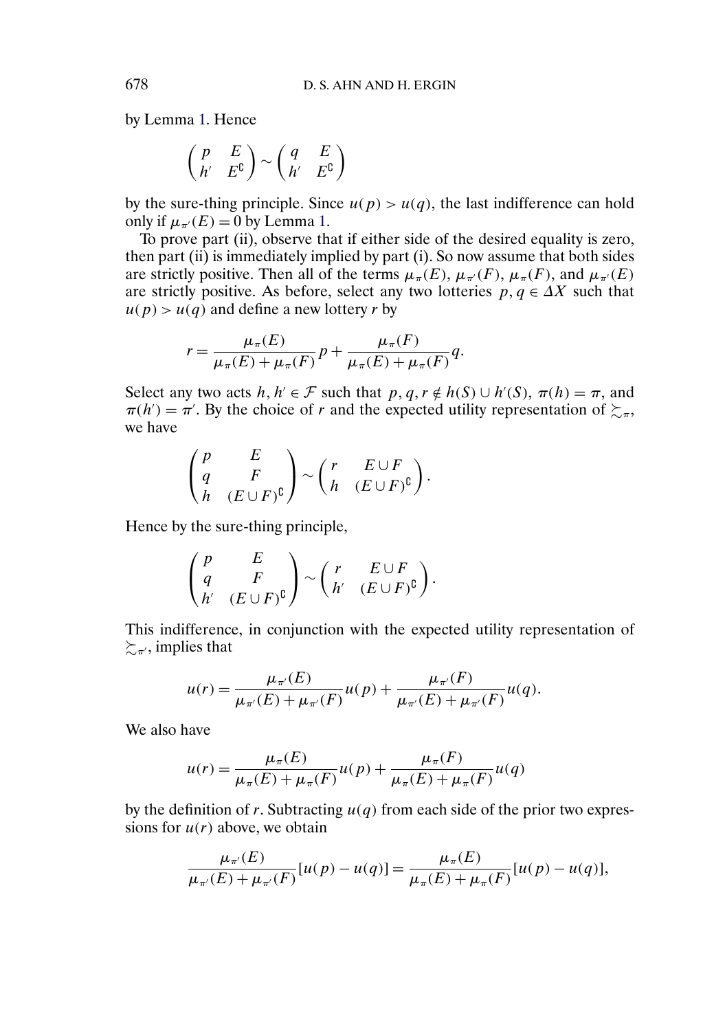by Lemma 1. Hence

$$\begin{pmatrix} p & E \\ h' & E^{\complement} \end{pmatrix} \sim \begin{pmatrix} q & E \\ h' & E^{\complement} \end{pmatrix}$$

by the sure-thing principle. Since $u(p) > u(q)$, the last indifference can hold only if $\mu_{\pi'}(E) = 0$ by Lemma 1.

To prove part (ii), observe that if either side of the desired equality is zero, then part (ii) is immediately implied by part (i). So now assume that both sides are strictly positive. Then all of the terms $\mu_\pi(E)$, $\mu_{\pi'}(F)$, $\mu_\pi(F)$, and $\mu_{\pi'}(E)$ are strictly positive. As before, select any two lotteries $p, q \in \Delta X$ such that $u(p) > u(q)$ and define a new lottery $r$ by

$$r = \frac{\mu_\pi(E)}{\mu_\pi(E) + \mu_\pi(F)} p + \frac{\mu_\pi(F)}{\mu_\pi(E) + \mu_\pi(F)} q.$$

Select any two acts $h, h' \in \mathcal{F}$ such that $p, q, r \notin h(S) \cup h'(S)$, $\pi(h) = \pi$, and $\pi(h') = \pi'$. By the choice of $r$ and the expected utility representation of $\succsim_\pi$, we have

$$\begin{pmatrix} p & E \\ q & F \\ h & (E \cup F)^{\complement} \end{pmatrix} \sim \begin{pmatrix} r & E \cup F \\ h & (E \cup F)^{\complement} \end{pmatrix}.$$

Hence by the sure-thing principle,

$$\begin{pmatrix} p & E \\ q & F \\ h' & (E \cup F)^{\complement} \end{pmatrix} \sim \begin{pmatrix} r & E \cup F \\ h' & (E \cup F)^{\complement} \end{pmatrix}.$$

This indifference, in conjunction with the expected utility representation of $\succsim_{\pi'}$, implies that

$$u(r) = \frac{\mu_{\pi'}(E)}{\mu_{\pi'}(E) + \mu_{\pi'}(F)} u(p) + \frac{\mu_{\pi'}(F)}{\mu_{\pi'}(E) + \mu_{\pi'}(F)} u(q).$$

We also have

$$u(r) = \frac{\mu_\pi(E)}{\mu_\pi(E) + \mu_\pi(F)} u(p) + \frac{\mu_\pi(F)}{\mu_\pi(E) + \mu_\pi(F)} u(q)$$

by the definition of $r$. Subtracting $u(q)$ from each side of the prior two expressions for $u(r)$ above, we obtain

$$\frac{\mu_{\pi'}(E)}{\mu_{\pi'}(E) + \mu_{\pi'}(F)} [u(p) - u(q)] = \frac{\mu_\pi(E)}{\mu_\pi(E) + \mu_\pi(F)} [u(p) - u(q)],$$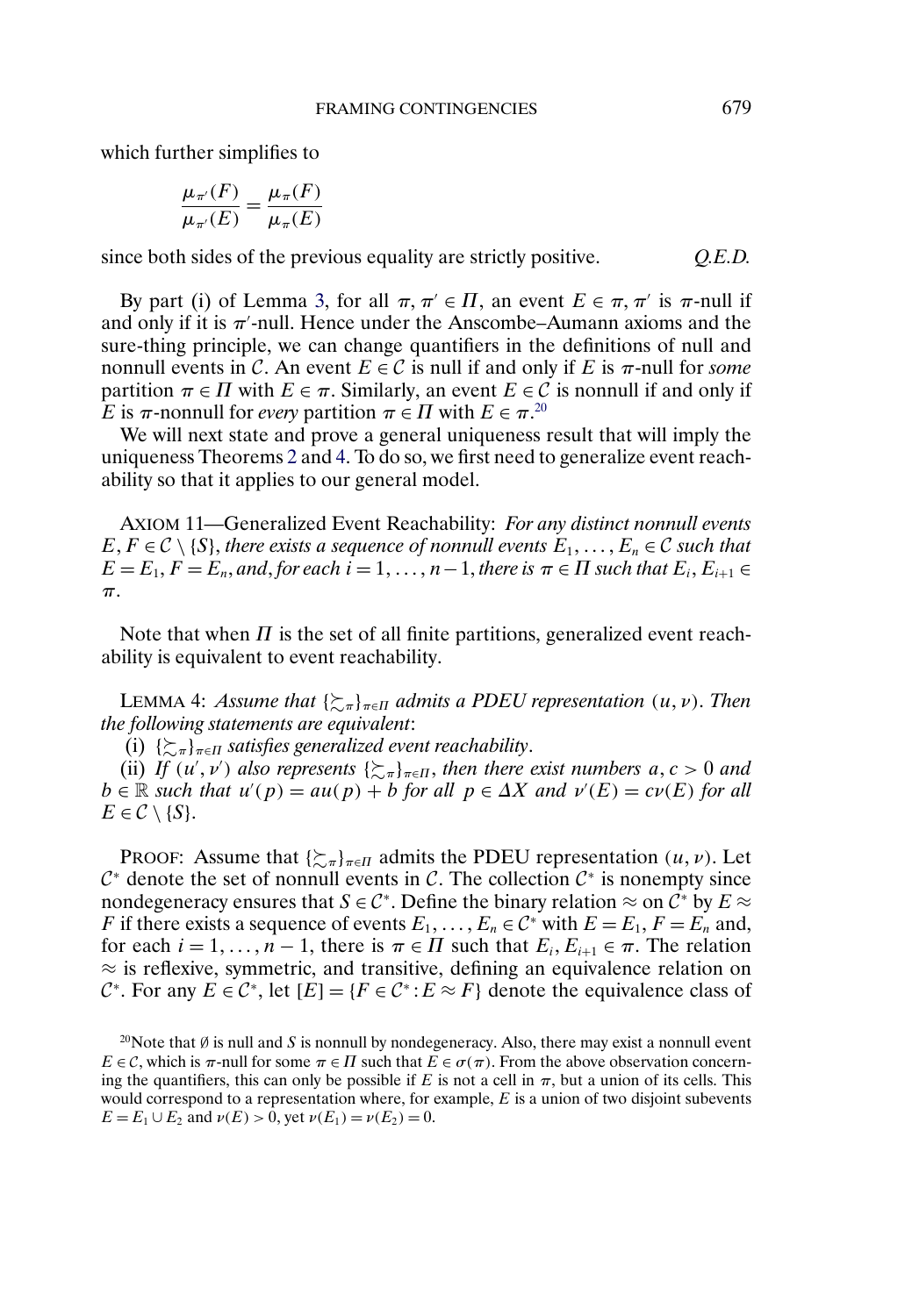which further simplifies to

$$\frac{\mu_{\pi'}(F)}{\mu_{\pi'}(E)} = \frac{\mu_{\pi}(F)}{\mu_{\pi}(E)}$$

since both sides of the previous equality are strictly positive. *Q.E.D.*

By part (i) of Lemma 3, for all $\pi, \pi' \in \Pi$, an event $E \in \pi, \pi'$ is $\pi$-null if and only if it is $\pi'$-null. Hence under the Anscombe–Aumann axioms and the sure-thing principle, we can change quantifiers in the definitions of null and nonnull events in $\mathcal{C}$. An event $E \in \mathcal{C}$ is null if and only if $E$ is $\pi$-null for *some* partition $\pi \in \Pi$ with $E \in \pi$. Similarly, an event $E \in \mathcal{C}$ is nonnull if and only if $E$ is $\pi$-nonnull for *every* partition $\pi \in \Pi$ with $E \in \pi$.[20]

We will next state and prove a general uniqueness result that will imply the uniqueness Theorems 2 and 4. To do so, we first need to generalize event reachability so that it applies to our general model.

AXIOM 11—Generalized Event Reachability: *For any distinct nonnull events $E, F \in \mathcal{C} \setminus \{S\}$, there exists a sequence of nonnull events $E_1, \dots, E_n \in \mathcal{C}$ such that $E = E_1$, $F = E_n$, and, for each $i = 1, \dots, n-1$, there is $\pi \in \Pi$ such that $E_i, E_{i+1} \in \pi$.*

Note that when $\Pi$ is the set of all finite partitions, generalized event reachability is equivalent to event reachability.

LEMMA 4: *Assume that $\{\succsim_\pi\}_{\pi\in\Pi}$ admits a PDEU representation $(u, \nu)$. Then the following statements are equivalent*:

(i) *$\{\succsim_\pi\}_{\pi\in\Pi}$ satisfies generalized event reachability*.

(ii) *If $(u', \nu')$ also represents $\{\succsim_\pi\}_{\pi\in\Pi}$, then there exist numbers $a, c > 0$ and $b \in \mathbb{R}$ such that $u'(p) = au(p) + b$ for all $p \in \Delta X$ and $\nu'(E) = c\nu(E)$ for all $E \in \mathcal{C} \setminus \{S\}$.*

PROOF: Assume that $\{\succsim_\pi\}_{\pi\in\Pi}$ admits the PDEU representation $(u, \nu)$. Let $\mathcal{C}^*$ denote the set of nonnull events in $\mathcal{C}$. The collection $\mathcal{C}^*$ is nonempty since nondegeneracy ensures that $S \in \mathcal{C}^*$. Define the binary relation $\approx$ on $\mathcal{C}^*$ by $E \approx F$ if there exists a sequence of events $E_1, \dots, E_n \in \mathcal{C}^*$ with $E = E_1$, $F = E_n$ and, for each $i = 1, \dots, n-1$, there is $\pi \in \Pi$ such that $E_i, E_{i+1} \in \pi$. The relation $\approx$ is reflexive, symmetric, and transitive, defining an equivalence relation on $\mathcal{C}^*$. For any $E \in \mathcal{C}^*$, let $[E] = \{F \in \mathcal{C}^* : E \approx F\}$ denote the equivalence class of

[20]Note that $\emptyset$ is null and $S$ is nonnull by nondegeneracy. Also, there may exist a nonnull event $E \in \mathcal{C}$, which is $\pi$-null for some $\pi \in \Pi$ such that $E \in \sigma(\pi)$. From the above observation concerning the quantifiers, this can only be possible if $E$ is not a cell in $\pi$, but a union of its cells. This would correspond to a representation where, for example, $E$ is a union of two disjoint subevents $E = E_1 \cup E_2$ and $\nu(E) > 0$, yet $\nu(E_1) = \nu(E_2) = 0$.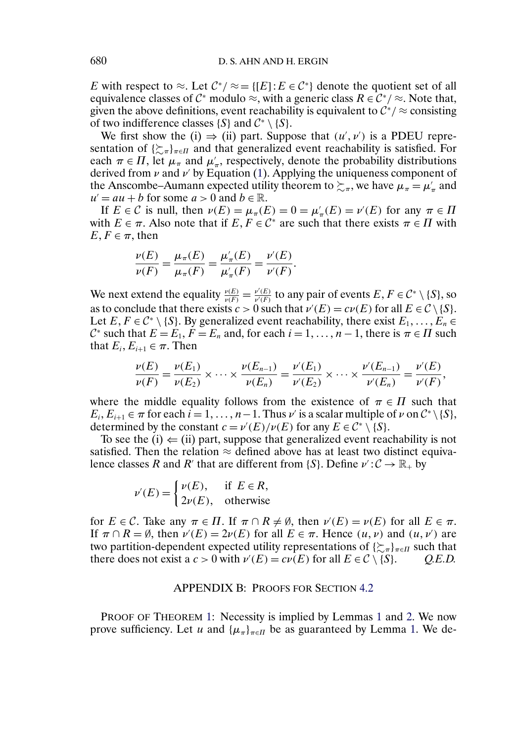$E$ with respect to $\approx$. Let $\mathcal{C}^*/\approx = \{[E] : E \in \mathcal{C}^*\}$ denote the quotient set of all equivalence classes of $\mathcal{C}^*$ modulo $\approx$, with a generic class $R \in \mathcal{C}^*/\approx$. Note that, given the above definitions, event reachability is equivalent to $\mathcal{C}^*/\approx$ consisting of two indifference classes $\{S\}$ and $\mathcal{C}^* \setminus \{S\}$.

We first show the (i) $\Rightarrow$ (ii) part. Suppose that $(u', \nu')$ is a PDEU representation of $\{\succsim_\pi\}_{\pi \in \Pi}$ and that generalized event reachability is satisfied. For each $\pi \in \Pi$, let $\mu_\pi$ and $\mu'_\pi$, respectively, denote the probability distributions derived from $\nu$ and $\nu'$ by Equation (1). Applying the uniqueness component of the Anscombe–Aumann expected utility theorem to $\succsim_\pi$, we have $\mu_\pi = \mu'_\pi$ and $u' = au + b$ for some $a > 0$ and $b \in \mathbb{R}$.

If $E \in \mathcal{C}$ is null, then $\nu(E) = \mu_\pi(E) = 0 = \mu'_\pi(E) = \nu'(E)$ for any $\pi \in \Pi$ with $E \in \pi$. Also note that if $E, F \in \mathcal{C}^*$ are such that there exists $\pi \in \Pi$ with $E, F \in \pi$, then

$$\frac{\nu(E)}{\nu(F)} = \frac{\mu_\pi(E)}{\mu_\pi(F)} = \frac{\mu'_\pi(E)}{\mu'_\pi(F)} = \frac{\nu'(E)}{\nu'(F)}.$$

We next extend the equality $\frac{\nu(E)}{\nu(F)} = \frac{\nu'(E)}{\nu'(F)}$ to any pair of events $E, F \in \mathcal{C}^* \setminus \{S\}$, so as to conclude that there exists $c > 0$ such that $\nu'(E) = c\nu(E)$ for all $E \in \mathcal{C} \setminus \{S\}$. Let $E, F \in \mathcal{C}^* \setminus \{S\}$. By generalized event reachability, there exist $E_1, \ldots, E_n \in \mathcal{C}^*$ such that $E = E_1$, $F = E_n$ and, for each $i = 1, \ldots, n-1$, there is $\pi \in \Pi$ such that $E_i, E_{i+1} \in \pi$. Then

$$\frac{\nu(E)}{\nu(F)} = \frac{\nu(E_1)}{\nu(E_2)} \times \cdots \times \frac{\nu(E_{n-1})}{\nu(E_n)} = \frac{\nu'(E_1)}{\nu'(E_2)} \times \cdots \times \frac{\nu'(E_{n-1})}{\nu'(E_n)} = \frac{\nu'(E)}{\nu'(F)},$$

where the middle equality follows from the existence of $\pi \in \Pi$ such that $E_i, E_{i+1} \in \pi$ for each $i = 1, \ldots, n-1$. Thus $\nu'$ is a scalar multiple of $\nu$ on $\mathcal{C}^* \setminus \{S\}$, determined by the constant $c = \nu'(E)/\nu(E)$ for any $E \in \mathcal{C}^* \setminus \{S\}$.

To see the (i) $\Leftarrow$ (ii) part, suppose that generalized event reachability is not satisfied. Then the relation $\approx$ defined above has at least two distinct equivalence classes $R$ and $R'$ that are different from $\{S\}$. Define $\nu' : \mathcal{C} \to \mathbb{R}_+$ by

$$\nu'(E) = \begin{cases} \nu(E), & \text{if } E \in R, \\ 2\nu(E), & \text{otherwise} \end{cases}$$

for $E \in \mathcal{C}$. Take any $\pi \in \Pi$. If $\pi \cap R \neq \emptyset$, then $\nu'(E) = \nu(E)$ for all $E \in \pi$. If $\pi \cap R = \emptyset$, then $\nu'(E) = 2\nu(E)$ for all $E \in \pi$. Hence $(u, \nu)$ and $(u, \nu')$ are two partition-dependent expected utility representations of $\{\succsim_\pi\}_{\pi \in \Pi}$ such that there does not exist a $c > 0$ with $\nu'(E) = c\nu(E)$ for all $E \in \mathcal{C} \setminus \{S\}$. *Q.E.D.*

## APPENDIX B: PROOFS FOR SECTION 4.2

PROOF OF THEOREM 1: Necessity is implied by Lemmas 1 and 2. We now prove sufficiency. Let $u$ and $\{\mu_\pi\}_{\pi \in \Pi}$ be as guaranteed by Lemma 1. We de-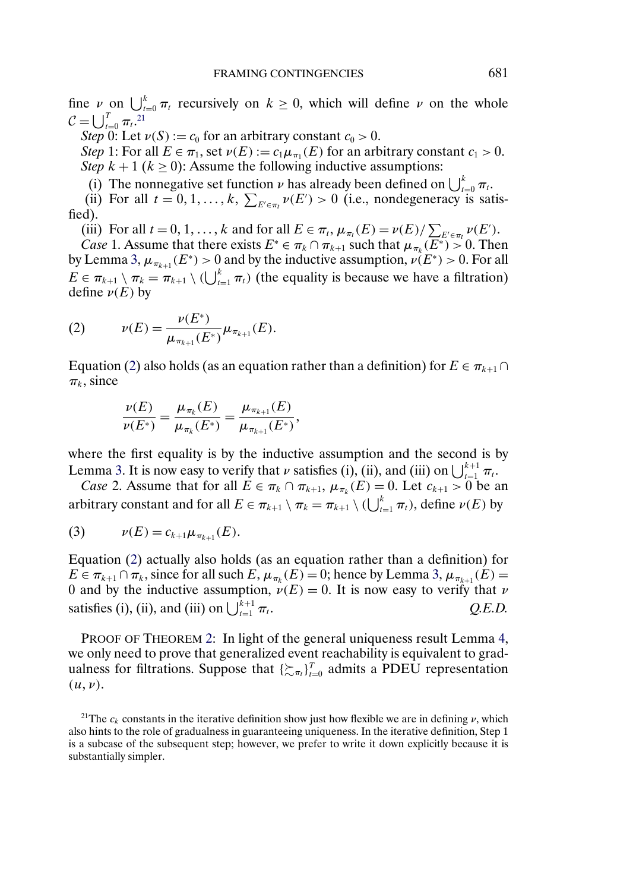fine $\nu$ on $\bigcup_{t=0}^{k} \pi_t$ recursively on $k \geq 0$, which will define $\nu$ on the whole $\mathcal{C} = \bigcup_{t=0}^{T} \pi_t$.[21]

*Step* 0: Let $\nu(S) := c_0$ for an arbitrary constant $c_0 > 0$.

*Step* 1: For all $E \in \pi_1$, set $\nu(E) := c_1 \mu_{\pi_1}(E)$ for an arbitrary constant $c_1 > 0$.

*Step* $k+1$ ($k \geq 0$): Assume the following inductive assumptions:

(i) The nonnegative set function $\nu$ has already been defined on $\bigcup_{t=0}^{k} \pi_t$.

(ii) For all $t = 0, 1, \ldots, k$, $\sum_{E' \in \pi_t} \nu(E') > 0$ (i.e., nondegeneracy is satisfied).

(iii) For all $t = 0, 1, \ldots, k$ and for all $E \in \pi_t$, $\mu_{\pi_t}(E) = \nu(E) / \sum_{E' \in \pi_t} \nu(E')$.

*Case* 1. Assume that there exists $E^* \in \pi_k \cap \pi_{k+1}$ such that $\mu_{\pi_k}(E^*) > 0$. Then by Lemma 3, $\mu_{\pi_{k+1}}(E^*) > 0$ and by the inductive assumption, $\nu(E^*) > 0$. For all $E \in \pi_{k+1} \setminus \pi_k = \pi_{k+1} \setminus (\bigcup_{t=1}^{k} \pi_t)$ (the equality is because we have a filtration) define $\nu(E)$ by

$$\nu(E) = \frac{\nu(E^*)}{\mu_{\pi_{k+1}}(E^*)} \mu_{\pi_{k+1}}(E). \tag{2}$$

Equation (2) also holds (as an equation rather than a definition) for $E \in \pi_{k+1} \cap \pi_k$, since

$$\frac{\nu(E)}{\nu(E^*)} = \frac{\mu_{\pi_k}(E)}{\mu_{\pi_k}(E^*)} = \frac{\mu_{\pi_{k+1}}(E)}{\mu_{\pi_{k+1}}(E^*)},$$

where the first equality is by the inductive assumption and the second is by Lemma 3. It is now easy to verify that $\nu$ satisfies (i), (ii), and (iii) on $\bigcup_{t=1}^{k+1} \pi_t$.

*Case* 2. Assume that for all $E \in \pi_k \cap \pi_{k+1}$, $\mu_{\pi_k}(E) = 0$. Let $c_{k+1} > 0$ be an arbitrary constant and for all $E \in \pi_{k+1} \setminus \pi_k = \pi_{k+1} \setminus (\bigcup_{t=1}^{k} \pi_t)$, define $\nu(E)$ by

$$\nu(E) = c_{k+1} \mu_{\pi_{k+1}}(E). \tag{3}$$

Equation (2) actually also holds (as an equation rather than a definition) for $E \in \pi_{k+1} \cap \pi_k$, since for all such $E$, $\mu_{\pi_k}(E) = 0$; hence by Lemma 3, $\mu_{\pi_{k+1}}(E) = 0$ and by the inductive assumption, $\nu(E) = 0$. It is now easy to verify that $\nu$ satisfies (i), (ii), and (iii) on $\bigcup_{t=1}^{k+1} \pi_t$. *Q.E.D.*

PROOF OF THEOREM 2: In light of the general uniqueness result Lemma 4, we only need to prove that generalized event reachability is equivalent to gradualness for filtrations. Suppose that $\{\succsim_{\pi_t}\}_{t=0}^{T}$ admits a PDEU representation $(u, \nu)$.

[21] The $c_k$ constants in the iterative definition show just how flexible we are in defining $\nu$, which also hints to the role of gradualness in guaranteeing uniqueness. In the iterative definition, Step 1 is a subcase of the subsequent step; however, we prefer to write it down explicitly because it is substantially simpler.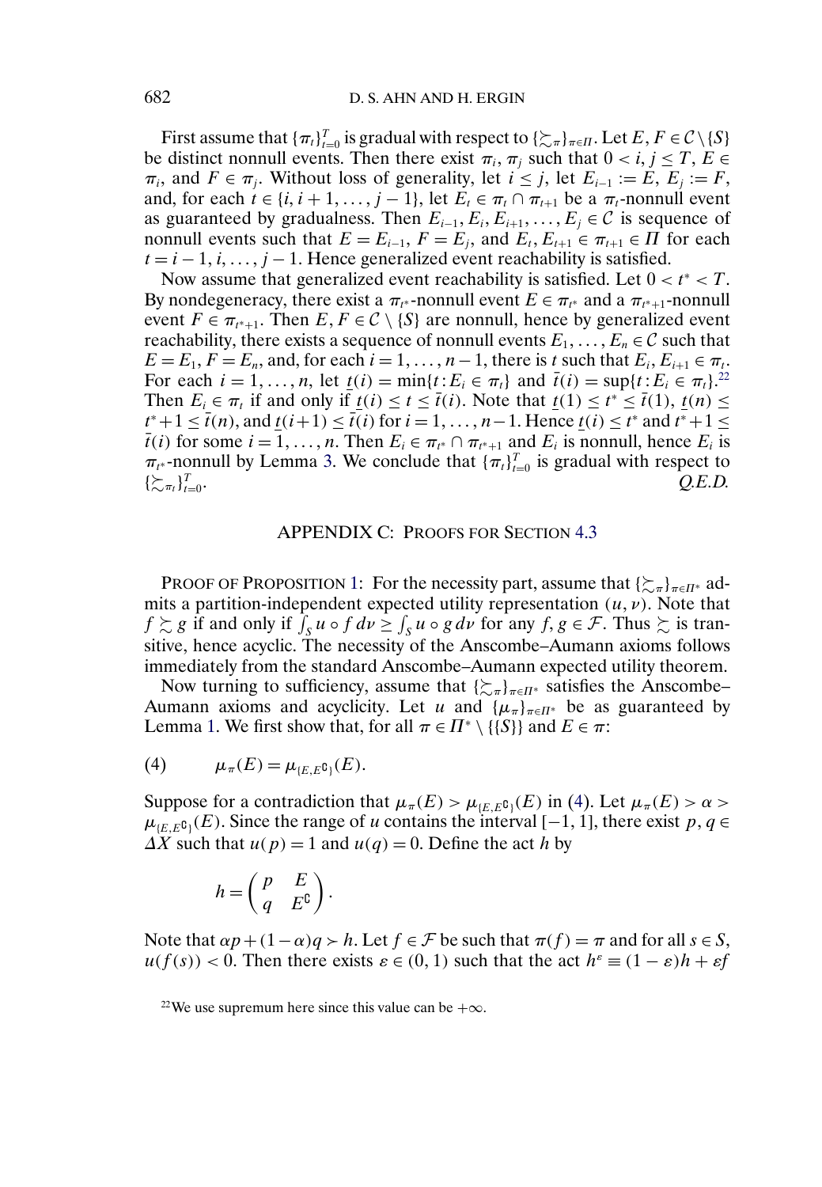First assume that $\{\pi_t\}_{t=0}^T$ is gradual with respect to $\{\succsim_\pi\}_{\pi\in\Pi}$. Let $E, F \in \mathcal{C}\setminus\{S\}$ be distinct nonnull events. Then there exist $\pi_i, \pi_j$ such that $0 < i, j \le T$, $E \in \pi_i$, and $F \in \pi_j$. Without loss of generality, let $i \le j$, let $E_{i-1} := E$, $E_j := F$, and, for each $t \in \{i, i+1, \dots, j-1\}$, let $E_t \in \pi_t \cap \pi_{t+1}$ be a $\pi_t$-nonnull event as guaranteed by gradualness. Then $E_{i-1}, E_i, E_{i+1}, \dots, E_j \in \mathcal{C}$ is sequence of nonnull events such that $E = E_{i-1}$, $F = E_j$, and $E_t, E_{t+1} \in \pi_{t+1} \in \Pi$ for each $t = i-1, i, \dots, j-1$. Hence generalized event reachability is satisfied.

Now assume that generalized event reachability is satisfied. Let $0 < t^* < T$. By nondegeneracy, there exist a $\pi_{t^*}$-nonnull event $E \in \pi_{t^*}$ and a $\pi_{t^*+1}$-nonnull event $F \in \pi_{t^*+1}$. Then $E, F \in \mathcal{C}\setminus\{S\}$ are nonnull, hence by generalized event reachability, there exists a sequence of nonnull events $E_1, \dots, E_n \in \mathcal{C}$ such that $E = E_1$, $F = E_n$, and, for each $i = 1, \dots, n-1$, there is $t$ such that $E_i, E_{i+1} \in \pi_t$. For each $i = 1, \dots, n$, let $\underline{t}(i) = \min\{t : E_i \in \pi_t\}$ and $\bar{t}(i) = \sup\{t : E_i \in \pi_t\}$.[22] Then $E_i \in \pi_t$ if and only if $\underline{t}(i) \le t \le \bar{t}(i)$. Note that $\underline{t}(1) \le t^* \le \bar{t}(1)$, $\underline{t}(n) \le t^*+1 \le \bar{t}(n)$, and $\underline{t}(i+1) \le \bar{t}(i)$ for $i = 1, \dots, n-1$. Hence $\underline{t}(i) \le t^*$ and $t^*+1 \le \bar{t}(i)$ for some $i = 1, \dots, n$. Then $E_i \in \pi_{t^*} \cap \pi_{t^*+1}$ and $E_i$ is nonnull, hence $E_i$ is $\pi_{t^*}$-nonnull by Lemma 3. We conclude that $\{\pi_t\}_{t=0}^T$ is gradual with respect to $\{\succsim_{\pi_t}\}_{t=0}^T$. *Q.E.D.*

## APPENDIX C: PROOFS FOR SECTION 4.3

PROOF OF PROPOSITION 1: For the necessity part, assume that $\{\succsim_\pi\}_{\pi\in\Pi^*}$ admits a partition-independent expected utility representation $(u, \nu)$. Note that $f \succsim g$ if and only if $\int_S u\circ f\, d\nu \ge \int_S u\circ g\, d\nu$ for any $f, g \in \mathcal{F}$. Thus $\succsim$ is transitive, hence acyclic. The necessity of the Anscombe–Aumann axioms follows immediately from the standard Anscombe–Aumann expected utility theorem.

Now turning to sufficiency, assume that $\{\succsim_\pi\}_{\pi\in\Pi^*}$ satisfies the Anscombe–Aumann axioms and acyclicity. Let $u$ and $\{\mu_\pi\}_{\pi\in\Pi^*}$ be as guaranteed by Lemma 1. We first show that, for all $\pi \in \Pi^*\setminus\{\{S\}\}$ and $E \in \pi$:

$$(4) \qquad \mu_\pi(E) = \mu_{\{E, E^\complement\}}(E).$$

Suppose for a contradiction that $\mu_\pi(E) > \mu_{\{E,E^\complement\}}(E)$ in (4). Let $\mu_\pi(E) > \alpha > \mu_{\{E,E^\complement\}}(E)$. Since the range of $u$ contains the interval $[-1, 1]$, there exist $p, q \in \Delta X$ such that $u(p) = 1$ and $u(q) = 0$. Define the act $h$ by

$$h = \begin{pmatrix} p & E \\ q & E^\complement \end{pmatrix}.$$

Note that $\alpha p + (1-\alpha)q \succ h$. Let $f \in \mathcal{F}$ be such that $\pi(f) = \pi$ and for all $s \in S$, $u(f(s)) < 0$. Then there exists $\varepsilon \in (0, 1)$ such that the act $h^\varepsilon \equiv (1-\varepsilon)h + \varepsilon f$

[22] We use supremum here since this value can be $+\infty$.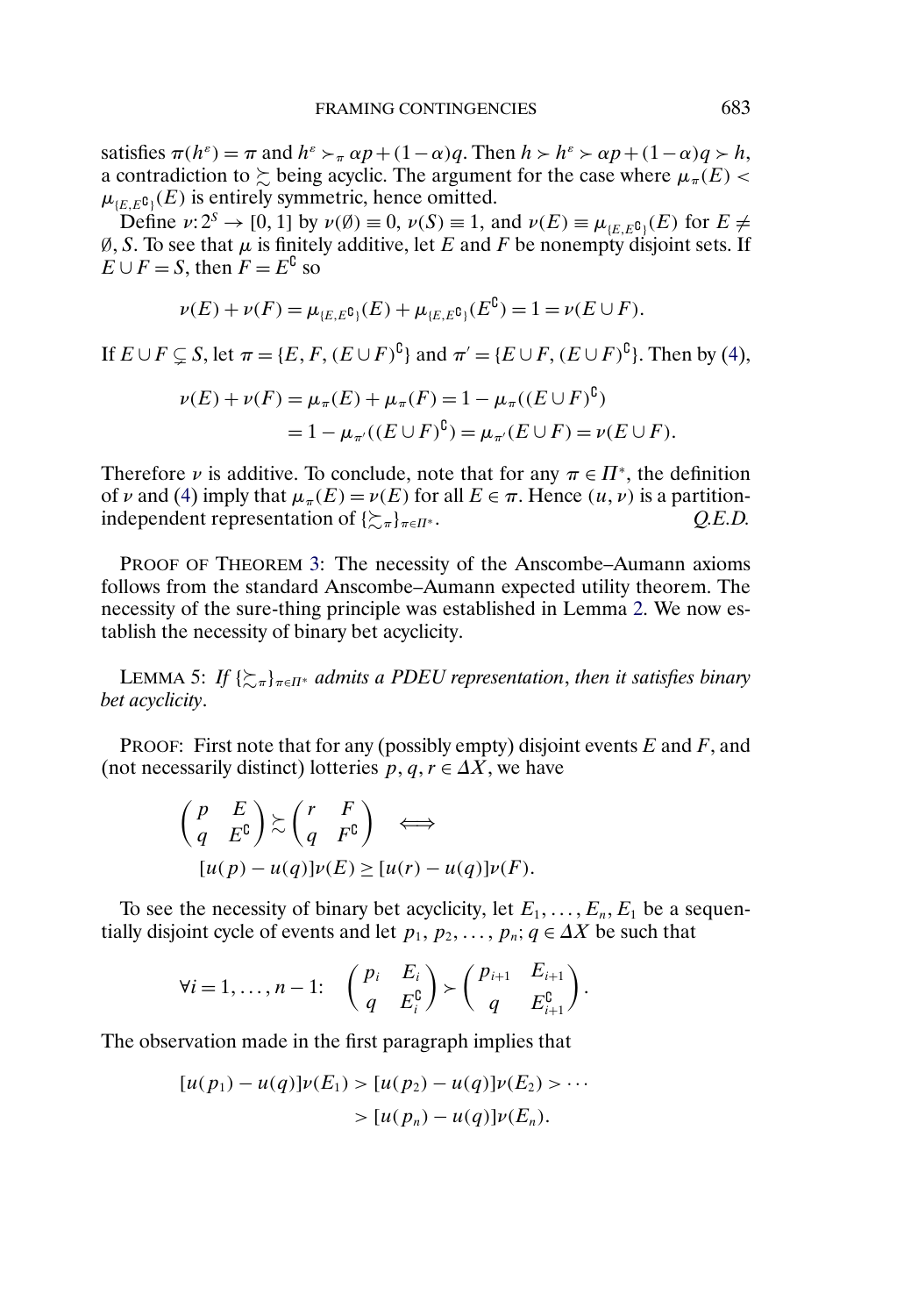satisfies $\pi(h^\varepsilon) = \pi$ and $h^\varepsilon \succ_\pi \alpha p + (1-\alpha)q$. Then $h \succ h^\varepsilon \succ \alpha p + (1-\alpha)q \succ h$, a contradiction to $\succsim$ being acyclic. The argument for the case where $\mu_\pi(E) < \mu_{\{E,E^{\complement}\}}(E)$ is entirely symmetric, hence omitted.

Define $\nu: 2^S \to [0,1]$ by $\nu(\emptyset) \equiv 0$, $\nu(S) \equiv 1$, and $\nu(E) \equiv \mu_{\{E,E^{\complement}\}}(E)$ for $E \neq \emptyset, S$. To see that $\mu$ is finitely additive, let $E$ and $F$ be nonempty disjoint sets. If $E \cup F = S$, then $F = E^{\complement}$ so

$$\nu(E) + \nu(F) = \mu_{\{E,E^{\complement}\}}(E) + \mu_{\{E,E^{\complement}\}}(E^{\complement}) = 1 = \nu(E \cup F).$$

If $E \cup F \subsetneq S$, let $\pi = \{E, F, (E \cup F)^{\complement}\}$ and $\pi' = \{E \cup F, (E \cup F)^{\complement}\}$. Then by (4),

$$\begin{aligned}\nu(E) + \nu(F) &= \mu_\pi(E) + \mu_\pi(F) = 1 - \mu_\pi((E \cup F)^{\complement}) \\ &= 1 - \mu_{\pi'}((E \cup F)^{\complement}) = \mu_{\pi'}(E \cup F) = \nu(E \cup F).\end{aligned}$$

Therefore $\nu$ is additive. To conclude, note that for any $\pi \in \Pi^*$, the definition of $\nu$ and (4) imply that $\mu_\pi(E) = \nu(E)$ for all $E \in \pi$. Hence $(u, \nu)$ is a partition-independent representation of $\{\succsim_\pi\}_{\pi \in \Pi^*}$. *Q.E.D.*

PROOF OF THEOREM 3: The necessity of the Anscombe–Aumann axioms follows from the standard Anscombe–Aumann expected utility theorem. The necessity of the sure-thing principle was established in Lemma 2. We now establish the necessity of binary bet acyclicity.

LEMMA 5: *If $\{\succsim_\pi\}_{\pi \in \Pi^*}$ admits a PDEU representation, then it satisfies binary bet acyclicity.*

PROOF: First note that for any (possibly empty) disjoint events $E$ and $F$, and (not necessarily distinct) lotteries $p, q, r \in \Delta X$, we have

$$\begin{pmatrix} p & E \\ q & E^{\complement} \end{pmatrix} \succsim \begin{pmatrix} r & F \\ q & F^{\complement} \end{pmatrix} \iff$$
$$[u(p) - u(q)]\nu(E) \geq [u(r) - u(q)]\nu(F).$$

To see the necessity of binary bet acyclicity, let $E_1, \ldots, E_n, E_1$ be a sequentially disjoint cycle of events and let $p_1, p_2, \ldots, p_n; q \in \Delta X$ be such that

$$\forall i = 1, \ldots, n-1: \quad \begin{pmatrix} p_i & E_i \\ q & E_i^{\complement} \end{pmatrix} \succ \begin{pmatrix} p_{i+1} & E_{i+1} \\ q & E_{i+1}^{\complement} \end{pmatrix}.$$

The observation made in the first paragraph implies that

$$\begin{aligned}[u(p_1) - u(q)]\nu(E_1) &> [u(p_2) - u(q)]\nu(E_2) > \cdots \\ &> [u(p_n) - u(q)]\nu(E_n).\end{aligned}$$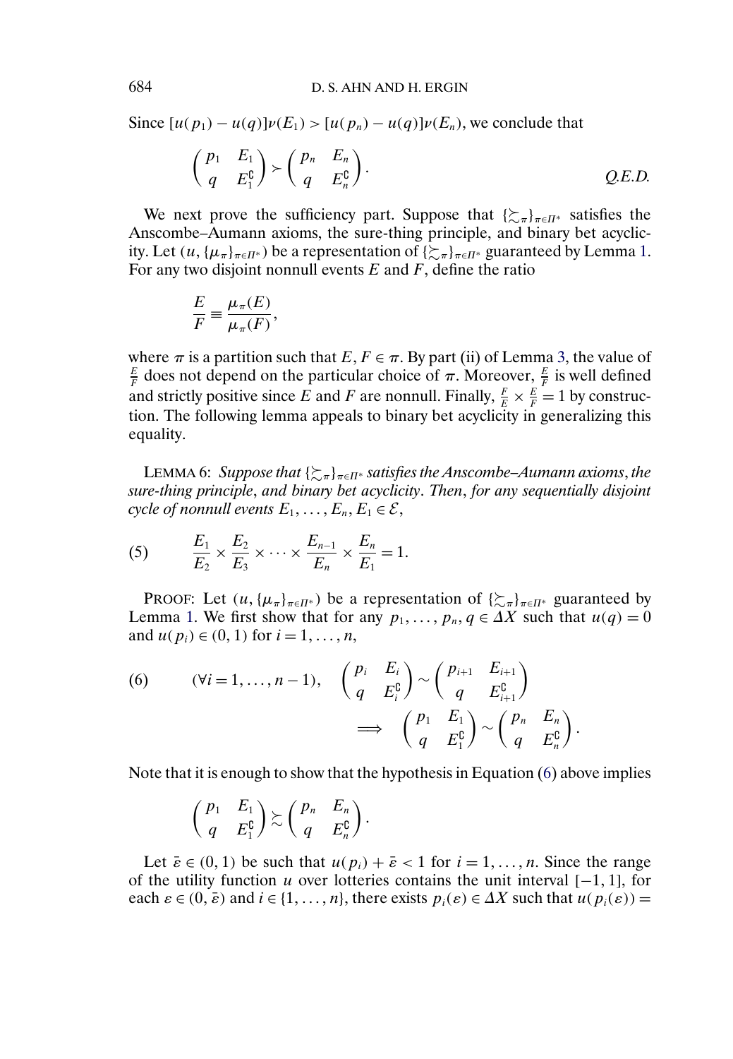Since $[u(p_1) - u(q)]\nu(E_1) > [u(p_n) - u(q)]\nu(E_n)$, we conclude that

$$\begin{pmatrix} p_1 & E_1 \\ q & E_1^{\complement} \end{pmatrix} \succ \begin{pmatrix} p_n & E_n \\ q & E_n^{\complement} \end{pmatrix}. \qquad \textit{Q.E.D.}$$

We next prove the sufficiency part. Suppose that $\{\succsim_\pi\}_{\pi \in \Pi^*}$ satisfies the Anscombe–Aumann axioms, the sure-thing principle, and binary bet acyclicity. Let $(u, \{\mu_\pi\}_{\pi \in \Pi^*})$ be a representation of $\{\succsim_\pi\}_{\pi \in \Pi^*}$ guaranteed by Lemma 1. For any two disjoint nonnull events $E$ and $F$, define the ratio

$$\frac{E}{F} \equiv \frac{\mu_\pi(E)}{\mu_\pi(F)},$$

where $\pi$ is a partition such that $E, F \in \pi$. By part (ii) of Lemma 3, the value of $\frac{E}{F}$ does not depend on the particular choice of $\pi$. Moreover, $\frac{E}{F}$ is well defined and strictly positive since $E$ and $F$ are nonnull. Finally, $\frac{F}{E} \times \frac{E}{F} = 1$ by construction. The following lemma appeals to binary bet acyclicity in generalizing this equality.

LEMMA 6: *Suppose that $\{\succsim_\pi\}_{\pi \in \Pi^*}$ satisfies the Anscombe–Aumann axioms, the sure-thing principle, and binary bet acyclicity. Then, for any sequentially disjoint cycle of nonnull events $E_1, \ldots, E_n, E_1 \in \mathcal{E}$,*

$$\frac{E_1}{E_2} \times \frac{E_2}{E_3} \times \cdots \times \frac{E_{n-1}}{E_n} \times \frac{E_n}{E_1} = 1. \tag{5}$$

PROOF: Let $(u, \{\mu_\pi\}_{\pi \in \Pi^*})$ be a representation of $\{\succsim_\pi\}_{\pi \in \Pi^*}$ guaranteed by Lemma 1. We first show that for any $p_1, \ldots, p_n, q \in \Delta X$ such that $u(q) = 0$ and $u(p_i) \in (0, 1)$ for $i = 1, \ldots, n$,

$$(\forall i = 1, \ldots, n-1), \quad \begin{pmatrix} p_i & E_i \\ q & E_i^{\complement} \end{pmatrix} \sim \begin{pmatrix} p_{i+1} & E_{i+1} \\ q & E_{i+1}^{\complement} \end{pmatrix} \implies \begin{pmatrix} p_1 & E_1 \\ q & E_1^{\complement} \end{pmatrix} \sim \begin{pmatrix} p_n & E_n \\ q & E_n^{\complement} \end{pmatrix}. \tag{6}$$

Note that it is enough to show that the hypothesis in Equation (6) above implies

$$\begin{pmatrix} p_1 & E_1 \\ q & E_1^{\complement} \end{pmatrix} \succsim \begin{pmatrix} p_n & E_n \\ q & E_n^{\complement} \end{pmatrix}.$$

Let $\bar{\varepsilon} \in (0, 1)$ be such that $u(p_i) + \bar{\varepsilon} < 1$ for $i = 1, \ldots, n$. Since the range of the utility function $u$ over lotteries contains the unit interval $[-1, 1]$, for each $\varepsilon \in (0, \bar{\varepsilon})$ and $i \in \{1, \ldots, n\}$, there exists $p_i(\varepsilon) \in \Delta X$ such that $u(p_i(\varepsilon)) =$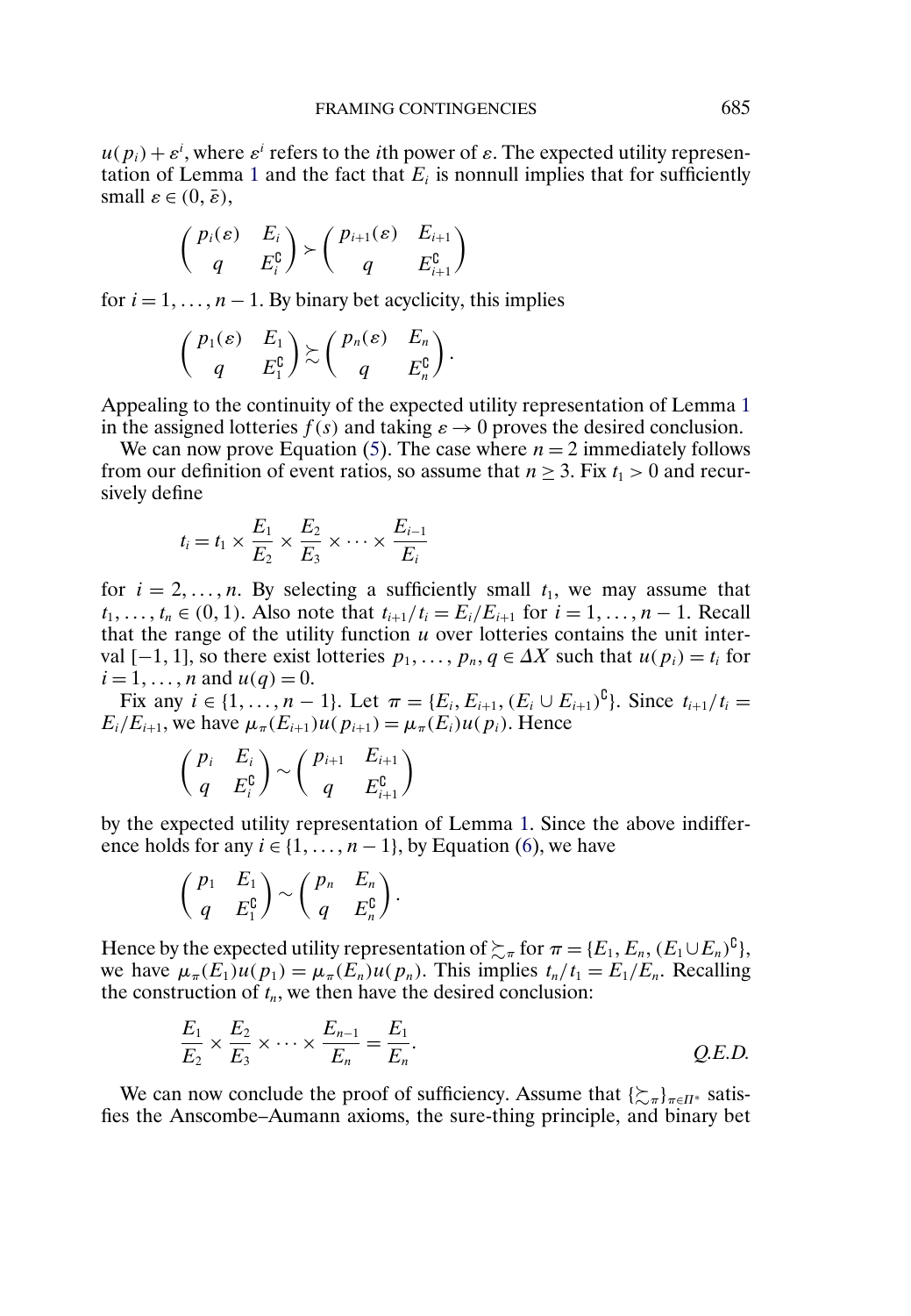$u(p_i) + \varepsilon^i$, where $\varepsilon^i$ refers to the $i$th power of $\varepsilon$. The expected utility representation of Lemma 1 and the fact that $E_i$ is nonnull implies that for sufficiently small $\varepsilon \in (0, \bar{\varepsilon})$,

$$\begin{pmatrix} p_i(\varepsilon) & E_i \\ q & E_i^{\complement} \end{pmatrix} \succ \begin{pmatrix} p_{i+1}(\varepsilon) & E_{i+1} \\ q & E_{i+1}^{\complement} \end{pmatrix}$$

for $i = 1, \dots, n-1$. By binary bet acyclicity, this implies

$$\begin{pmatrix} p_1(\varepsilon) & E_1 \\ q & E_1^{\complement} \end{pmatrix} \succsim \begin{pmatrix} p_n(\varepsilon) & E_n \\ q & E_n^{\complement} \end{pmatrix}.$$

Appealing to the continuity of the expected utility representation of Lemma 1 in the assigned lotteries $f(s)$ and taking $\varepsilon \to 0$ proves the desired conclusion.

We can now prove Equation (5). The case where $n = 2$ immediately follows from our definition of event ratios, so assume that $n \geq 3$. Fix $t_1 > 0$ and recursively define

$$t_i = t_1 \times \frac{E_1}{E_2} \times \frac{E_2}{E_3} \times \cdots \times \frac{E_{i-1}}{E_i}$$

for $i = 2, \dots, n$. By selecting a sufficiently small $t_1$, we may assume that $t_1, \dots, t_n \in (0, 1)$. Also note that $t_{i+1}/t_i = E_i/E_{i+1}$ for $i = 1, \dots, n-1$. Recall that the range of the utility function $u$ over lotteries contains the unit interval $[-1, 1]$, so there exist lotteries $p_1, \dots, p_n, q \in \Delta X$ such that $u(p_i) = t_i$ for $i = 1, \dots, n$ and $u(q) = 0$.

Fix any $i \in \{1, \dots, n-1\}$. Let $\pi = \{E_i, E_{i+1}, (E_i \cup E_{i+1})^{\complement}\}$. Since $t_{i+1}/t_i = E_i/E_{i+1}$, we have $\mu_\pi(E_{i+1})u(p_{i+1}) = \mu_\pi(E_i)u(p_i)$. Hence

$$\begin{pmatrix} p_i & E_i \\ q & E_i^{\complement} \end{pmatrix} \sim \begin{pmatrix} p_{i+1} & E_{i+1} \\ q & E_{i+1}^{\complement} \end{pmatrix}$$

by the expected utility representation of Lemma 1. Since the above indifference holds for any $i \in \{1, \dots, n-1\}$, by Equation (6), we have

$$\begin{pmatrix} p_1 & E_1 \\ q & E_1^{\complement} \end{pmatrix} \sim \begin{pmatrix} p_n & E_n \\ q & E_n^{\complement} \end{pmatrix}.$$

Hence by the expected utility representation of $\succsim_\pi$ for $\pi = \{E_1, E_n, (E_1 \cup E_n)^{\complement}\}$, we have $\mu_\pi(E_1)u(p_1) = \mu_\pi(E_n)u(p_n)$. This implies $t_n/t_1 = E_1/E_n$. Recalling the construction of $t_n$, we then have the desired conclusion:

$$\frac{E_1}{E_2} \times \frac{E_2}{E_3} \times \cdots \times \frac{E_{n-1}}{E_n} = \frac{E_1}{E_n}. \qquad \textit{Q.E.D.}$$

We can now conclude the proof of sufficiency. Assume that $\{\succsim_\pi\}_{\pi \in \Pi^*}$ satisfies the Anscombe–Aumann axioms, the sure-thing principle, and binary bet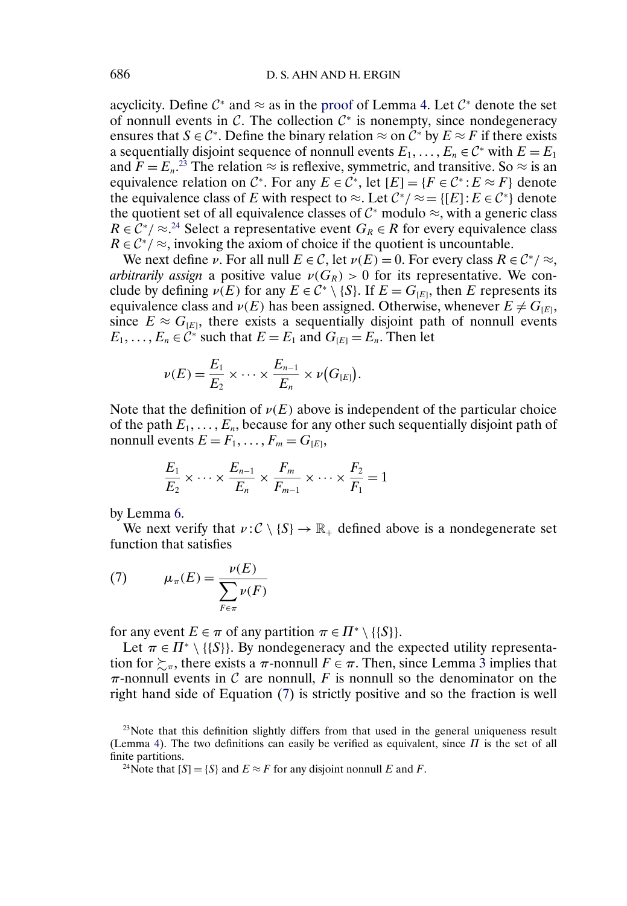acyclicity. Define $\mathcal{C}^*$ and $\approx$ as in the proof of Lemma 4. Let $\mathcal{C}^*$ denote the set of nonnull events in $\mathcal{C}$. The collection $\mathcal{C}^*$ is nonempty, since nondegeneracy ensures that $S \in \mathcal{C}^*$. Define the binary relation $\approx$ on $\mathcal{C}^*$ by $E \approx F$ if there exists a sequentially disjoint sequence of nonnull events $E_1, \ldots, E_n \in \mathcal{C}^*$ with $E = E_1$ and $F = E_n$.[23] The relation $\approx$ is reflexive, symmetric, and transitive. So $\approx$ is an equivalence relation on $\mathcal{C}^*$. For any $E \in \mathcal{C}^*$, let $[E] = \{F \in \mathcal{C}^* : E \approx F\}$ denote the equivalence class of $E$ with respect to $\approx$. Let $\mathcal{C}^*/\approx = \{[E] : E \in \mathcal{C}^*\}$ denote the quotient set of all equivalence classes of $\mathcal{C}^*$ modulo $\approx$, with a generic class $R \in \mathcal{C}^*/\approx$.[24] Select a representative event $G_R \in R$ for every equivalence class $R \in \mathcal{C}^*/\approx$, invoking the axiom of choice if the quotient is uncountable.

We next define $\nu$. For all null $E \in \mathcal{C}$, let $\nu(E) = 0$. For every class $R \in \mathcal{C}^*/\approx$, *arbitrarily assign* a positive value $\nu(G_R) > 0$ for its representative. We conclude by defining $\nu(E)$ for any $E \in \mathcal{C}^* \setminus \{S\}$. If $E = G_{[E]}$, then $E$ represents its equivalence class and $\nu(E)$ has been assigned. Otherwise, whenever $E \neq G_{[E]}$, since $E \approx G_{[E]}$, there exists a sequentially disjoint path of nonnull events $E_1, \ldots, E_n \in \mathcal{C}^*$ such that $E = E_1$ and $G_{[E]} = E_n$. Then let

$$\nu(E) = \frac{E_1}{E_2} \times \cdots \times \frac{E_{n-1}}{E_n} \times \nu\big(G_{[E]}\big).$$

Note that the definition of $\nu(E)$ above is independent of the particular choice of the path $E_1, \ldots, E_n$, because for any other such sequentially disjoint path of nonnull events $E = F_1, \ldots, F_m = G_{[E]}$,

$$\frac{E_1}{E_2} \times \cdots \times \frac{E_{n-1}}{E_n} \times \frac{F_m}{F_{m-1}} \times \cdots \times \frac{F_2}{F_1} = 1$$

by Lemma 6.

We next verify that $\nu : \mathcal{C} \setminus \{S\} \to \mathbb{R}_+$ defined above is a nondegenerate set function that satisfies

$$\mu_\pi(E) = \frac{\nu(E)}{\sum_{F \in \pi} \nu(F)} \tag{7}$$

for any event $E \in \pi$ of any partition $\pi \in \Pi^* \setminus \{\{S\}\}$.

Let $\pi \in \Pi^* \setminus \{\{S\}\}$. By nondegeneracy and the expected utility representation for $\succsim_\pi$, there exists a $\pi$-nonnull $F \in \pi$. Then, since Lemma 3 implies that $\pi$-nonnull events in $\mathcal{C}$ are nonnull, $F$ is nonnull so the denominator on the right hand side of Equation (7) is strictly positive and so the fraction is well

[23] Note that this definition slightly differs from that used in the general uniqueness result (Lemma 4). The two definitions can easily be verified as equivalent, since $\Pi$ is the set of all finite partitions.

[24] Note that $[S] = \{S\}$ and $E \approx F$ for any disjoint nonnull $E$ and $F$.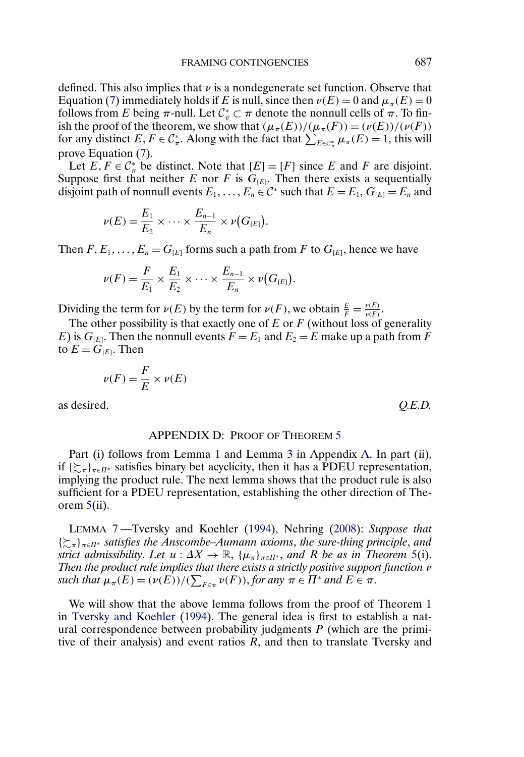defined. This also implies that $\nu$ is a nondegenerate set function. Observe that Equation (7) immediately holds if $E$ is null, since then $\nu(E) = 0$ and $\mu_\pi(E) = 0$ follows from $E$ being $\pi$-null. Let $\mathcal{C}^*_\pi \subset \pi$ denote the nonnull cells of $\pi$. To finish the proof of the theorem, we show that $(\mu_\pi(E))/(\mu_\pi(F)) = (\nu(E))/(\nu(F))$ for any distinct $E, F \in \mathcal{C}^*_\pi$. Along with the fact that $\sum_{E \in \mathcal{C}^*_\pi} \mu_\pi(E) = 1$, this will prove Equation (7).

Let $E, F \in \mathcal{C}^*_\pi$ be distinct. Note that $[E] = [F]$ since $E$ and $F$ are disjoint. Suppose first that neither $E$ nor $F$ is $G_{[E]}$. Then there exists a sequentially disjoint path of nonnull events $E_1, \ldots, E_n \in \mathcal{C}^*$ such that $E = E_1$, $G_{[E]} = E_n$ and

$$\nu(E) = \frac{E_1}{E_2} \times \cdots \times \frac{E_{n-1}}{E_n} \times \nu(G_{[E]}).$$

Then $F, E_1, \ldots, E_n = G_{[E]}$ forms such a path from $F$ to $G_{[E]}$, hence we have

$$\nu(F) = \frac{F}{E_1} \times \frac{E_1}{E_2} \times \cdots \times \frac{E_{n-1}}{E_n} \times \nu(G_{[E]}).$$

Dividing the term for $\nu(E)$ by the term for $\nu(F)$, we obtain $\frac{E}{F} = \frac{\nu(E)}{\nu(F)}$.

The other possibility is that exactly one of $E$ or $F$ (without loss of generality $E$) is $G_{[E]}$. Then the nonnull events $F = E_1$ and $E_2 = E$ make up a path from $F$ to $E = G_{[E]}$. Then

$$\nu(F) = \frac{F}{E} \times \nu(E)$$

as desired. *Q.E.D.*

## APPENDIX D: PROOF OF THEOREM 5

Part (i) follows from Lemma 1 and Lemma 3 in Appendix A. In part (ii), if $\{\succsim_\pi\}_{\pi \in \Pi^*}$ satisfies binary bet acyclicity, then it has a PDEU representation, implying the product rule. The next lemma shows that the product rule is also sufficient for a PDEU representation, establishing the other direction of Theorem 5(ii).

LEMMA 7—Tversky and Koehler (1994), Nehring (2008): *Suppose that $\{\succsim_\pi\}_{\pi \in \Pi^*}$ satisfies the Anscombe–Aumann axioms, the sure-thing principle, and strict admissibility. Let $u : \Delta X \to \mathbb{R}$, $\{\mu_\pi\}_{\pi \in \Pi^*}$, and $R$ be as in Theorem 5(i). Then the product rule implies that there exists a strictly positive support function $\nu$ such that $\mu_\pi(E) = (\nu(E))/(\sum_{F \in \pi} \nu(F))$, for any $\pi \in \Pi^*$ and $E \in \pi$.*

We will show that the above lemma follows from the proof of Theorem 1 in Tversky and Koehler (1994). The general idea is first to establish a natural correspondence between probability judgments $P$ (which are the primitive of their analysis) and event ratios $R$, and then to translate Tversky and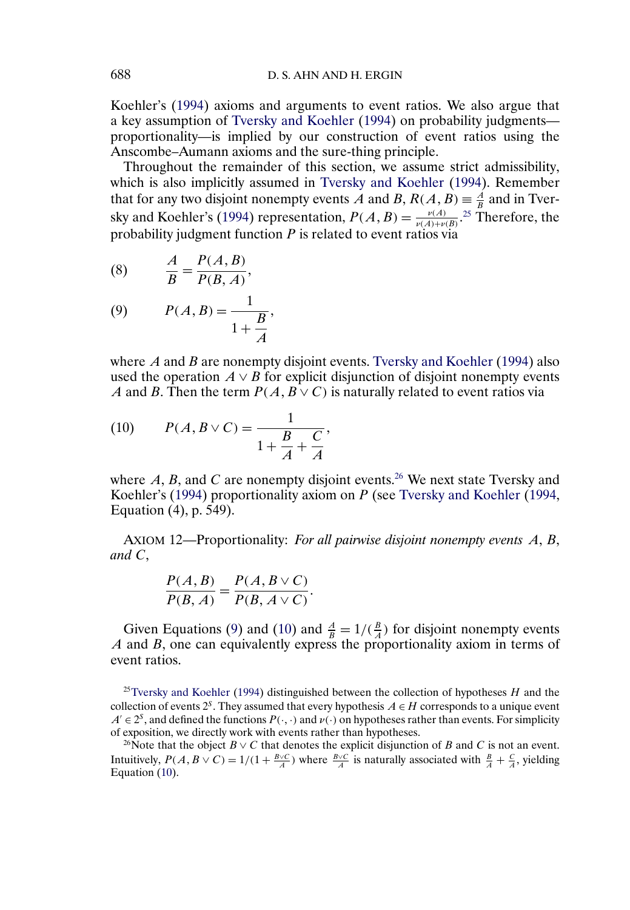Koehler's (1994) axioms and arguments to event ratios. We also argue that a key assumption of Tversky and Koehler (1994) on probability judgments—proportionality—is implied by our construction of event ratios using the Anscombe–Aumann axioms and the sure-thing principle.

Throughout the remainder of this section, we assume strict admissibility, which is also implicitly assumed in Tversky and Koehler (1994). Remember that for any two disjoint nonempty events $A$ and $B$, $R(A, B) \equiv \frac{A}{B}$ and in Tversky and Koehler's (1994) representation, $P(A, B) = \frac{\nu(A)}{\nu(A)+\nu(B)}$.[25] Therefore, the probability judgment function $P$ is related to event ratios via

$$\frac{A}{B} = \frac{P(A, B)}{P(B, A)}, \tag{8}$$

$$P(A, B) = \frac{1}{1 + \dfrac{B}{A}}, \tag{9}$$

where $A$ and $B$ are nonempty disjoint events. Tversky and Koehler (1994) also used the operation $A \vee B$ for explicit disjunction of disjoint nonempty events $A$ and $B$. Then the term $P(A, B \vee C)$ is naturally related to event ratios via

$$P(A, B \vee C) = \frac{1}{1 + \dfrac{B}{A} + \dfrac{C}{A}}, \tag{10}$$

where $A$, $B$, and $C$ are nonempty disjoint events.[26] We next state Tversky and Koehler's (1994) proportionality axiom on $P$ (see Tversky and Koehler (1994, Equation (4), p. 549).

AXIOM 12—Proportionality: *For all pairwise disjoint nonempty events $A$, $B$, and $C$,*

$$\frac{P(A, B)}{P(B, A)} = \frac{P(A, B \vee C)}{P(B, A \vee C)}.$$

Given Equations (9) and (10) and $\frac{A}{B} = 1/(\frac{B}{A})$ for disjoint nonempty events $A$ and $B$, one can equivalently express the proportionality axiom in terms of event ratios.

[25] Tversky and Koehler (1994) distinguished between the collection of hypotheses $H$ and the collection of events $2^S$. They assumed that every hypothesis $A \in H$ corresponds to a unique event $A' \in 2^S$, and defined the functions $P(\cdot, \cdot)$ and $\nu(\cdot)$ on hypotheses rather than events. For simplicity of exposition, we directly work with events rather than hypotheses.

[26] Note that the object $B \vee C$ that denotes the explicit disjunction of $B$ and $C$ is not an event. Intuitively, $P(A, B \vee C) = 1/(1 + \frac{B \vee C}{A})$ where $\frac{B \vee C}{A}$ is naturally associated with $\frac{B}{A} + \frac{C}{A}$, yielding Equation (10).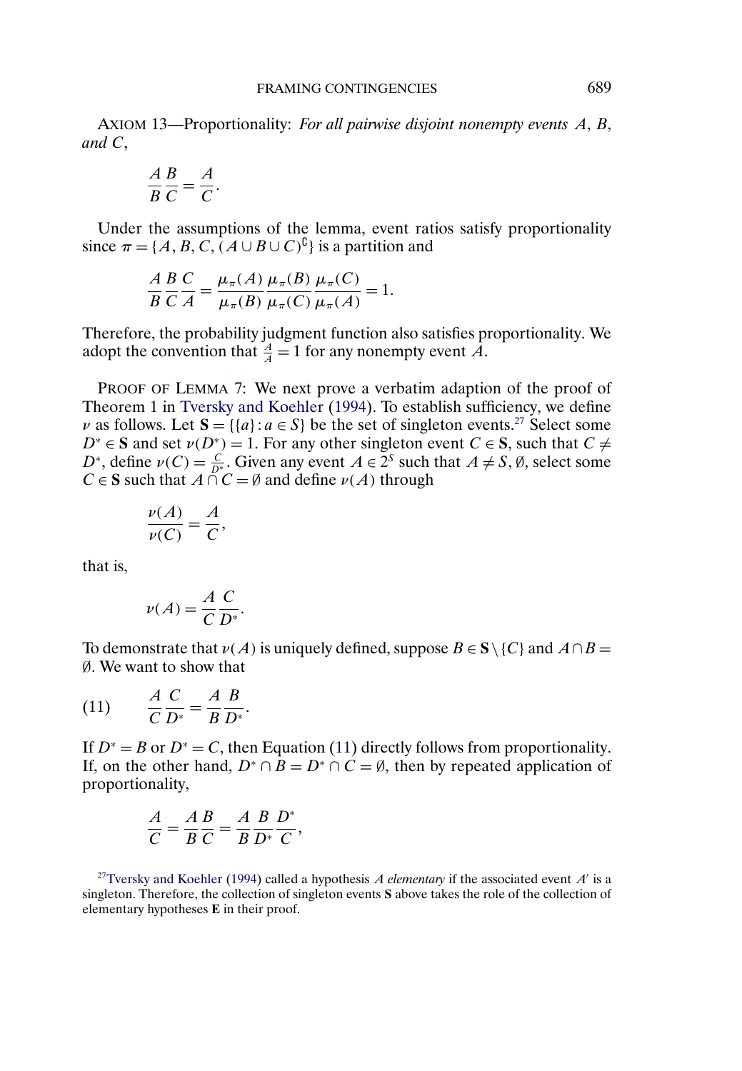AXIOM 13—Proportionality: *For all pairwise disjoint nonempty events $A$, $B$, and $C$,*

$$\frac{A}{B}\frac{B}{C} = \frac{A}{C}.$$

Under the assumptions of the lemma, event ratios satisfy proportionality since $\pi = \{A, B, C, (A \cup B \cup C)^{\complement}\}$ is a partition and

$$\frac{A}{B}\frac{B}{C}\frac{C}{A} = \frac{\mu_\pi(A)}{\mu_\pi(B)}\frac{\mu_\pi(B)}{\mu_\pi(C)}\frac{\mu_\pi(C)}{\mu_\pi(A)} = 1.$$

Therefore, the probability judgment function also satisfies proportionality. We adopt the convention that $\frac{A}{A} = 1$ for any nonempty event $A$.

PROOF OF LEMMA 7: We next prove a verbatim adaption of the proof of Theorem 1 in Tversky and Koehler (1994). To establish sufficiency, we define $\nu$ as follows. Let $\mathbf{S} = \{\{a\} : a \in S\}$ be the set of singleton events.[27] Select some $D^* \in \mathbf{S}$ and set $\nu(D^*) = 1$. For any other singleton event $C \in \mathbf{S}$, such that $C \neq D^*$, define $\nu(C) = \frac{C}{D^*}$. Given any event $A \in 2^S$ such that $A \neq S, \emptyset$, select some $C \in \mathbf{S}$ such that $A \cap C = \emptyset$ and define $\nu(A)$ through

$$\frac{\nu(A)}{\nu(C)} = \frac{A}{C},$$

that is,

$$\nu(A) = \frac{A}{C}\frac{C}{D^*}.$$

To demonstrate that $\nu(A)$ is uniquely defined, suppose $B \in \mathbf{S} \setminus \{C\}$ and $A \cap B = \emptyset$. We want to show that

$$\frac{A}{C}\frac{C}{D^*} = \frac{A}{B}\frac{B}{D^*}. \tag{11}$$

If $D^* = B$ or $D^* = C$, then Equation (11) directly follows from proportionality. If, on the other hand, $D^* \cap B = D^* \cap C = \emptyset$, then by repeated application of proportionality,

$$\frac{A}{C} = \frac{A}{B}\frac{B}{C} = \frac{A}{B}\frac{B}{D^*}\frac{D^*}{C},$$

[27] Tversky and Koehler (1994) called a hypothesis $A$ *elementary* if the associated event $A'$ is a singleton. Therefore, the collection of singleton events $\mathbf{S}$ above takes the role of the collection of elementary hypotheses $\mathbf{E}$ in their proof.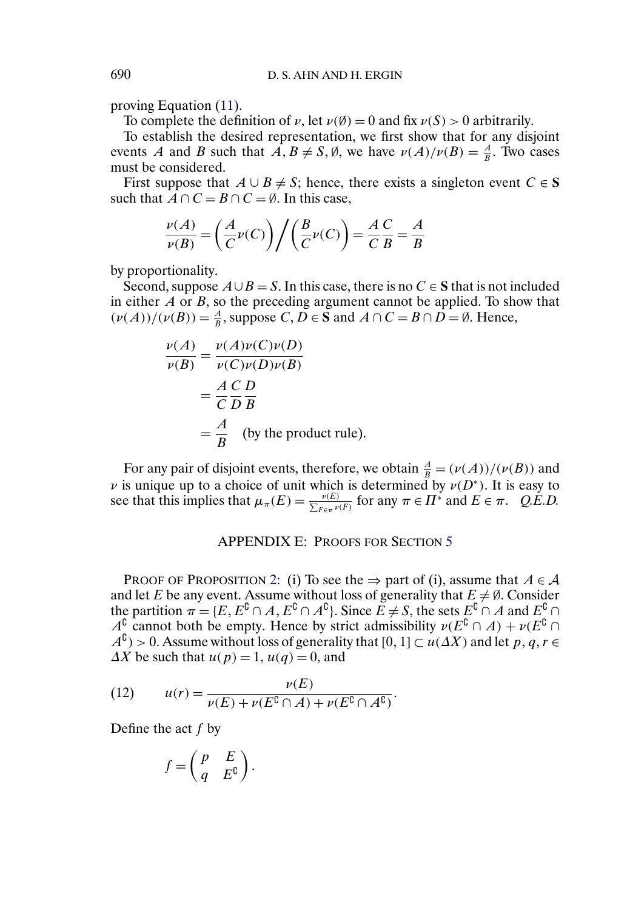proving Equation (11).

To complete the definition of $\nu$, let $\nu(\emptyset) = 0$ and fix $\nu(S) > 0$ arbitrarily.

To establish the desired representation, we first show that for any disjoint events $A$ and $B$ such that $A, B \neq S, \emptyset$, we have $\nu(A)/\nu(B) = \frac{A}{B}$. Two cases must be considered.

First suppose that $A \cup B \neq S$; hence, there exists a singleton event $C \in \mathbf{S}$ such that $A \cap C = B \cap C = \emptyset$. In this case,

$$\frac{\nu(A)}{\nu(B)} = \left(\frac{A}{C}\nu(C)\right) \Big/ \left(\frac{B}{C}\nu(C)\right) = \frac{A}{C}\frac{C}{B} = \frac{A}{B}$$

by proportionality.

Second, suppose $A \cup B = S$. In this case, there is no $C \in \mathbf{S}$ that is not included in either $A$ or $B$, so the preceding argument cannot be applied. To show that $(\nu(A))/(\nu(B)) = \frac{A}{B}$, suppose $C, D \in \mathbf{S}$ and $A \cap C = B \cap D = \emptyset$. Hence,

$$\begin{aligned}
\frac{\nu(A)}{\nu(B)} &= \frac{\nu(A)\nu(C)\nu(D)}{\nu(C)\nu(D)\nu(B)} \\
&= \frac{A}{C}\frac{C}{D}\frac{D}{B} \\
&= \frac{A}{B} \quad \text{(by the product rule).}
\end{aligned}$$

For any pair of disjoint events, therefore, we obtain $\frac{A}{B} = (\nu(A))/(\nu(B))$ and $\nu$ is unique up to a choice of unit which is determined by $\nu(D^*)$. It is easy to see that this implies that $\mu_\pi(E) = \frac{\nu(E)}{\sum_{F \in \pi} \nu(F)}$ for any $\pi \in \Pi^*$ and $E \in \pi$. *Q.E.D.*

## APPENDIX E: PROOFS FOR SECTION 5

PROOF OF PROPOSITION 2: (i) To see the $\Rightarrow$ part of (i), assume that $A \in \mathcal{A}$ and let $E$ be any event. Assume without loss of generality that $E \neq \emptyset$. Consider the partition $\pi = \{E, E^\complement \cap A, E^\complement \cap A^\complement\}$. Since $E \neq S$, the sets $E^\complement \cap A$ and $E^\complement \cap A^\complement$ cannot both be empty. Hence by strict admissibility $\nu(E^\complement \cap A) + \nu(E^\complement \cap A^\complement) > 0$. Assume without loss of generality that $[0, 1] \subset u(\Delta X)$ and let $p, q, r \in \Delta X$ be such that $u(p) = 1$, $u(q) = 0$, and

$$u(r) = \frac{\nu(E)}{\nu(E) + \nu(E^\complement \cap A) + \nu(E^\complement \cap A^\complement)}. \tag{12}$$

Define the act $f$ by

$$f = \begin{pmatrix} p & E \\ q & E^\complement \end{pmatrix}.$$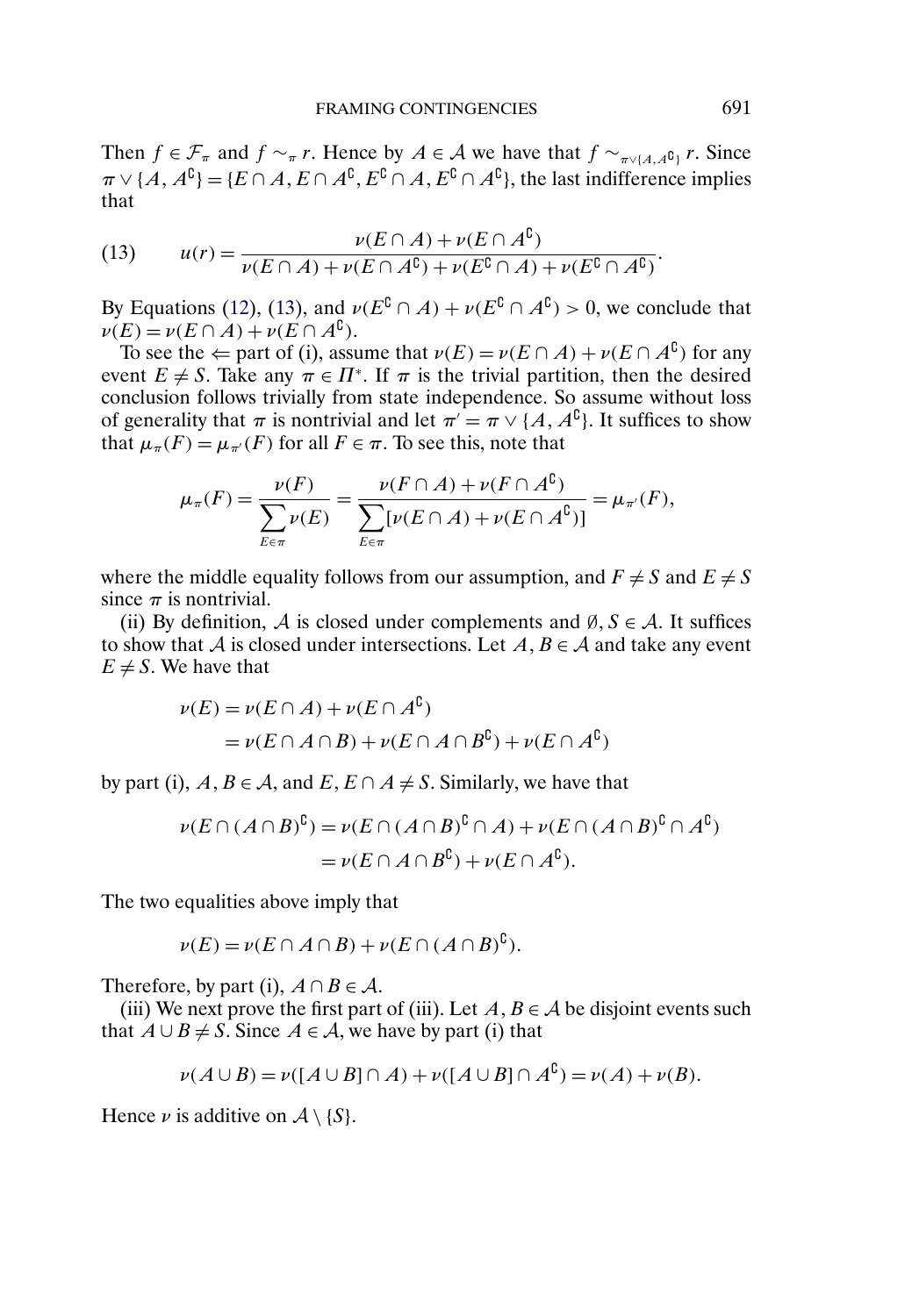Then $f \in \mathcal{F}_\pi$ and $f \sim_\pi r$. Hence by $A \in \mathcal{A}$ we have that $f \sim_{\pi \vee \{A, A^{\complement}\}} r$. Since $\pi \vee \{A, A^{\complement}\} = \{E \cap A, E \cap A^{\complement}, E^{\complement} \cap A, E^{\complement} \cap A^{\complement}\}$, the last indifference implies that

$$u(r) = \frac{\nu(E \cap A) + \nu(E \cap A^{\complement})}{\nu(E \cap A) + \nu(E \cap A^{\complement}) + \nu(E^{\complement} \cap A) + \nu(E^{\complement} \cap A^{\complement})}. \tag{13}$$

By Equations (12), (13), and $\nu(E^{\complement} \cap A) + \nu(E^{\complement} \cap A^{\complement}) > 0$, we conclude that $\nu(E) = \nu(E \cap A) + \nu(E \cap A^{\complement})$.

To see the $\Leftarrow$ part of (i), assume that $\nu(E) = \nu(E \cap A) + \nu(E \cap A^{\complement})$ for any event $E \neq S$. Take any $\pi \in \Pi^*$. If $\pi$ is the trivial partition, then the desired conclusion follows trivially from state independence. So assume without loss of generality that $\pi$ is nontrivial and let $\pi' = \pi \vee \{A, A^{\complement}\}$. It suffices to show that $\mu_\pi(F) = \mu_{\pi'}(F)$ for all $F \in \pi$. To see this, note that

$$\mu_\pi(F) = \frac{\nu(F)}{\displaystyle\sum_{E \in \pi} \nu(E)} = \frac{\nu(F \cap A) + \nu(F \cap A^{\complement})}{\displaystyle\sum_{E \in \pi} [\nu(E \cap A) + \nu(E \cap A^{\complement})]} = \mu_{\pi'}(F),$$

where the middle equality follows from our assumption, and $F \neq S$ and $E \neq S$ since $\pi$ is nontrivial.

(ii) By definition, $\mathcal{A}$ is closed under complements and $\emptyset, S \in \mathcal{A}$. It suffices to show that $\mathcal{A}$ is closed under intersections. Let $A, B \in \mathcal{A}$ and take any event $E \neq S$. We have that

$$\begin{aligned}
\nu(E) &= \nu(E \cap A) + \nu(E \cap A^{\complement}) \\
&= \nu(E \cap A \cap B) + \nu(E \cap A \cap B^{\complement}) + \nu(E \cap A^{\complement})
\end{aligned}$$

by part (i), $A, B \in \mathcal{A}$, and $E, E \cap A \neq S$. Similarly, we have that

$$\begin{aligned}
\nu(E \cap (A \cap B)^{\complement}) &= \nu(E \cap (A \cap B)^{\complement} \cap A) + \nu(E \cap (A \cap B)^{\complement} \cap A^{\complement}) \\
&= \nu(E \cap A \cap B^{\complement}) + \nu(E \cap A^{\complement}).
\end{aligned}$$

The two equalities above imply that

$$\nu(E) = \nu(E \cap A \cap B) + \nu(E \cap (A \cap B)^{\complement}).$$

Therefore, by part (i), $A \cap B \in \mathcal{A}$.

(iii) We next prove the first part of (iii). Let $A, B \in \mathcal{A}$ be disjoint events such that $A \cup B \neq S$. Since $A \in \mathcal{A}$, we have by part (i) that

$$\nu(A \cup B) = \nu([A \cup B] \cap A) + \nu([A \cup B] \cap A^{\complement}) = \nu(A) + \nu(B).$$

Hence $\nu$ is additive on $\mathcal{A} \setminus \{S\}$.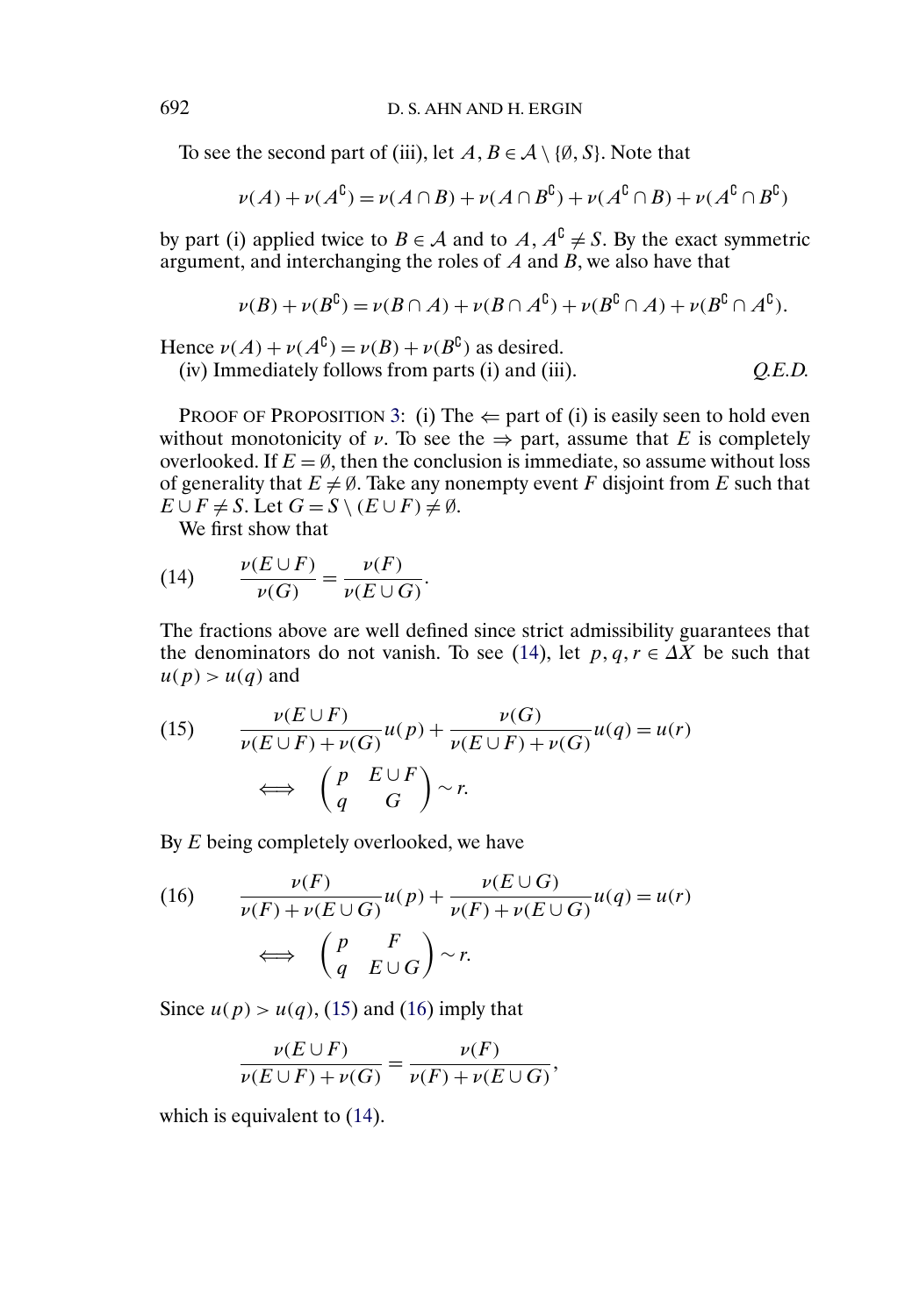To see the second part of (iii), let $A, B \in \mathcal{A} \setminus \{\emptyset, S\}$. Note that

$$\nu(A) + \nu(A^{\complement}) = \nu(A \cap B) + \nu(A \cap B^{\complement}) + \nu(A^{\complement} \cap B) + \nu(A^{\complement} \cap B^{\complement})$$

by part (i) applied twice to $B \in \mathcal{A}$ and to $A, A^{\complement} \neq S$. By the exact symmetric argument, and interchanging the roles of $A$ and $B$, we also have that

$$\nu(B) + \nu(B^{\complement}) = \nu(B \cap A) + \nu(B \cap A^{\complement}) + \nu(B^{\complement} \cap A) + \nu(B^{\complement} \cap A^{\complement}).$$

Hence $\nu(A) + \nu(A^{\complement}) = \nu(B) + \nu(B^{\complement})$ as desired.

(iv) Immediately follows from parts (i) and (iii). *Q.E.D.*

PROOF OF PROPOSITION 3: (i) The $\Leftarrow$ part of (i) is easily seen to hold even without monotonicity of $\nu$. To see the $\Rightarrow$ part, assume that $E$ is completely overlooked. If $E = \emptyset$, then the conclusion is immediate, so assume without loss of generality that $E \neq \emptyset$. Take any nonempty event $F$ disjoint from $E$ such that $E \cup F \neq S$. Let $G = S \setminus (E \cup F) \neq \emptyset$.

We first show that

$$\frac{\nu(E \cup F)}{\nu(G)} = \frac{\nu(F)}{\nu(E \cup G)}. \tag{14}$$

The fractions above are well defined since strict admissibility guarantees that the denominators do not vanish. To see (14), let $p, q, r \in \Delta X$ be such that $u(p) > u(q)$ and

$$\frac{\nu(E \cup F)}{\nu(E \cup F) + \nu(G)} u(p) + \frac{\nu(G)}{\nu(E \cup F) + \nu(G)} u(q) = u(r) \tag{15}$$
$$\iff \begin{pmatrix} p & E \cup F \\ q & G \end{pmatrix} \sim r.$$

By $E$ being completely overlooked, we have

$$\frac{\nu(F)}{\nu(F) + \nu(E \cup G)} u(p) + \frac{\nu(E \cup G)}{\nu(F) + \nu(E \cup G)} u(q) = u(r) \tag{16}$$
$$\iff \begin{pmatrix} p & F \\ q & E \cup G \end{pmatrix} \sim r.$$

Since $u(p) > u(q)$, (15) and (16) imply that

$$\frac{\nu(E \cup F)}{\nu(E \cup F) + \nu(G)} = \frac{\nu(F)}{\nu(F) + \nu(E \cup G)},$$

which is equivalent to (14).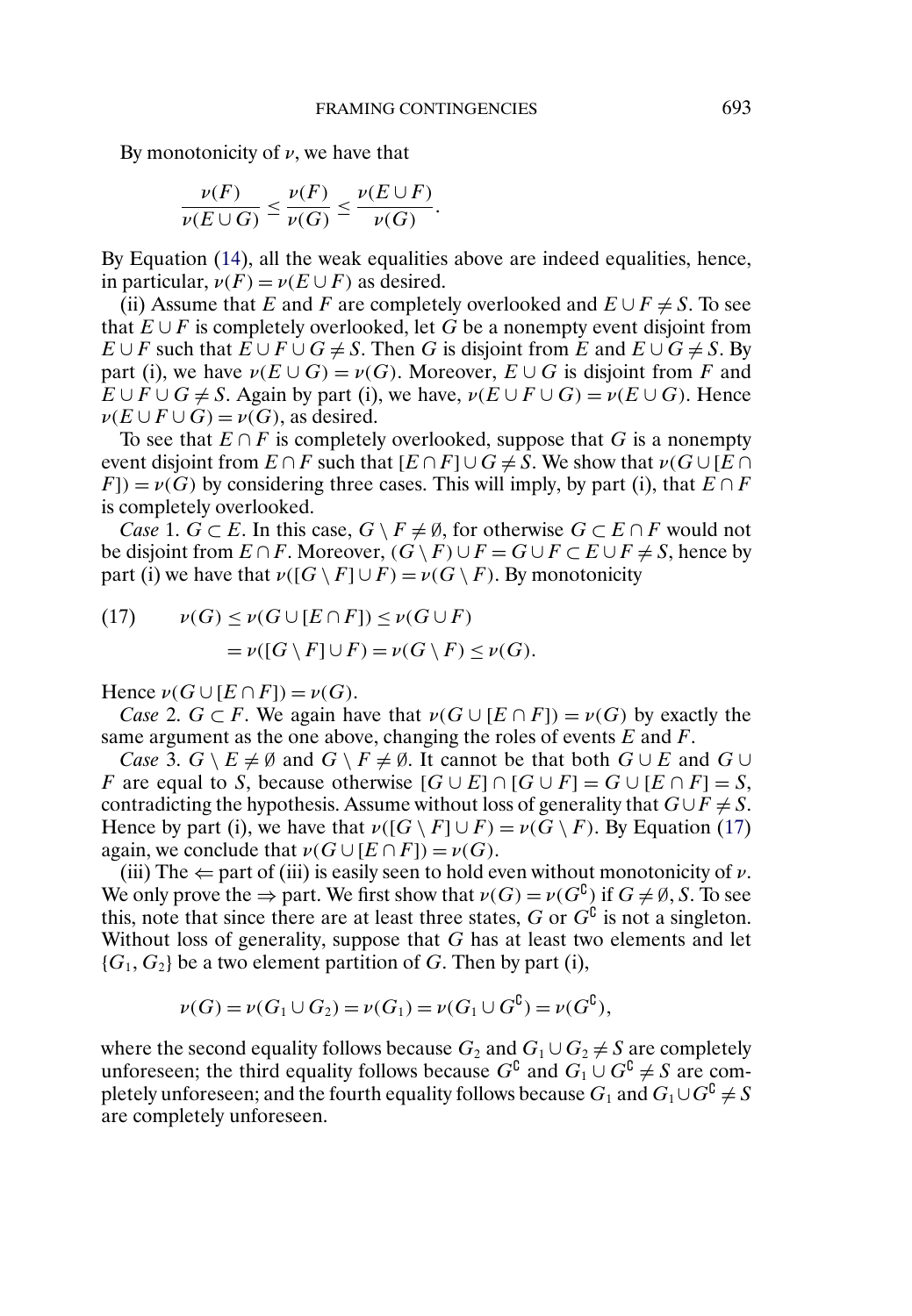By monotonicity of $\nu$, we have that

$$\frac{\nu(F)}{\nu(E \cup G)} \leq \frac{\nu(F)}{\nu(G)} \leq \frac{\nu(E \cup F)}{\nu(G)}.$$

By Equation (14), all the weak equalities above are indeed equalities, hence, in particular, $\nu(F) = \nu(E \cup F)$ as desired.

(ii) Assume that $E$ and $F$ are completely overlooked and $E \cup F \neq S$. To see that $E \cup F$ is completely overlooked, let $G$ be a nonempty event disjoint from $E \cup F$ such that $E \cup F \cup G \neq S$. Then $G$ is disjoint from $E$ and $E \cup G \neq S$. By part (i), we have $\nu(E \cup G) = \nu(G)$. Moreover, $E \cup G$ is disjoint from $F$ and $E \cup F \cup G \neq S$. Again by part (i), we have, $\nu(E \cup F \cup G) = \nu(E \cup G)$. Hence $\nu(E \cup F \cup G) = \nu(G)$, as desired.

To see that $E \cap F$ is completely overlooked, suppose that $G$ is a nonempty event disjoint from $E \cap F$ such that $[E \cap F] \cup G \neq S$. We show that $\nu(G \cup [E \cap F]) = \nu(G)$ by considering three cases. This will imply, by part (i), that $E \cap F$ is completely overlooked.

*Case* 1. $G \subset E$. In this case, $G \setminus F \neq \emptyset$, for otherwise $G \subset E \cap F$ would not be disjoint from $E \cap F$. Moreover, $(G \setminus F) \cup F = G \cup F \subset E \cup F \neq S$, hence by part (i) we have that $\nu([G \setminus F] \cup F) = \nu(G \setminus F)$. By monotonicity

$$\begin{aligned}(17) \qquad \nu(G) &\leq \nu(G \cup [E \cap F]) \leq \nu(G \cup F) \\ &= \nu([G \setminus F] \cup F) = \nu(G \setminus F) \leq \nu(G).\end{aligned}$$

Hence $\nu(G \cup [E \cap F]) = \nu(G)$.

*Case* 2. $G \subset F$. We again have that $\nu(G \cup [E \cap F]) = \nu(G)$ by exactly the same argument as the one above, changing the roles of events $E$ and $F$.

*Case* 3. $G \setminus E \neq \emptyset$ and $G \setminus F \neq \emptyset$. It cannot be that both $G \cup E$ and $G \cup F$ are equal to $S$, because otherwise $[G \cup E] \cap [G \cup F] = G \cup [E \cap F] = S$, contradicting the hypothesis. Assume without loss of generality that $G \cup F \neq S$. Hence by part (i), we have that $\nu([G \setminus F] \cup F) = \nu(G \setminus F)$. By Equation (17) again, we conclude that $\nu(G \cup [E \cap F]) = \nu(G)$.

(iii) The $\Leftarrow$ part of (iii) is easily seen to hold even without monotonicity of $\nu$. We only prove the $\Rightarrow$ part. We first show that $\nu(G) = \nu(G^{\complement})$ if $G \neq \emptyset, S$. To see this, note that since there are at least three states, $G$ or $G^{\complement}$ is not a singleton. Without loss of generality, suppose that $G$ has at least two elements and let $\{G_1, G_2\}$ be a two element partition of $G$. Then by part (i),

$$\nu(G) = \nu(G_1 \cup G_2) = \nu(G_1) = \nu(G_1 \cup G^{\complement}) = \nu(G^{\complement}),$$

where the second equality follows because $G_2$ and $G_1 \cup G_2 \neq S$ are completely unforeseen; the third equality follows because $G^{\complement}$ and $G_1 \cup G^{\complement} \neq S$ are completely unforeseen; and the fourth equality follows because $G_1$ and $G_1 \cup G^{\complement} \neq S$ are completely unforeseen.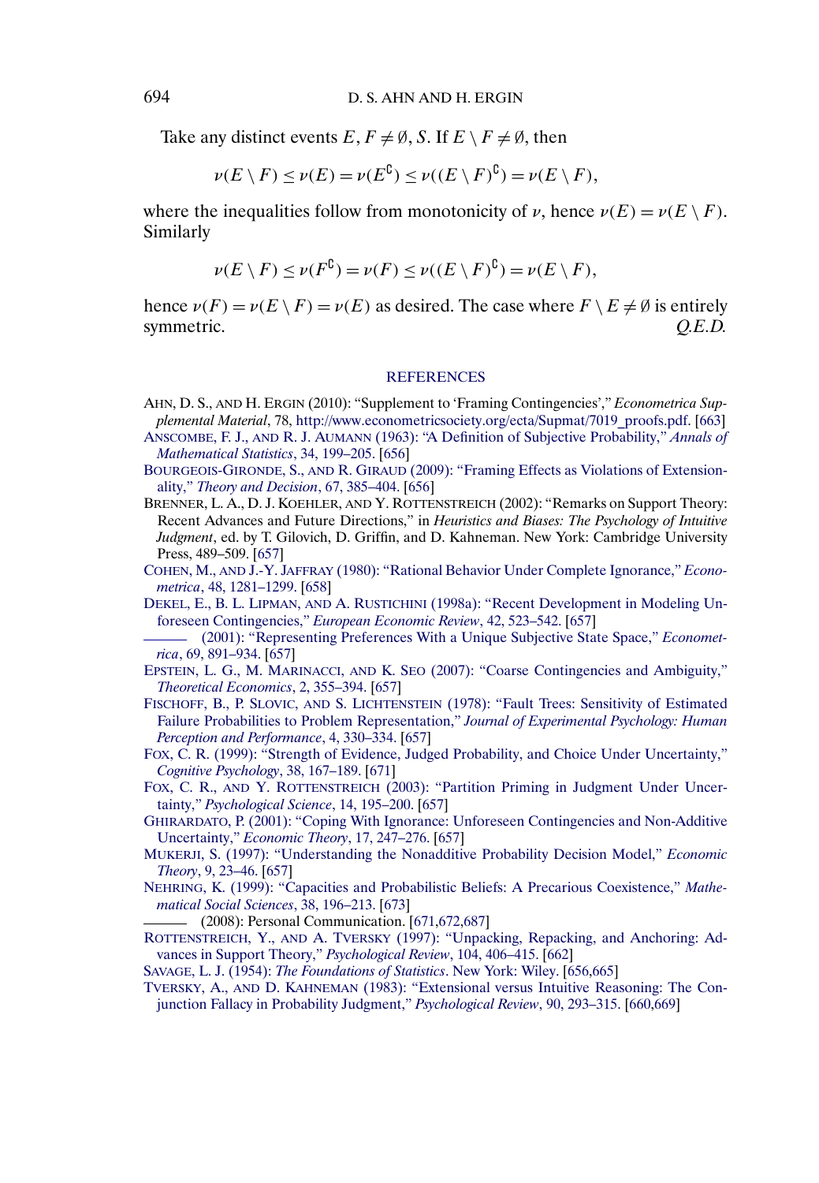Take any distinct events $E, F \neq \emptyset, S$. If $E \setminus F \neq \emptyset$, then

$$\nu(E \setminus F) \leq \nu(E) = \nu(E^{\complement}) \leq \nu((E \setminus F)^{\complement}) = \nu(E \setminus F),$$

where the inequalities follow from monotonicity of $\nu$, hence $\nu(E) = \nu(E \setminus F)$. Similarly

$$\nu(E \setminus F) \leq \nu(F^{\complement}) = \nu(F) \leq \nu((E \setminus F)^{\complement}) = \nu(E \setminus F),$$

hence $\nu(F) = \nu(E \setminus F) = \nu(E)$ as desired. The case where $F \setminus E \neq \emptyset$ is entirely symmetric. *Q.E.D.*

## REFERENCES

AHN, D. S., AND H. ERGIN (2010): "Supplement to 'Framing Contingencies'," *Econometrica Supplemental Material*, 78, http://www.econometricsociety.org/ecta/Supmat/7019_proofs.pdf. [663]

ANSCOMBE, F. J., AND R. J. AUMANN (1963): "A Definition of Subjective Probability," *Annals of Mathematical Statistics*, 34, 199–205. [656]

BOURGEOIS-GIRONDE, S., AND R. GIRAUD (2009): "Framing Effects as Violations of Extensionality," *Theory and Decision*, 67, 385–404. [656]

BRENNER, L. A., D. J. KOEHLER, AND Y. ROTTENSTREICH (2002): "Remarks on Support Theory: Recent Advances and Future Directions," in *Heuristics and Biases: The Psychology of Intuitive Judgment*, ed. by T. Gilovich, D. Griffin, and D. Kahneman. New York: Cambridge University Press, 489–509. [657]

COHEN, M., AND J.-Y. JAFFRAY (1980): "Rational Behavior Under Complete Ignorance," *Econometrica*, 48, 1281–1299. [658]

DEKEL, E., B. L. LIPMAN, AND A. RUSTICHINI (1998a): "Recent Development in Modeling Unforeseen Contingencies," *European Economic Review*, 42, 523–542. [657]

——— (2001): "Representing Preferences With a Unique Subjective State Space," *Econometrica*, 69, 891–934. [657]

EPSTEIN, L. G., M. MARINACCI, AND K. SEO (2007): "Coarse Contingencies and Ambiguity," *Theoretical Economics*, 2, 355–394. [657]

FISCHOFF, B., P. SLOVIC, AND S. LICHTENSTEIN (1978): "Fault Trees: Sensitivity of Estimated Failure Probabilities to Problem Representation," *Journal of Experimental Psychology: Human Perception and Performance*, 4, 330–334. [657]

FOX, C. R. (1999): "Strength of Evidence, Judged Probability, and Choice Under Uncertainty," *Cognitive Psychology*, 38, 167–189. [671]

FOX, C. R., AND Y. ROTTENSTREICH (2003): "Partition Priming in Judgment Under Uncertainty," *Psychological Science*, 14, 195–200. [657]

GHIRARDATO, P. (2001): "Coping With Ignorance: Unforeseen Contingencies and Non-Additive Uncertainty," *Economic Theory*, 17, 247–276. [657]

MUKERJI, S. (1997): "Understanding the Nonadditive Probability Decision Model," *Economic Theory*, 9, 23–46. [657]

NEHRING, K. (1999): "Capacities and Probabilistic Beliefs: A Precarious Coexistence," *Mathematical Social Sciences*, 38, 196–213. [673]

——— (2008): Personal Communication. [671,672,687]

ROTTENSTREICH, Y., AND A. TVERSKY (1997): "Unpacking, Repacking, and Anchoring: Advances in Support Theory," *Psychological Review*, 104, 406–415. [662]

SAVAGE, L. J. (1954): *The Foundations of Statistics*. New York: Wiley. [656,665]

TVERSKY, A., AND D. KAHNEMAN (1983): "Extensional versus Intuitive Reasoning: The Conjunction Fallacy in Probability Judgment," *Psychological Review*, 90, 293–315. [660,669]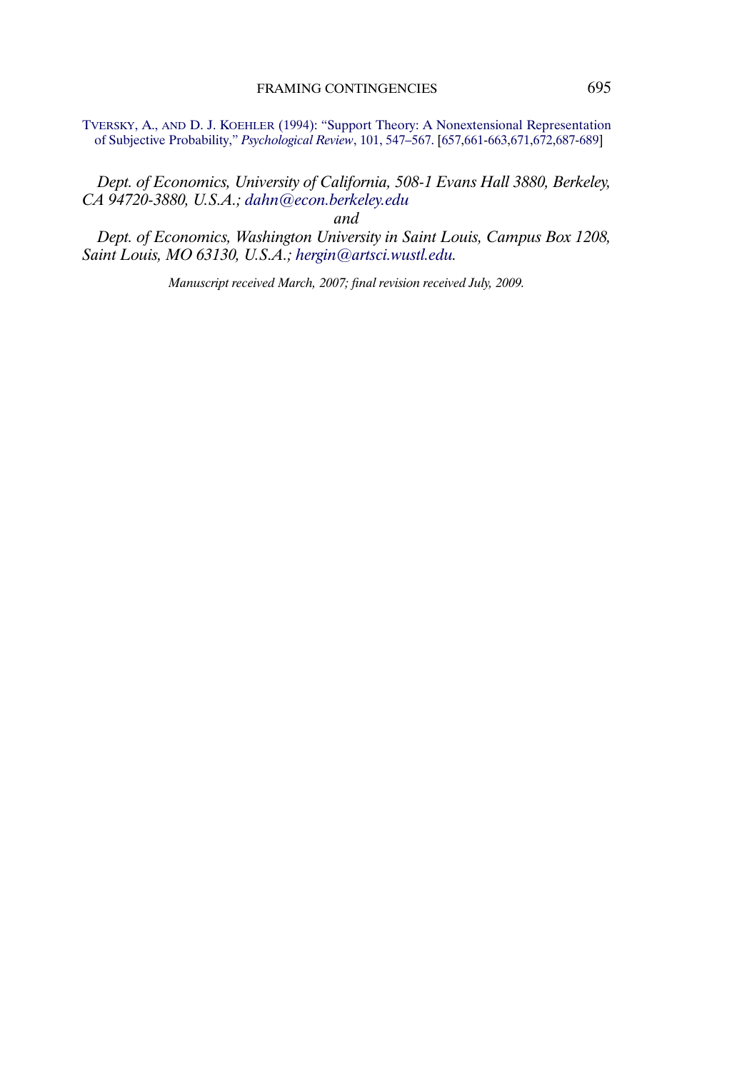TVERSKY, A., AND D. J. KOEHLER (1994): "Support Theory: A Nonextensional Representation of Subjective Probability," *Psychological Review*, 101, 547–567. [657,661-663,671,672,687-689]

*Dept. of Economics, University of California, 508-1 Evans Hall 3880, Berkeley, CA 94720-3880, U.S.A.; dahn@econ.berkeley.edu*

*and*

*Dept. of Economics, Washington University in Saint Louis, Campus Box 1208, Saint Louis, MO 63130, U.S.A.; hergin@artsci.wustl.edu.*

*Manuscript received March, 2007; final revision received July, 2009.*